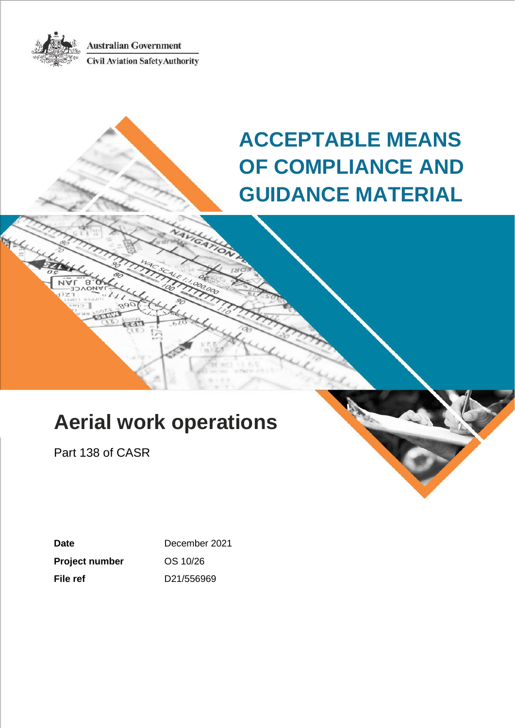Australian Government

Civil Aviation Safety Authority

# ACCEPTABLE MEANS OF COMPLIANCE AND GUIDANCE MATERIAL

## Aerial work operations

Part 138 of CASR

| | |
|---|---|
| **Date** | December 2021 |
| **Project number** | OS 10/26 |
| **File ref** | D21/556969 |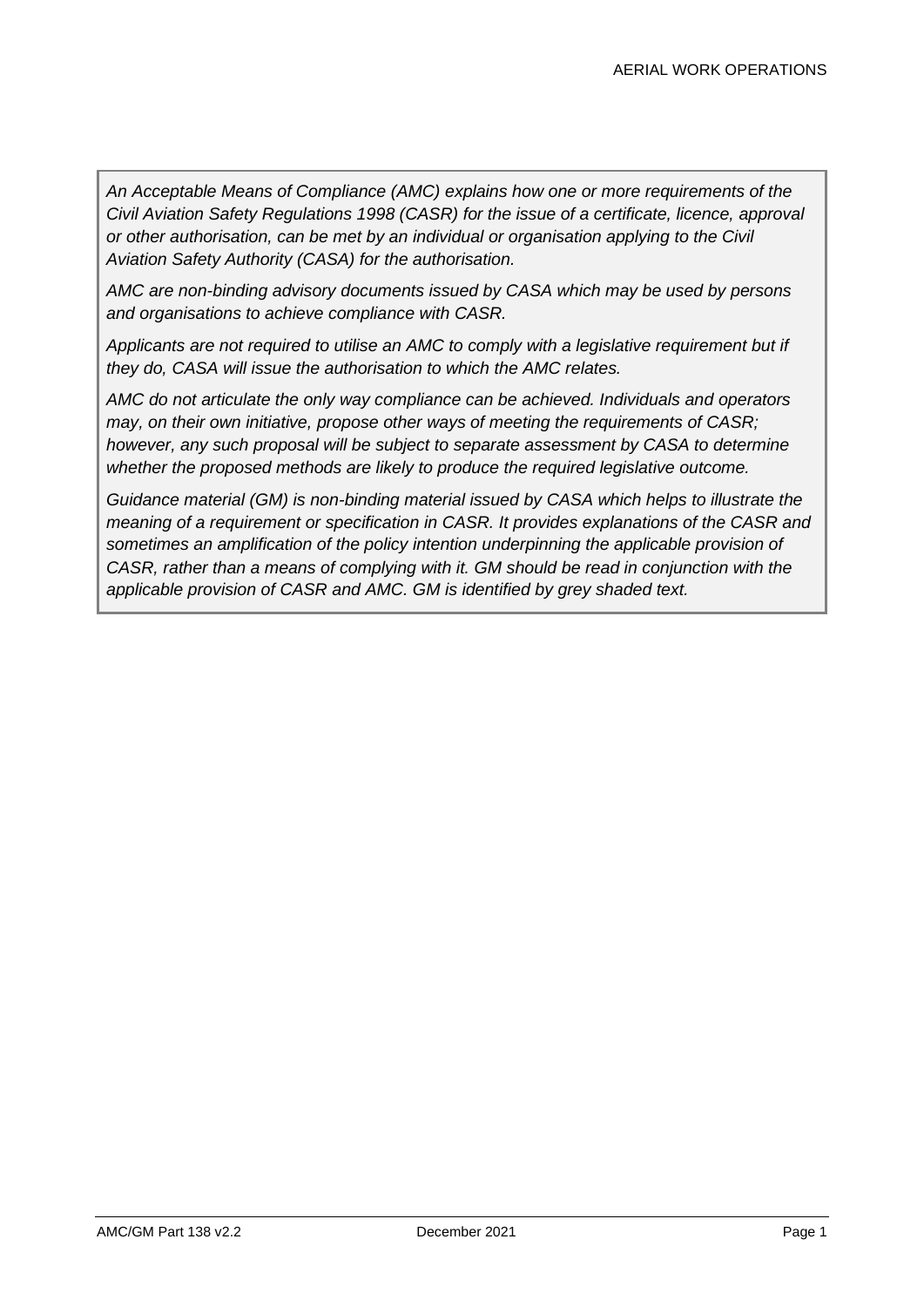*An Acceptable Means of Compliance (AMC) explains how one or more requirements of the Civil Aviation Safety Regulations 1998 (CASR) for the issue of a certificate, licence, approval or other authorisation, can be met by an individual or organisation applying to the Civil Aviation Safety Authority (CASA) for the authorisation.*

*AMC are non-binding advisory documents issued by CASA which may be used by persons and organisations to achieve compliance with CASR.*

*Applicants are not required to utilise an AMC to comply with a legislative requirement but if they do, CASA will issue the authorisation to which the AMC relates.*

*AMC do not articulate the only way compliance can be achieved. Individuals and operators may, on their own initiative, propose other ways of meeting the requirements of CASR; however, any such proposal will be subject to separate assessment by CASA to determine whether the proposed methods are likely to produce the required legislative outcome.*

*Guidance material (GM) is non-binding material issued by CASA which helps to illustrate the meaning of a requirement or specification in CASR. It provides explanations of the CASR and sometimes an amplification of the policy intention underpinning the applicable provision of CASR, rather than a means of complying with it. GM should be read in conjunction with the applicable provision of CASR and AMC. GM is identified by grey shaded text.*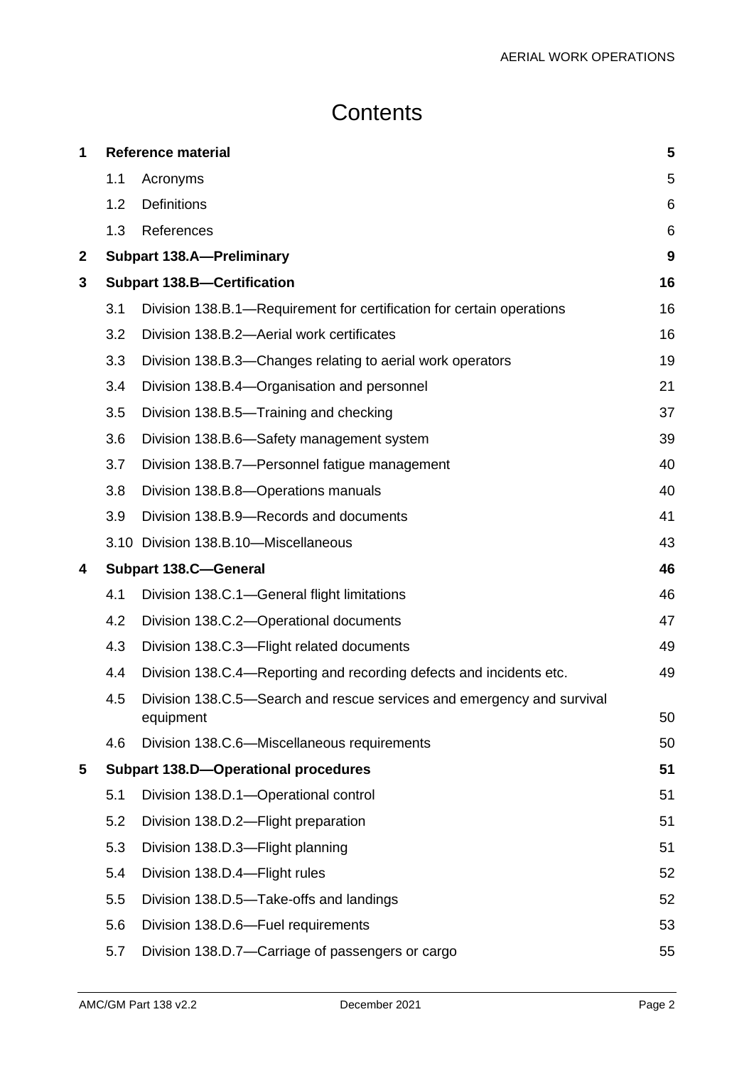# Contents

| | | | |
|---|---|---|---|
| **1** | **Reference material** | | **5** |
| | 1.1 | Acronyms | 5 |
| | 1.2 | Definitions | 6 |
| | 1.3 | References | 6 |
| **2** | **Subpart 138.A—Preliminary** | | **9** |
| **3** | **Subpart 138.B—Certification** | | **16** |
| | 3.1 | Division 138.B.1—Requirement for certification for certain operations | 16 |
| | 3.2 | Division 138.B.2—Aerial work certificates | 16 |
| | 3.3 | Division 138.B.3—Changes relating to aerial work operators | 19 |
| | 3.4 | Division 138.B.4—Organisation and personnel | 21 |
| | 3.5 | Division 138.B.5—Training and checking | 37 |
| | 3.6 | Division 138.B.6—Safety management system | 39 |
| | 3.7 | Division 138.B.7—Personnel fatigue management | 40 |
| | 3.8 | Division 138.B.8—Operations manuals | 40 |
| | 3.9 | Division 138.B.9—Records and documents | 41 |
| | 3.10 | Division 138.B.10—Miscellaneous | 43 |
| **4** | **Subpart 138.C—General** | | **46** |
| | 4.1 | Division 138.C.1—General flight limitations | 46 |
| | 4.2 | Division 138.C.2—Operational documents | 47 |
| | 4.3 | Division 138.C.3—Flight related documents | 49 |
| | 4.4 | Division 138.C.4—Reporting and recording defects and incidents etc. | 49 |
| | 4.5 | Division 138.C.5—Search and rescue services and emergency and survival equipment | 50 |
| | 4.6 | Division 138.C.6—Miscellaneous requirements | 50 |
| **5** | **Subpart 138.D—Operational procedures** | | **51** |
| | 5.1 | Division 138.D.1—Operational control | 51 |
| | 5.2 | Division 138.D.2—Flight preparation | 51 |
| | 5.3 | Division 138.D.3—Flight planning | 51 |
| | 5.4 | Division 138.D.4—Flight rules | 52 |
| | 5.5 | Division 138.D.5—Take-offs and landings | 52 |
| | 5.6 | Division 138.D.6—Fuel requirements | 53 |
| | 5.7 | Division 138.D.7—Carriage of passengers or cargo | 55 |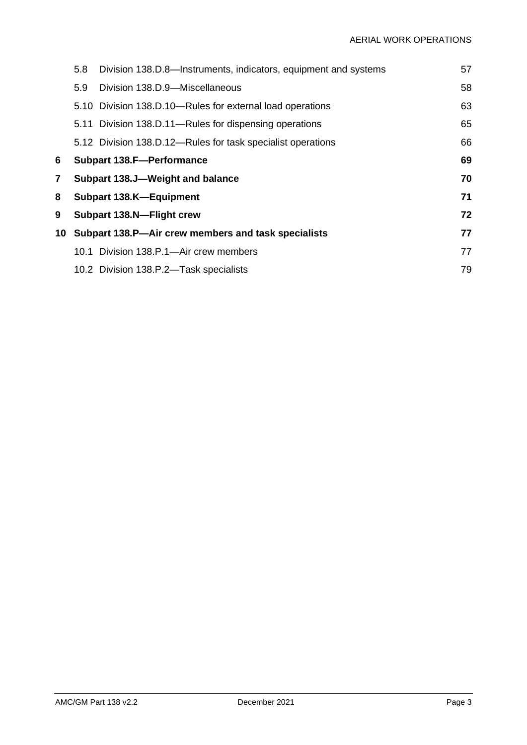| | | |
|---|---|---|
| | 5.8 Division 138.D.8—Instruments, indicators, equipment and systems | 57 |
| | 5.9 Division 138.D.9—Miscellaneous | 58 |
| | 5.10 Division 138.D.10—Rules for external load operations | 63 |
| | 5.11 Division 138.D.11—Rules for dispensing operations | 65 |
| | 5.12 Division 138.D.12—Rules for task specialist operations | 66 |
| **6** | **Subpart 138.F—Performance** | **69** |
| **7** | **Subpart 138.J—Weight and balance** | **70** |
| **8** | **Subpart 138.K—Equipment** | **71** |
| **9** | **Subpart 138.N—Flight crew** | **72** |
| **10** | **Subpart 138.P—Air crew members and task specialists** | **77** |
| | 10.1 Division 138.P.1—Air crew members | 77 |
| | 10.2 Division 138.P.2—Task specialists | 79 |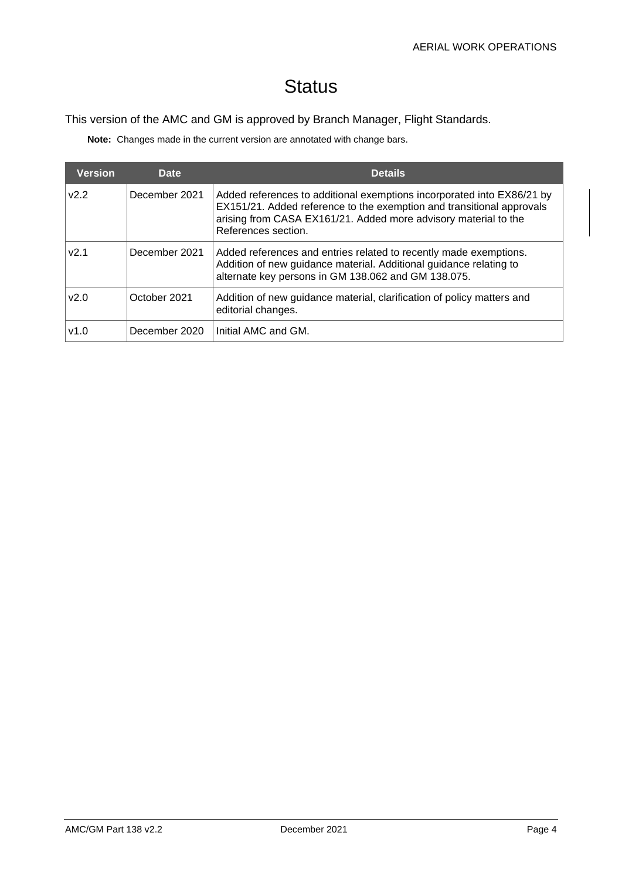# Status

This version of the AMC and GM is approved by Branch Manager, Flight Standards.

**Note:** Changes made in the current version are annotated with change bars.

| Version | Date | Details |
|---|---|---|
| v2.2 | December 2021 | Added references to additional exemptions incorporated into EX86/21 by EX151/21. Added reference to the exemption and transitional approvals arising from CASA EX161/21. Added more advisory material to the References section. |
| v2.1 | December 2021 | Added references and entries related to recently made exemptions. Addition of new guidance material. Additional guidance relating to alternate key persons in GM 138.062 and GM 138.075. |
| v2.0 | October 2021 | Addition of new guidance material, clarification of policy matters and editorial changes. |
| v1.0 | December 2020 | Initial AMC and GM. |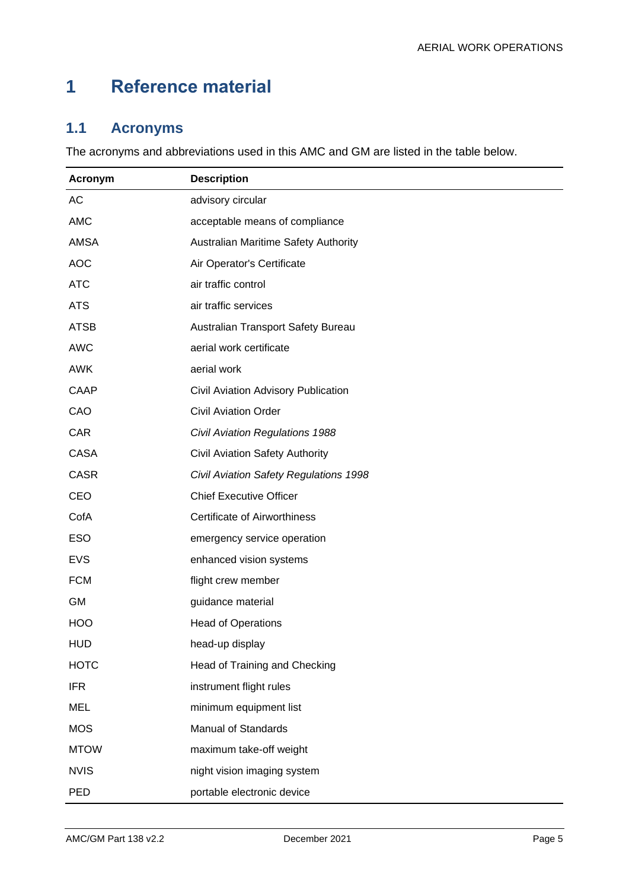# 1 Reference material

## 1.1 Acronyms

The acronyms and abbreviations used in this AMC and GM are listed in the table below.

| Acronym | Description |
| --- | --- |
| AC | advisory circular |
| AMC | acceptable means of compliance |
| AMSA | Australian Maritime Safety Authority |
| AOC | Air Operator's Certificate |
| ATC | air traffic control |
| ATS | air traffic services |
| ATSB | Australian Transport Safety Bureau |
| AWC | aerial work certificate |
| AWK | aerial work |
| CAAP | Civil Aviation Advisory Publication |
| CAO | Civil Aviation Order |
| CAR | *Civil Aviation Regulations 1988* |
| CASA | Civil Aviation Safety Authority |
| CASR | *Civil Aviation Safety Regulations 1998* |
| CEO | Chief Executive Officer |
| CofA | Certificate of Airworthiness |
| ESO | emergency service operation |
| EVS | enhanced vision systems |
| FCM | flight crew member |
| GM | guidance material |
| HOO | Head of Operations |
| HUD | head-up display |
| HOTC | Head of Training and Checking |
| IFR | instrument flight rules |
| MEL | minimum equipment list |
| MOS | Manual of Standards |
| MTOW | maximum take-off weight |
| NVIS | night vision imaging system |
| PED | portable electronic device |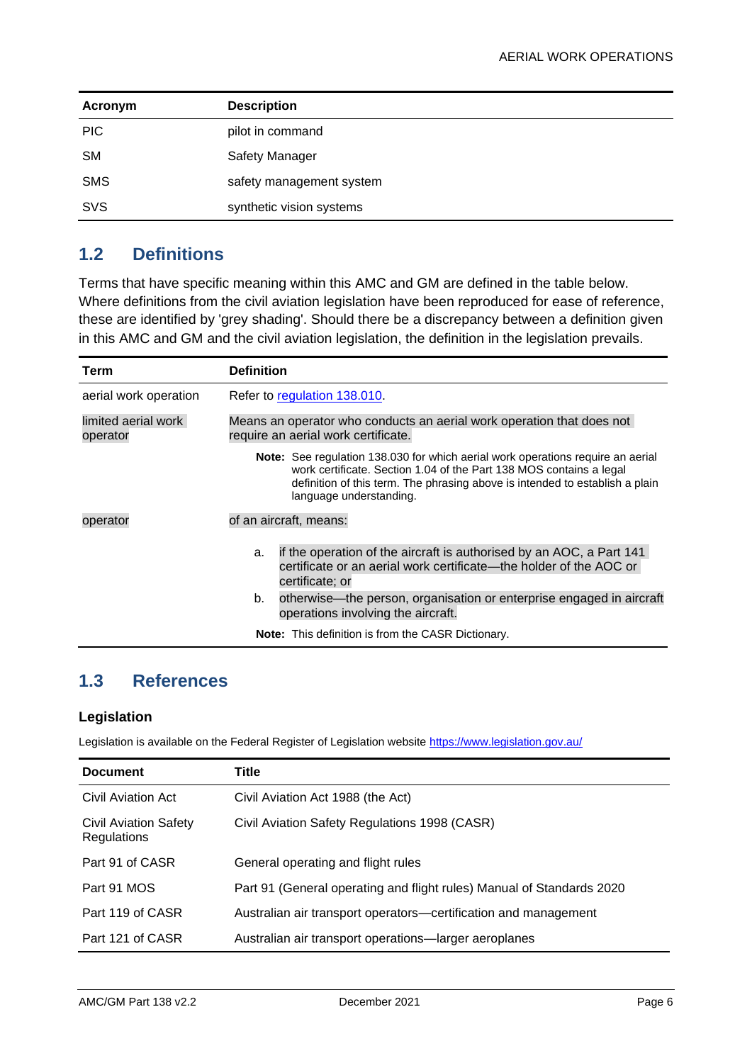| Acronym | Description |
| --- | --- |
| PIC | pilot in command |
| SM | Safety Manager |
| SMS | safety management system |
| SVS | synthetic vision systems |

## 1.2 Definitions

Terms that have specific meaning within this AMC and GM are defined in the table below. Where definitions from the civil aviation legislation have been reproduced for ease of reference, these are identified by 'grey shading'. Should there be a discrepancy between a definition given in this AMC and GM and the civil aviation legislation, the definition in the legislation prevails.

| Term | Definition |
| --- | --- |
| aerial work operation | Refer to regulation 138.010. |
| limited aerial work operator | Means an operator who conducts an aerial work operation that does not require an aerial work certificate.<br><br>**Note:** See regulation 138.030 for which aerial work operations require an aerial work certificate. Section 1.04 of the Part 138 MOS contains a legal definition of this term. The phrasing above is intended to establish a plain language understanding. |
| operator | of an aircraft, means:<br><br>a. if the operation of the aircraft is authorised by an AOC, a Part 141 certificate or an aerial work certificate—the holder of the AOC or certificate; or<br>b. otherwise—the person, organisation or enterprise engaged in aircraft operations involving the aircraft.<br><br>**Note:** This definition is from the CASR Dictionary. |

## 1.3 References

### Legislation

Legislation is available on the Federal Register of Legislation website https://www.legislation.gov.au/

| Document | Title |
| --- | --- |
| Civil Aviation Act | Civil Aviation Act 1988 (the Act) |
| Civil Aviation Safety Regulations | Civil Aviation Safety Regulations 1998 (CASR) |
| Part 91 of CASR | General operating and flight rules |
| Part 91 MOS | Part 91 (General operating and flight rules) Manual of Standards 2020 |
| Part 119 of CASR | Australian air transport operators—certification and management |
| Part 121 of CASR | Australian air transport operations—larger aeroplanes |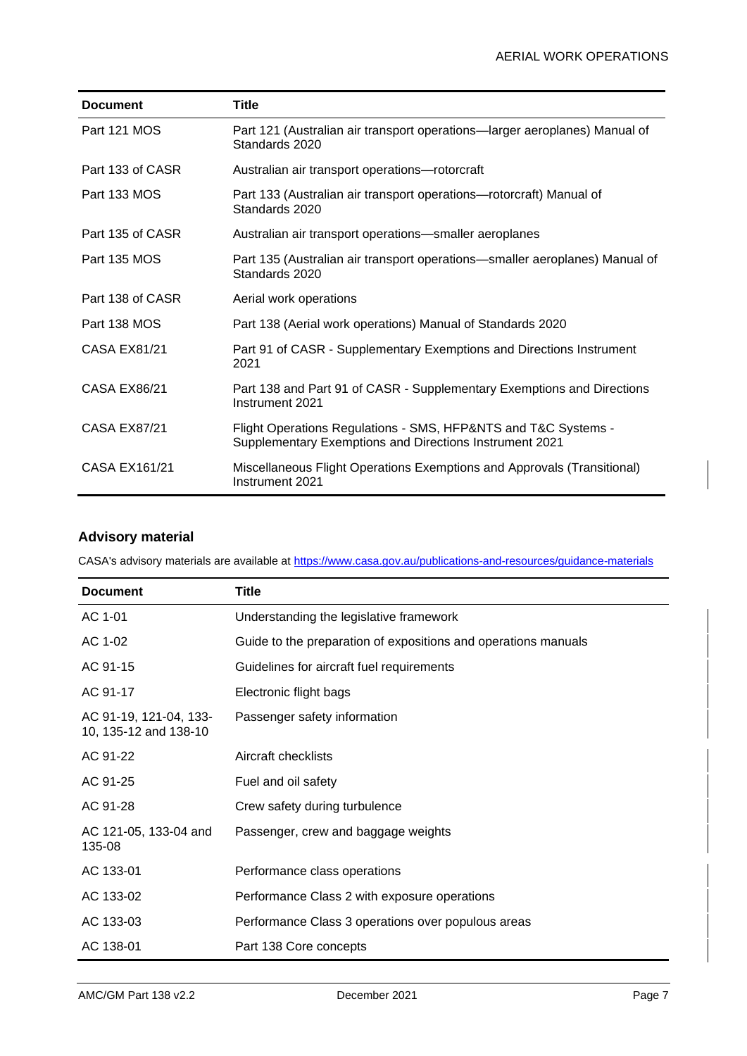| Document | Title |
| --- | --- |
| Part 121 MOS | Part 121 (Australian air transport operations—larger aeroplanes) Manual of Standards 2020 |
| Part 133 of CASR | Australian air transport operations—rotorcraft |
| Part 133 MOS | Part 133 (Australian air transport operations—rotorcraft) Manual of Standards 2020 |
| Part 135 of CASR | Australian air transport operations—smaller aeroplanes |
| Part 135 MOS | Part 135 (Australian air transport operations—smaller aeroplanes) Manual of Standards 2020 |
| Part 138 of CASR | Aerial work operations |
| Part 138 MOS | Part 138 (Aerial work operations) Manual of Standards 2020 |
| CASA EX81/21 | Part 91 of CASR - Supplementary Exemptions and Directions Instrument 2021 |
| CASA EX86/21 | Part 138 and Part 91 of CASR - Supplementary Exemptions and Directions Instrument 2021 |
| CASA EX87/21 | Flight Operations Regulations - SMS, HFP&NTS and T&C Systems - Supplementary Exemptions and Directions Instrument 2021 |
| CASA EX161/21 | Miscellaneous Flight Operations Exemptions and Approvals (Transitional) Instrument 2021 |

### Advisory material

CASA's advisory materials are available at https://www.casa.gov.au/publications-and-resources/guidance-materials

| Document | Title |
| --- | --- |
| AC 1-01 | Understanding the legislative framework |
| AC 1-02 | Guide to the preparation of expositions and operations manuals |
| AC 91-15 | Guidelines for aircraft fuel requirements |
| AC 91-17 | Electronic flight bags |
| AC 91-19, 121-04, 133-10, 135-12 and 138-10 | Passenger safety information |
| AC 91-22 | Aircraft checklists |
| AC 91-25 | Fuel and oil safety |
| AC 91-28 | Crew safety during turbulence |
| AC 121-05, 133-04 and 135-08 | Passenger, crew and baggage weights |
| AC 133-01 | Performance class operations |
| AC 133-02 | Performance Class 2 with exposure operations |
| AC 133-03 | Performance Class 3 operations over populous areas |
| AC 138-01 | Part 138 Core concepts |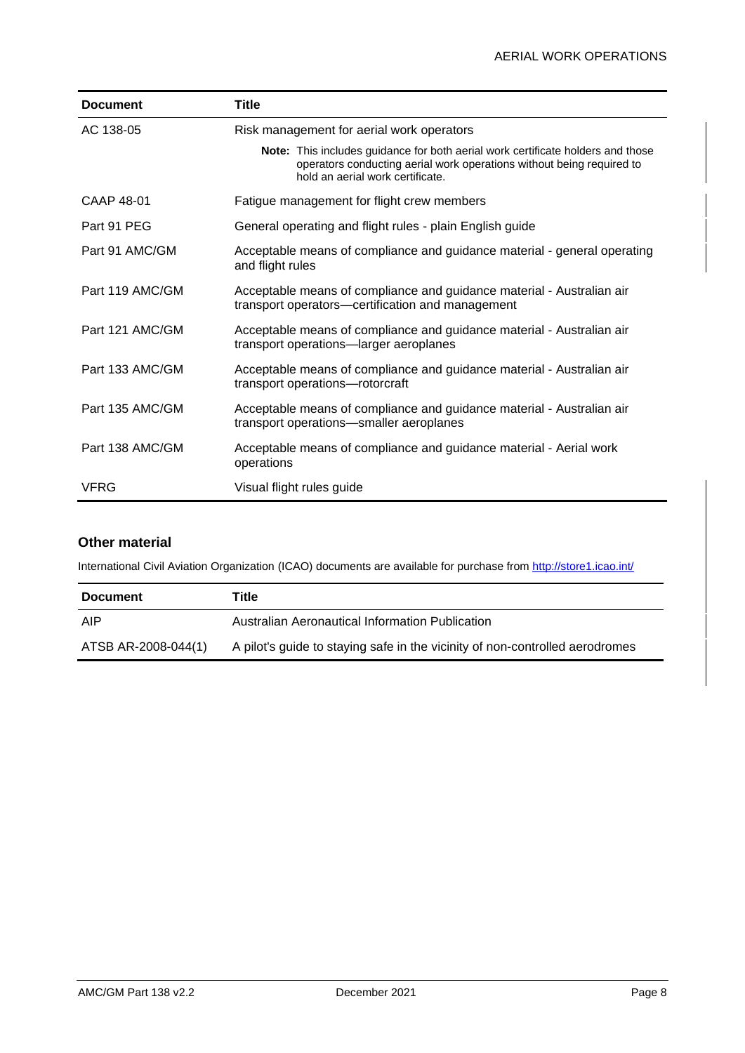| Document | Title |
| --- | --- |
| AC 138-05 | Risk management for aerial work operators<br>**Note:** This includes guidance for both aerial work certificate holders and those operators conducting aerial work operations without being required to hold an aerial work certificate. |
| CAAP 48-01 | Fatigue management for flight crew members |
| Part 91 PEG | General operating and flight rules - plain English guide |
| Part 91 AMC/GM | Acceptable means of compliance and guidance material - general operating and flight rules |
| Part 119 AMC/GM | Acceptable means of compliance and guidance material - Australian air transport operators—certification and management |
| Part 121 AMC/GM | Acceptable means of compliance and guidance material - Australian air transport operations—larger aeroplanes |
| Part 133 AMC/GM | Acceptable means of compliance and guidance material - Australian air transport operations—rotorcraft |
| Part 135 AMC/GM | Acceptable means of compliance and guidance material - Australian air transport operations—smaller aeroplanes |
| Part 138 AMC/GM | Acceptable means of compliance and guidance material - Aerial work operations |
| VFRG | Visual flight rules guide |

### Other material

International Civil Aviation Organization (ICAO) documents are available for purchase from http://store1.icao.int/

| Document | Title |
| --- | --- |
| AIP | Australian Aeronautical Information Publication |
| ATSB AR-2008-044(1) | A pilot's guide to staying safe in the vicinity of non-controlled aerodromes |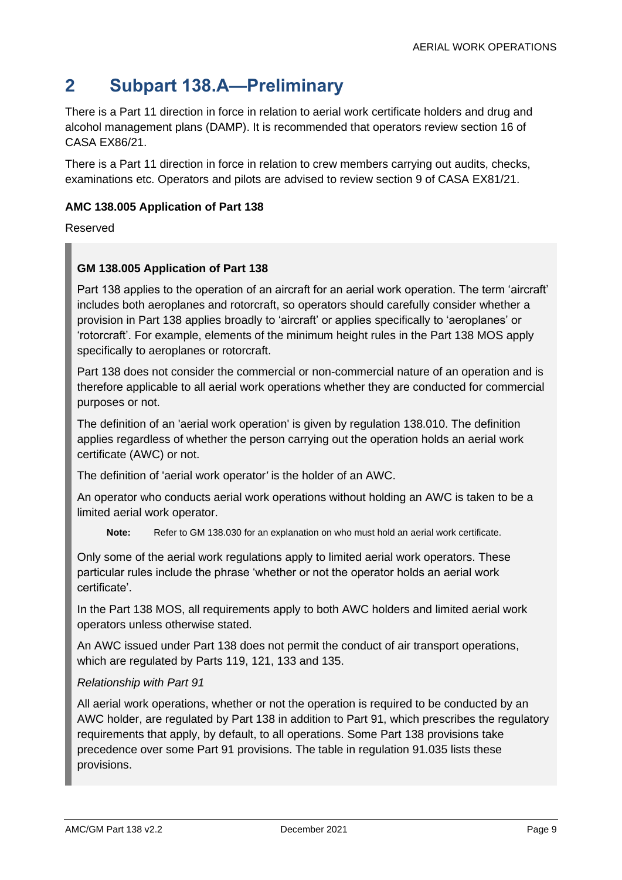# 2 Subpart 138.A—Preliminary

There is a Part 11 direction in force in relation to aerial work certificate holders and drug and alcohol management plans (DAMP). It is recommended that operators review section 16 of CASA EX86/21.

There is a Part 11 direction in force in relation to crew members carrying out audits, checks, examinations etc. Operators and pilots are advised to review section 9 of CASA EX81/21.

**AMC 138.005 Application of Part 138**

Reserved

**GM 138.005 Application of Part 138**

Part 138 applies to the operation of an aircraft for an aerial work operation. The term 'aircraft' includes both aeroplanes and rotorcraft, so operators should carefully consider whether a provision in Part 138 applies broadly to 'aircraft' or applies specifically to 'aeroplanes' or 'rotorcraft'. For example, elements of the minimum height rules in the Part 138 MOS apply specifically to aeroplanes or rotorcraft.

Part 138 does not consider the commercial or non-commercial nature of an operation and is therefore applicable to all aerial work operations whether they are conducted for commercial purposes or not.

The definition of an 'aerial work operation' is given by regulation 138.010. The definition applies regardless of whether the person carrying out the operation holds an aerial work certificate (AWC) or not.

The definition of 'aerial work operator' is the holder of an AWC.

An operator who conducts aerial work operations without holding an AWC is taken to be a limited aerial work operator.

> **Note:** Refer to GM 138.030 for an explanation on who must hold an aerial work certificate.

Only some of the aerial work regulations apply to limited aerial work operators. These particular rules include the phrase 'whether or not the operator holds an aerial work certificate'.

In the Part 138 MOS, all requirements apply to both AWC holders and limited aerial work operators unless otherwise stated.

An AWC issued under Part 138 does not permit the conduct of air transport operations, which are regulated by Parts 119, 121, 133 and 135.

*Relationship with Part 91*

All aerial work operations, whether or not the operation is required to be conducted by an AWC holder, are regulated by Part 138 in addition to Part 91, which prescribes the regulatory requirements that apply, by default, to all operations. Some Part 138 provisions take precedence over some Part 91 provisions. The table in regulation 91.035 lists these provisions.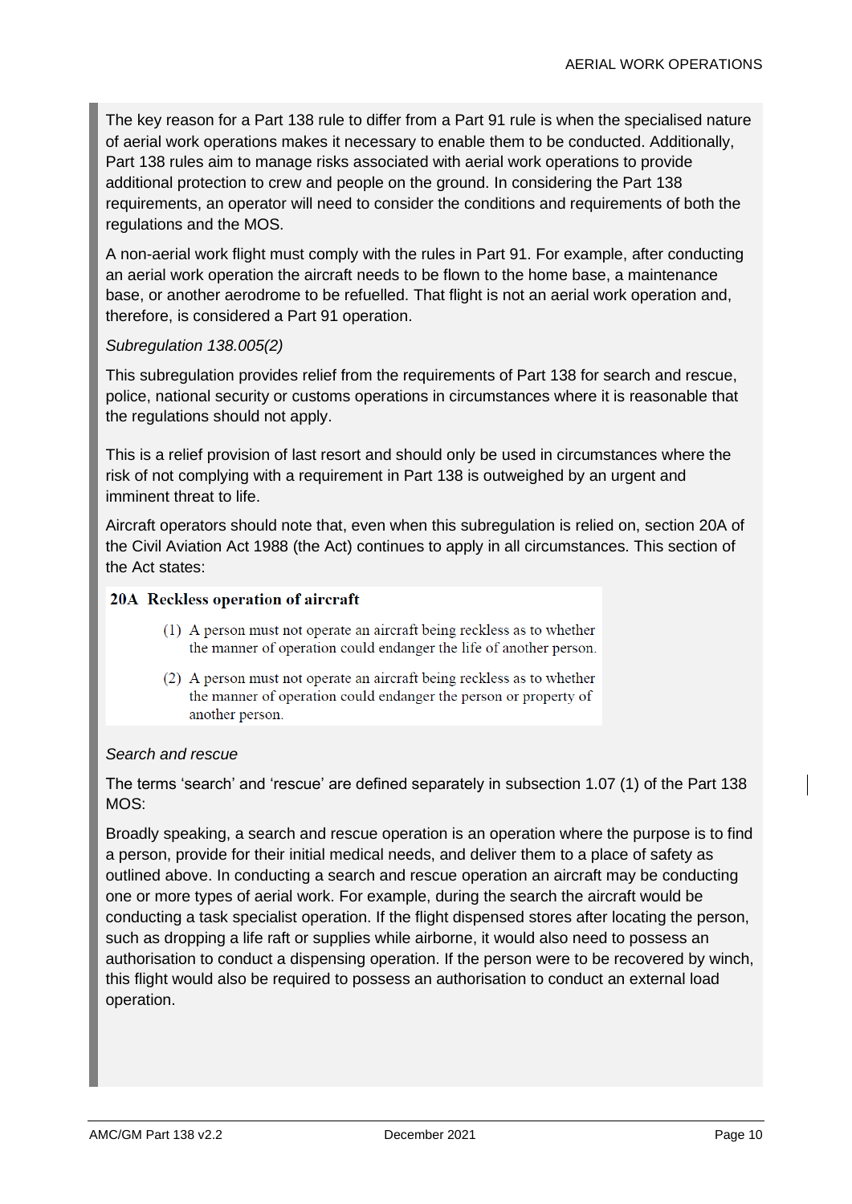The key reason for a Part 138 rule to differ from a Part 91 rule is when the specialised nature of aerial work operations makes it necessary to enable them to be conducted. Additionally, Part 138 rules aim to manage risks associated with aerial work operations to provide additional protection to crew and people on the ground. In considering the Part 138 requirements, an operator will need to consider the conditions and requirements of both the regulations and the MOS.

A non-aerial work flight must comply with the rules in Part 91. For example, after conducting an aerial work operation the aircraft needs to be flown to the home base, a maintenance base, or another aerodrome to be refuelled. That flight is not an aerial work operation and, therefore, is considered a Part 91 operation.

*Subregulation 138.005(2)*

This subregulation provides relief from the requirements of Part 138 for search and rescue, police, national security or customs operations in circumstances where it is reasonable that the regulations should not apply.

This is a relief provision of last resort and should only be used in circumstances where the risk of not complying with a requirement in Part 138 is outweighed by an urgent and imminent threat to life.

Aircraft operators should note that, even when this subregulation is relied on, section 20A of the Civil Aviation Act 1988 (the Act) continues to apply in all circumstances. This section of the Act states:

> **20A Reckless operation of aircraft**
>
> (1) A person must not operate an aircraft being reckless as to whether the manner of operation could endanger the life of another person.
>
> (2) A person must not operate an aircraft being reckless as to whether the manner of operation could endanger the person or property of another person.

*Search and rescue*

The terms 'search' and 'rescue' are defined separately in subsection 1.07 (1) of the Part 138 MOS:

Broadly speaking, a search and rescue operation is an operation where the purpose is to find a person, provide for their initial medical needs, and deliver them to a place of safety as outlined above. In conducting a search and rescue operation an aircraft may be conducting one or more types of aerial work. For example, during the search the aircraft would be conducting a task specialist operation. If the flight dispensed stores after locating the person, such as dropping a life raft or supplies while airborne, it would also need to possess an authorisation to conduct a dispensing operation. If the person were to be recovered by winch, this flight would also be required to possess an authorisation to conduct an external load operation.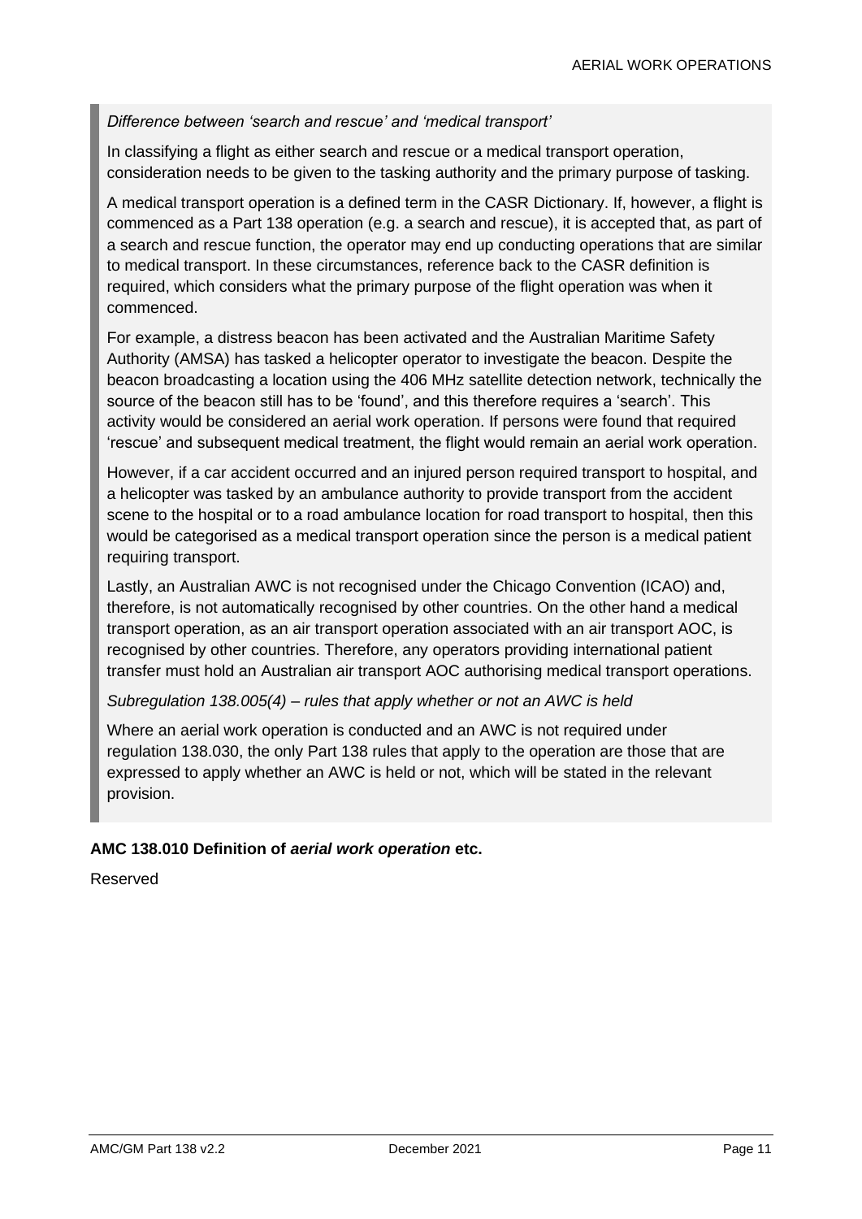*Difference between 'search and rescue' and 'medical transport'*

In classifying a flight as either search and rescue or a medical transport operation, consideration needs to be given to the tasking authority and the primary purpose of tasking.

A medical transport operation is a defined term in the CASR Dictionary. If, however, a flight is commenced as a Part 138 operation (e.g. a search and rescue), it is accepted that, as part of a search and rescue function, the operator may end up conducting operations that are similar to medical transport. In these circumstances, reference back to the CASR definition is required, which considers what the primary purpose of the flight operation was when it commenced.

For example, a distress beacon has been activated and the Australian Maritime Safety Authority (AMSA) has tasked a helicopter operator to investigate the beacon. Despite the beacon broadcasting a location using the 406 MHz satellite detection network, technically the source of the beacon still has to be 'found', and this therefore requires a 'search'. This activity would be considered an aerial work operation. If persons were found that required 'rescue' and subsequent medical treatment, the flight would remain an aerial work operation.

However, if a car accident occurred and an injured person required transport to hospital, and a helicopter was tasked by an ambulance authority to provide transport from the accident scene to the hospital or to a road ambulance location for road transport to hospital, then this would be categorised as a medical transport operation since the person is a medical patient requiring transport.

Lastly, an Australian AWC is not recognised under the Chicago Convention (ICAO) and, therefore, is not automatically recognised by other countries. On the other hand a medical transport operation, as an air transport operation associated with an air transport AOC, is recognised by other countries. Therefore, any operators providing international patient transfer must hold an Australian air transport AOC authorising medical transport operations.

*Subregulation 138.005(4) – rules that apply whether or not an AWC is held*

Where an aerial work operation is conducted and an AWC is not required under regulation 138.030, the only Part 138 rules that apply to the operation are those that are expressed to apply whether an AWC is held or not, which will be stated in the relevant provision.

**AMC 138.010 Definition of *aerial work operation* etc.**

Reserved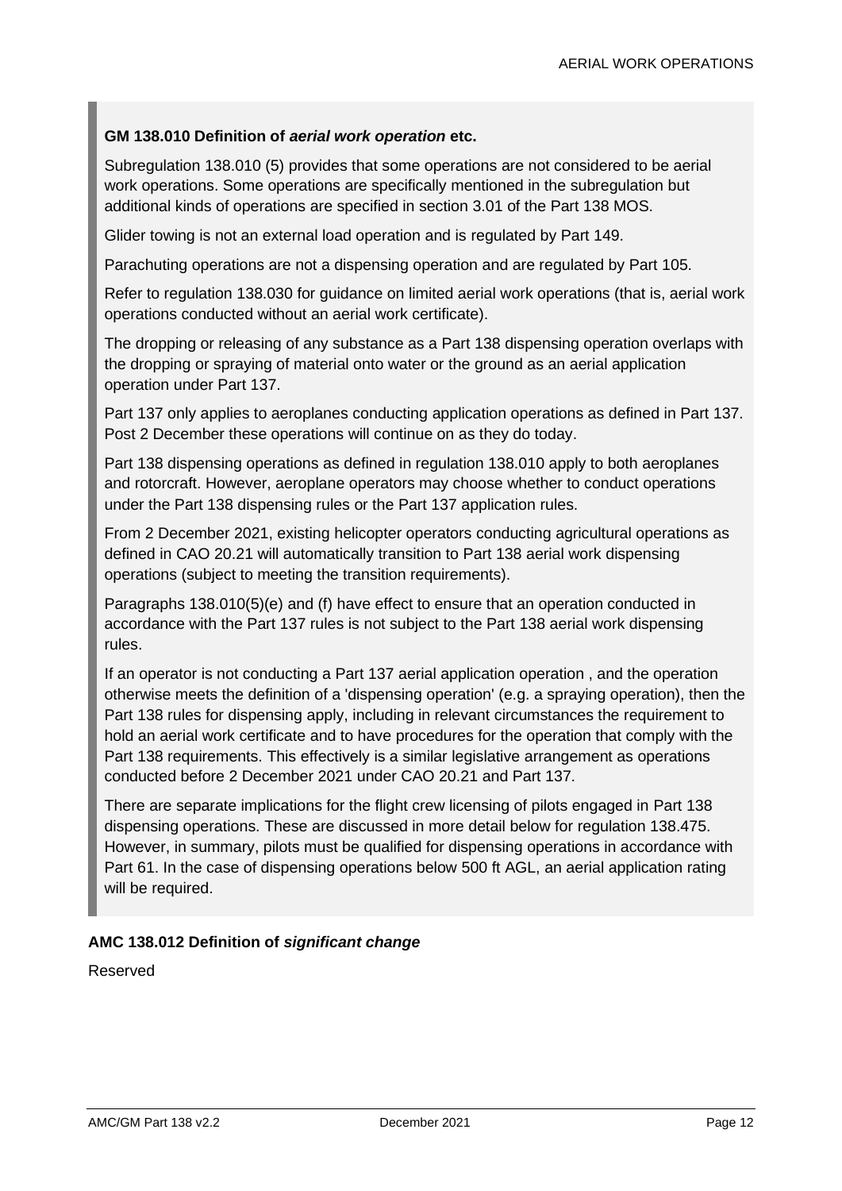### GM 138.010 Definition of *aerial work operation* etc.

Subregulation 138.010 (5) provides that some operations are not considered to be aerial work operations. Some operations are specifically mentioned in the subregulation but additional kinds of operations are specified in section 3.01 of the Part 138 MOS.

Glider towing is not an external load operation and is regulated by Part 149.

Parachuting operations are not a dispensing operation and are regulated by Part 105.

Refer to regulation 138.030 for guidance on limited aerial work operations (that is, aerial work operations conducted without an aerial work certificate).

The dropping or releasing of any substance as a Part 138 dispensing operation overlaps with the dropping or spraying of material onto water or the ground as an aerial application operation under Part 137.

Part 137 only applies to aeroplanes conducting application operations as defined in Part 137. Post 2 December these operations will continue on as they do today.

Part 138 dispensing operations as defined in regulation 138.010 apply to both aeroplanes and rotorcraft. However, aeroplane operators may choose whether to conduct operations under the Part 138 dispensing rules or the Part 137 application rules.

From 2 December 2021, existing helicopter operators conducting agricultural operations as defined in CAO 20.21 will automatically transition to Part 138 aerial work dispensing operations (subject to meeting the transition requirements).

Paragraphs 138.010(5)(e) and (f) have effect to ensure that an operation conducted in accordance with the Part 137 rules is not subject to the Part 138 aerial work dispensing rules.

If an operator is not conducting a Part 137 aerial application operation , and the operation otherwise meets the definition of a 'dispensing operation' (e.g. a spraying operation), then the Part 138 rules for dispensing apply, including in relevant circumstances the requirement to hold an aerial work certificate and to have procedures for the operation that comply with the Part 138 requirements. This effectively is a similar legislative arrangement as operations conducted before 2 December 2021 under CAO 20.21 and Part 137.

There are separate implications for the flight crew licensing of pilots engaged in Part 138 dispensing operations. These are discussed in more detail below for regulation 138.475. However, in summary, pilots must be qualified for dispensing operations in accordance with Part 61. In the case of dispensing operations below 500 ft AGL, an aerial application rating will be required.

### AMC 138.012 Definition of *significant change*

Reserved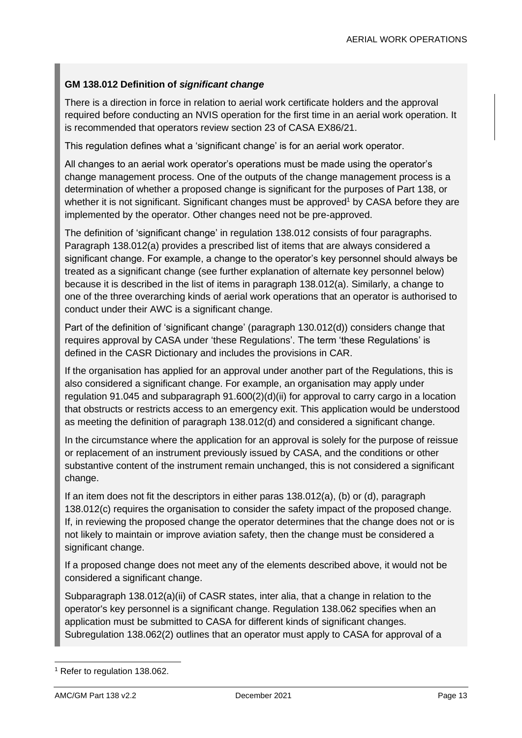### GM 138.012 Definition of *significant change*

There is a direction in force in relation to aerial work certificate holders and the approval required before conducting an NVIS operation for the first time in an aerial work operation. It is recommended that operators review section 23 of CASA EX86/21.

This regulation defines what a 'significant change' is for an aerial work operator.

All changes to an aerial work operator's operations must be made using the operator's change management process. One of the outputs of the change management process is a determination of whether a proposed change is significant for the purposes of Part 138, or whether it is not significant. Significant changes must be approved[1] by CASA before they are implemented by the operator. Other changes need not be pre-approved.

The definition of 'significant change' in regulation 138.012 consists of four paragraphs. Paragraph 138.012(a) provides a prescribed list of items that are always considered a significant change. For example, a change to the operator's key personnel should always be treated as a significant change (see further explanation of alternate key personnel below) because it is described in the list of items in paragraph 138.012(a). Similarly, a change to one of the three overarching kinds of aerial work operations that an operator is authorised to conduct under their AWC is a significant change.

Part of the definition of 'significant change' (paragraph 130.012(d)) considers change that requires approval by CASA under 'these Regulations'. The term 'these Regulations' is defined in the CASR Dictionary and includes the provisions in CAR.

If the organisation has applied for an approval under another part of the Regulations, this is also considered a significant change. For example, an organisation may apply under regulation 91.045 and subparagraph 91.600(2)(d)(ii) for approval to carry cargo in a location that obstructs or restricts access to an emergency exit. This application would be understood as meeting the definition of paragraph 138.012(d) and considered a significant change.

In the circumstance where the application for an approval is solely for the purpose of reissue or replacement of an instrument previously issued by CASA, and the conditions or other substantive content of the instrument remain unchanged, this is not considered a significant change.

If an item does not fit the descriptors in either paras 138.012(a), (b) or (d), paragraph 138.012(c) requires the organisation to consider the safety impact of the proposed change. If, in reviewing the proposed change the operator determines that the change does not or is not likely to maintain or improve aviation safety, then the change must be considered a significant change.

If a proposed change does not meet any of the elements described above, it would not be considered a significant change.

Subparagraph 138.012(a)(ii) of CASR states, inter alia, that a change in relation to the operator's key personnel is a significant change. Regulation 138.062 specifies when an application must be submitted to CASA for different kinds of significant changes. Subregulation 138.062(2) outlines that an operator must apply to CASA for approval of a

[1] Refer to regulation 138.062.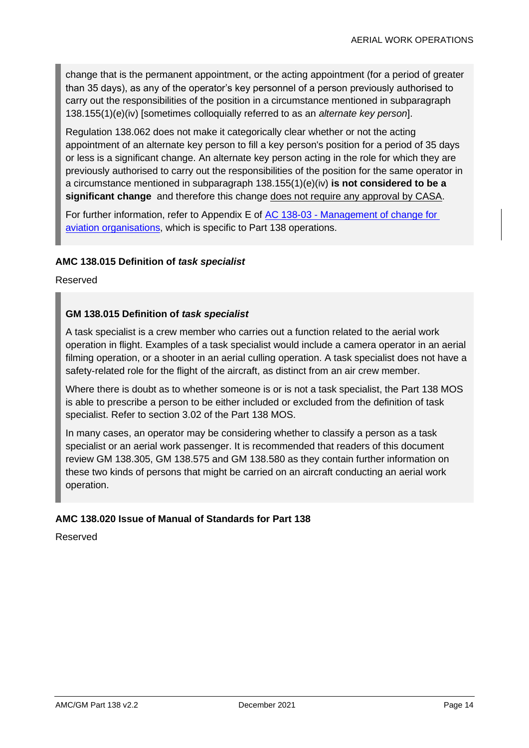change that is the permanent appointment, or the acting appointment (for a period of greater than 35 days), as any of the operator's key personnel of a person previously authorised to carry out the responsibilities of the position in a circumstance mentioned in subparagraph 138.155(1)(e)(iv) [sometimes colloquially referred to as an *alternate key person*].

Regulation 138.062 does not make it categorically clear whether or not the acting appointment of an alternate key person to fill a key person's position for a period of 35 days or less is a significant change. An alternate key person acting in the role for which they are previously authorised to carry out the responsibilities of the position for the same operator in a circumstance mentioned in subparagraph 138.155(1)(e)(iv) **is not considered to be a significant change** and therefore this change does not require any approval by CASA.

For further information, refer to Appendix E of [AC 138-03 - Management of change for aviation organisations](), which is specific to Part 138 operations.

### AMC 138.015 Definition of *task specialist*

Reserved

### GM 138.015 Definition of *task specialist*

A task specialist is a crew member who carries out a function related to the aerial work operation in flight. Examples of a task specialist would include a camera operator in an aerial filming operation, or a shooter in an aerial culling operation. A task specialist does not have a safety-related role for the flight of the aircraft, as distinct from an air crew member.

Where there is doubt as to whether someone is or is not a task specialist, the Part 138 MOS is able to prescribe a person to be either included or excluded from the definition of task specialist. Refer to section 3.02 of the Part 138 MOS.

In many cases, an operator may be considering whether to classify a person as a task specialist or an aerial work passenger. It is recommended that readers of this document review GM 138.305, GM 138.575 and GM 138.580 as they contain further information on these two kinds of persons that might be carried on an aircraft conducting an aerial work operation.

### AMC 138.020 Issue of Manual of Standards for Part 138

Reserved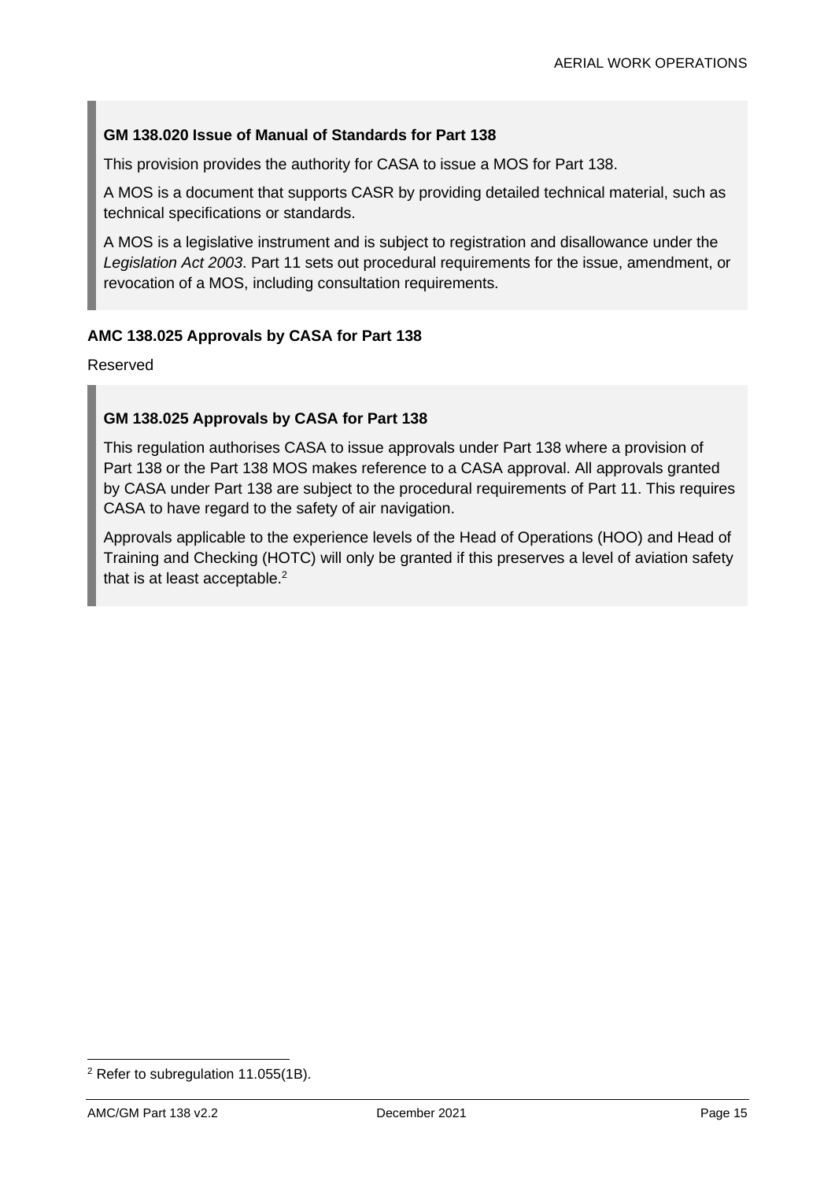### GM 138.020 Issue of Manual of Standards for Part 138

This provision provides the authority for CASA to issue a MOS for Part 138.

A MOS is a document that supports CASR by providing detailed technical material, such as technical specifications or standards.

A MOS is a legislative instrument and is subject to registration and disallowance under the *Legislation Act 2003*. Part 11 sets out procedural requirements for the issue, amendment, or revocation of a MOS, including consultation requirements.

### AMC 138.025 Approvals by CASA for Part 138

Reserved

### GM 138.025 Approvals by CASA for Part 138

This regulation authorises CASA to issue approvals under Part 138 where a provision of Part 138 or the Part 138 MOS makes reference to a CASA approval. All approvals granted by CASA under Part 138 are subject to the procedural requirements of Part 11. This requires CASA to have regard to the safety of air navigation.

Approvals applicable to the experience levels of the Head of Operations (HOO) and Head of Training and Checking (HOTC) will only be granted if this preserves a level of aviation safety that is at least acceptable.[2]

---

[2] Refer to subregulation 11.055(1B).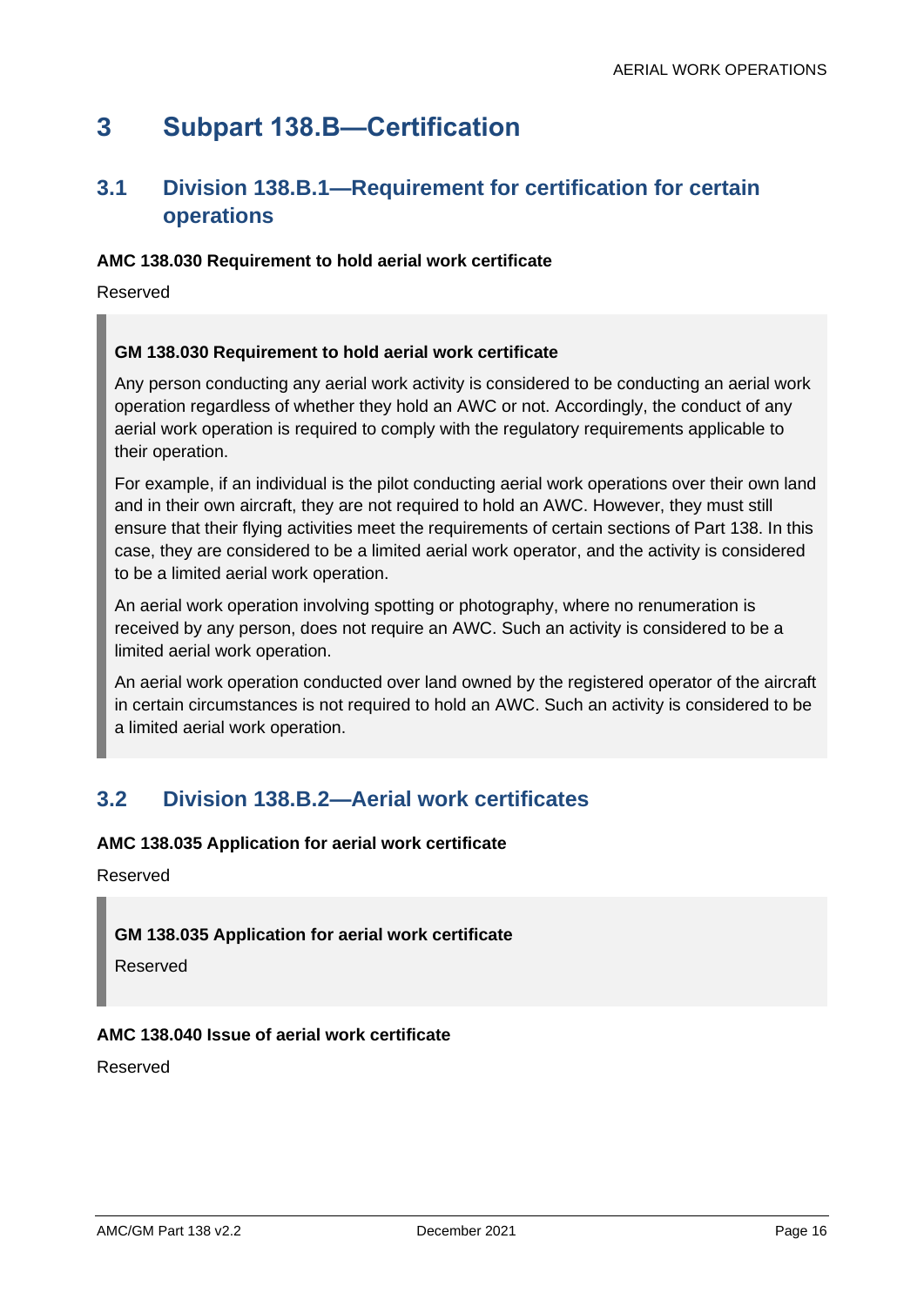# 3 Subpart 138.B—Certification

## 3.1 Division 138.B.1—Requirement for certification for certain operations

**AMC 138.030 Requirement to hold aerial work certificate**

Reserved

> **GM 138.030 Requirement to hold aerial work certificate**
>
> Any person conducting any aerial work activity is considered to be conducting an aerial work operation regardless of whether they hold an AWC or not. Accordingly, the conduct of any aerial work operation is required to comply with the regulatory requirements applicable to their operation.
>
> For example, if an individual is the pilot conducting aerial work operations over their own land and in their own aircraft, they are not required to hold an AWC. However, they must still ensure that their flying activities meet the requirements of certain sections of Part 138. In this case, they are considered to be a limited aerial work operator, and the activity is considered to be a limited aerial work operation.
>
> An aerial work operation involving spotting or photography, where no renumeration is received by any person, does not require an AWC. Such an activity is considered to be a limited aerial work operation.
>
> An aerial work operation conducted over land owned by the registered operator of the aircraft in certain circumstances is not required to hold an AWC. Such an activity is considered to be a limited aerial work operation.

## 3.2 Division 138.B.2—Aerial work certificates

**AMC 138.035 Application for aerial work certificate**

Reserved

> **GM 138.035 Application for aerial work certificate**
>
> Reserved

**AMC 138.040 Issue of aerial work certificate**

Reserved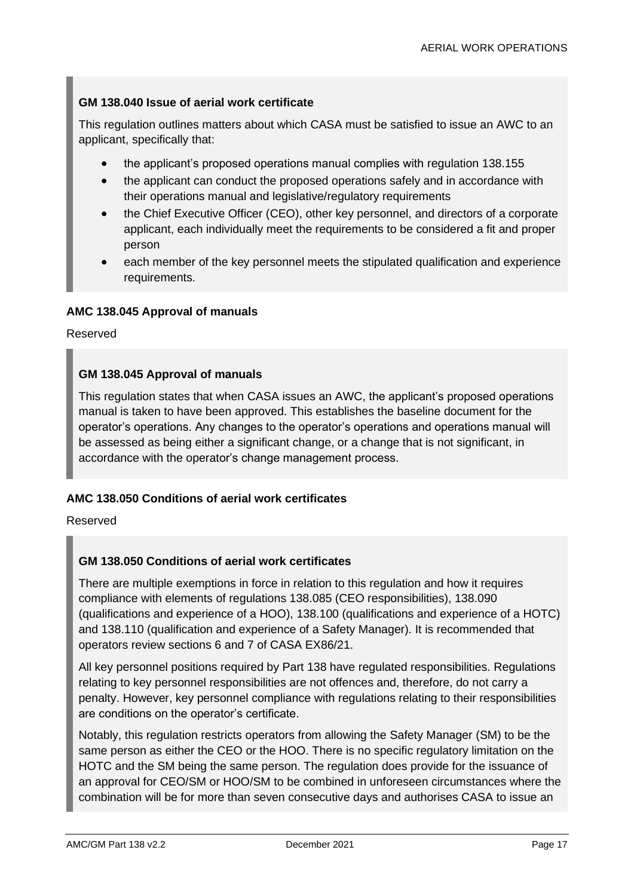#### GM 138.040 Issue of aerial work certificate

This regulation outlines matters about which CASA must be satisfied to issue an AWC to an applicant, specifically that:

- the applicant's proposed operations manual complies with regulation 138.155
- the applicant can conduct the proposed operations safely and in accordance with their operations manual and legislative/regulatory requirements
- the Chief Executive Officer (CEO), other key personnel, and directors of a corporate applicant, each individually meet the requirements to be considered a fit and proper person
- each member of the key personnel meets the stipulated qualification and experience requirements.

#### AMC 138.045 Approval of manuals

Reserved

#### GM 138.045 Approval of manuals

This regulation states that when CASA issues an AWC, the applicant's proposed operations manual is taken to have been approved. This establishes the baseline document for the operator's operations. Any changes to the operator's operations and operations manual will be assessed as being either a significant change, or a change that is not significant, in accordance with the operator's change management process.

#### AMC 138.050 Conditions of aerial work certificates

Reserved

#### GM 138.050 Conditions of aerial work certificates

There are multiple exemptions in force in relation to this regulation and how it requires compliance with elements of regulations 138.085 (CEO responsibilities), 138.090 (qualifications and experience of a HOO), 138.100 (qualifications and experience of a HOTC) and 138.110 (qualification and experience of a Safety Manager). It is recommended that operators review sections 6 and 7 of CASA EX86/21.

All key personnel positions required by Part 138 have regulated responsibilities. Regulations relating to key personnel responsibilities are not offences and, therefore, do not carry a penalty. However, key personnel compliance with regulations relating to their responsibilities are conditions on the operator's certificate.

Notably, this regulation restricts operators from allowing the Safety Manager (SM) to be the same person as either the CEO or the HOO. There is no specific regulatory limitation on the HOTC and the SM being the same person. The regulation does provide for the issuance of an approval for CEO/SM or HOO/SM to be combined in unforeseen circumstances where the combination will be for more than seven consecutive days and authorises CASA to issue an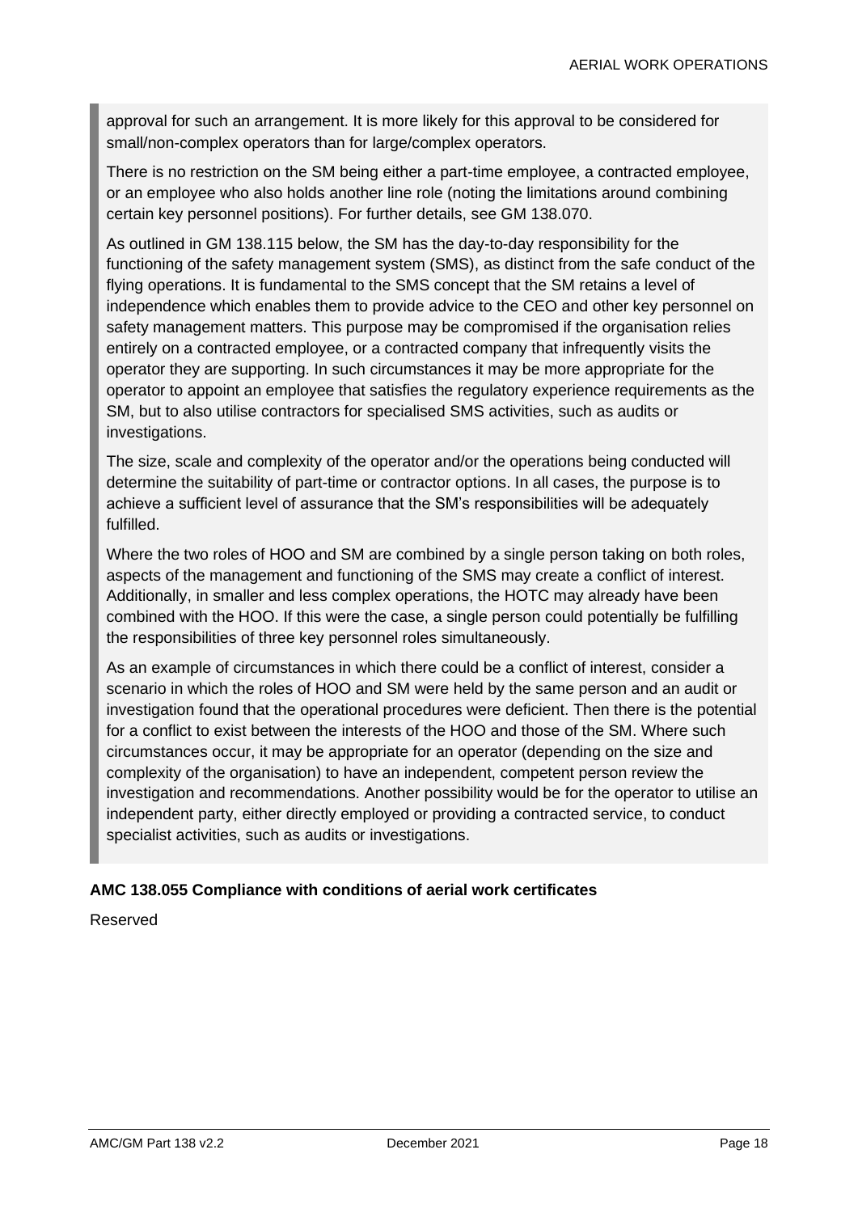approval for such an arrangement. It is more likely for this approval to be considered for small/non-complex operators than for large/complex operators.

There is no restriction on the SM being either a part-time employee, a contracted employee, or an employee who also holds another line role (noting the limitations around combining certain key personnel positions). For further details, see GM 138.070.

As outlined in GM 138.115 below, the SM has the day-to-day responsibility for the functioning of the safety management system (SMS), as distinct from the safe conduct of the flying operations. It is fundamental to the SMS concept that the SM retains a level of independence which enables them to provide advice to the CEO and other key personnel on safety management matters. This purpose may be compromised if the organisation relies entirely on a contracted employee, or a contracted company that infrequently visits the operator they are supporting. In such circumstances it may be more appropriate for the operator to appoint an employee that satisfies the regulatory experience requirements as the SM, but to also utilise contractors for specialised SMS activities, such as audits or investigations.

The size, scale and complexity of the operator and/or the operations being conducted will determine the suitability of part-time or contractor options. In all cases, the purpose is to achieve a sufficient level of assurance that the SM's responsibilities will be adequately fulfilled.

Where the two roles of HOO and SM are combined by a single person taking on both roles, aspects of the management and functioning of the SMS may create a conflict of interest. Additionally, in smaller and less complex operations, the HOTC may already have been combined with the HOO. If this were the case, a single person could potentially be fulfilling the responsibilities of three key personnel roles simultaneously.

As an example of circumstances in which there could be a conflict of interest, consider a scenario in which the roles of HOO and SM were held by the same person and an audit or investigation found that the operational procedures were deficient. Then there is the potential for a conflict to exist between the interests of the HOO and those of the SM. Where such circumstances occur, it may be appropriate for an operator (depending on the size and complexity of the organisation) to have an independent, competent person review the investigation and recommendations. Another possibility would be for the operator to utilise an independent party, either directly employed or providing a contracted service, to conduct specialist activities, such as audits or investigations.

### AMC 138.055 Compliance with conditions of aerial work certificates

Reserved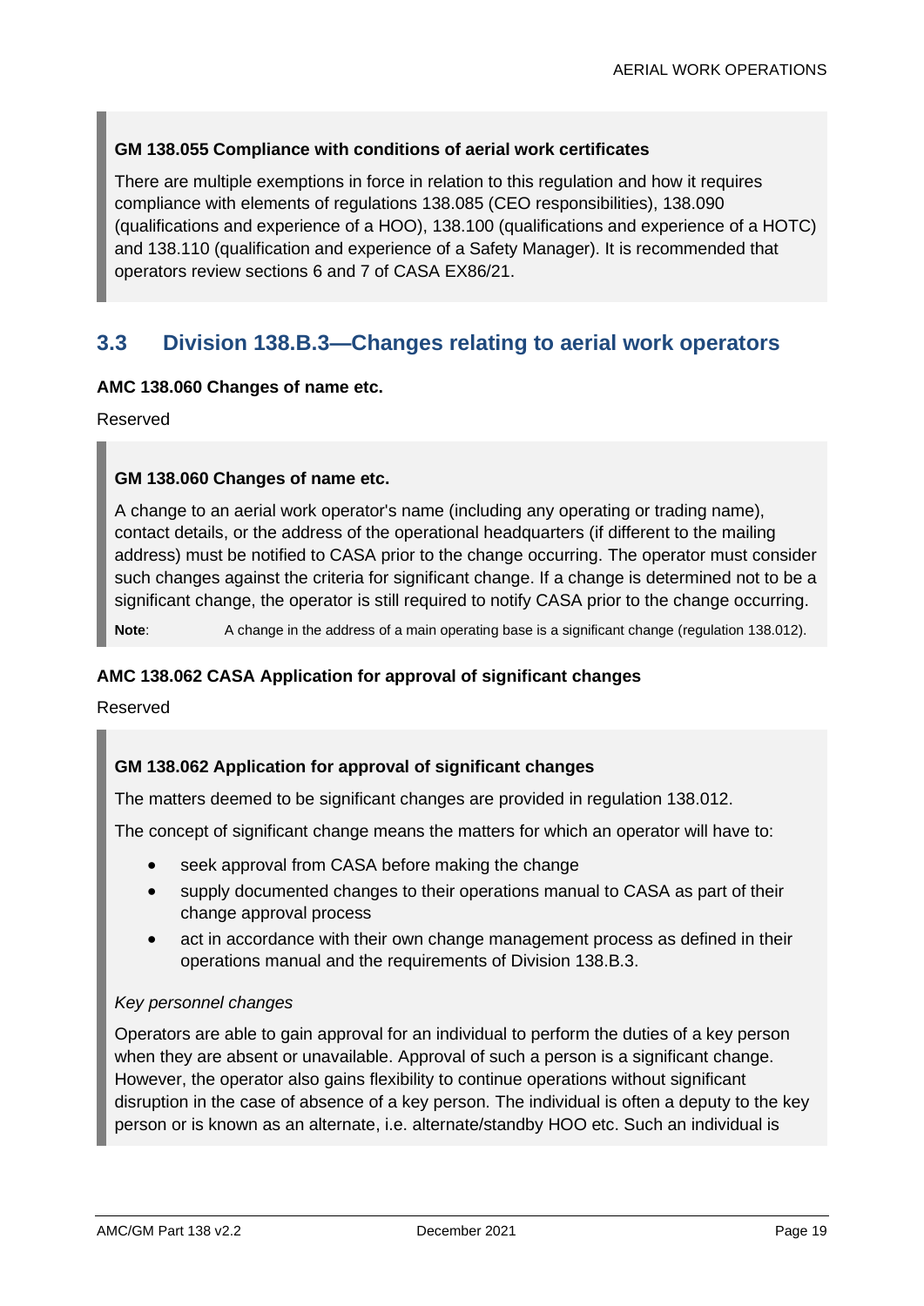**GM 138.055 Compliance with conditions of aerial work certificates**

There are multiple exemptions in force in relation to this regulation and how it requires compliance with elements of regulations 138.085 (CEO responsibilities), 138.090 (qualifications and experience of a HOO), 138.100 (qualifications and experience of a HOTC) and 138.110 (qualification and experience of a Safety Manager). It is recommended that operators review sections 6 and 7 of CASA EX86/21.

## 3.3 Division 138.B.3—Changes relating to aerial work operators

**AMC 138.060 Changes of name etc.**

Reserved

**GM 138.060 Changes of name etc.**

A change to an aerial work operator's name (including any operating or trading name), contact details, or the address of the operational headquarters (if different to the mailing address) must be notified to CASA prior to the change occurring. The operator must consider such changes against the criteria for significant change. If a change is determined not to be a significant change, the operator is still required to notify CASA prior to the change occurring.

**Note**: A change in the address of a main operating base is a significant change (regulation 138.012).

**AMC 138.062 CASA Application for approval of significant changes**

Reserved

**GM 138.062 Application for approval of significant changes**

The matters deemed to be significant changes are provided in regulation 138.012.

The concept of significant change means the matters for which an operator will have to:

- seek approval from CASA before making the change
- supply documented changes to their operations manual to CASA as part of their change approval process
- act in accordance with their own change management process as defined in their operations manual and the requirements of Division 138.B.3.

*Key personnel changes*

Operators are able to gain approval for an individual to perform the duties of a key person when they are absent or unavailable. Approval of such a person is a significant change. However, the operator also gains flexibility to continue operations without significant disruption in the case of absence of a key person. The individual is often a deputy to the key person or is known as an alternate, i.e. alternate/standby HOO etc. Such an individual is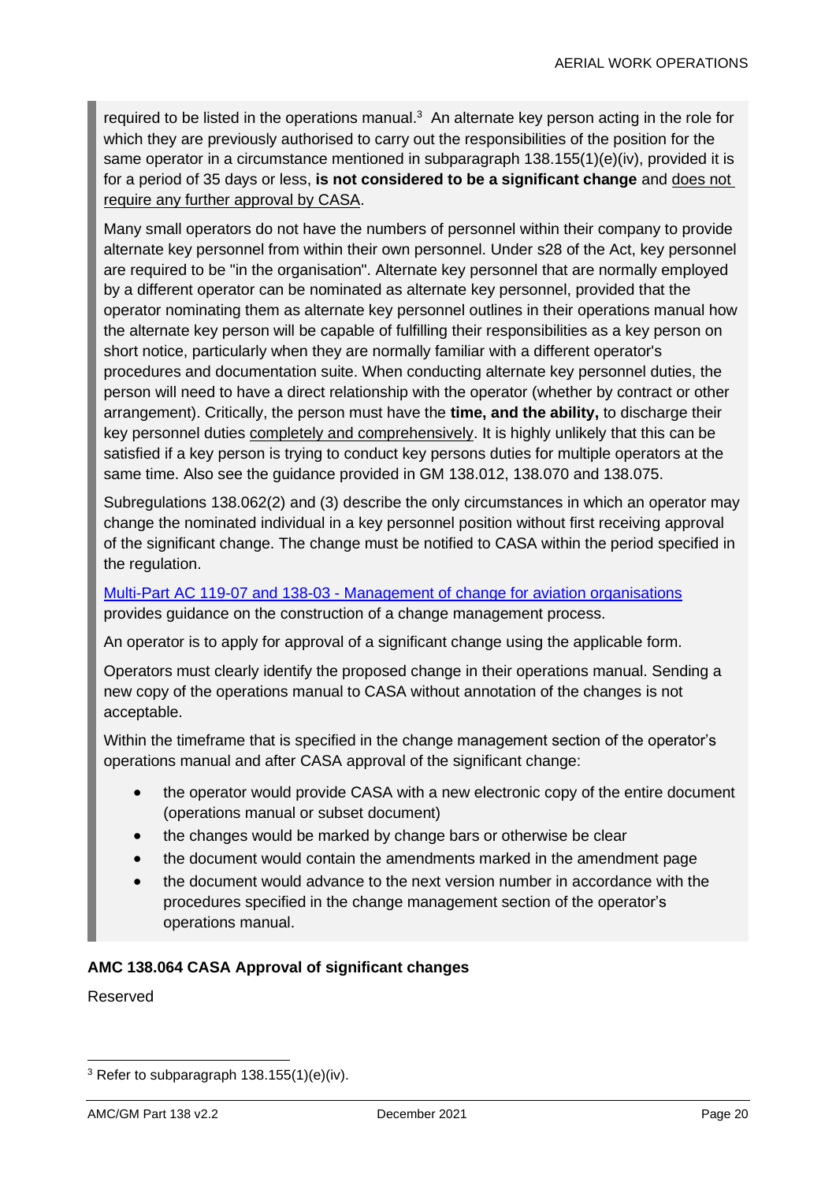required to be listed in the operations manual.[3] An alternate key person acting in the role for which they are previously authorised to carry out the responsibilities of the position for the same operator in a circumstance mentioned in subparagraph 138.155(1)(e)(iv), provided it is for a period of 35 days or less, **is not considered to be a significant change** and <u>does not require any further approval by CASA</u>.

Many small operators do not have the numbers of personnel within their company to provide alternate key personnel from within their own personnel. Under s28 of the Act, key personnel are required to be "in the organisation". Alternate key personnel that are normally employed by a different operator can be nominated as alternate key personnel, provided that the operator nominating them as alternate key personnel outlines in their operations manual how the alternate key person will be capable of fulfilling their responsibilities as a key person on short notice, particularly when they are normally familiar with a different operator's procedures and documentation suite. When conducting alternate key personnel duties, the person will need to have a direct relationship with the operator (whether by contract or other arrangement). Critically, the person must have the **time, and the ability,** to discharge their key personnel duties <u>completely and comprehensively</u>. It is highly unlikely that this can be satisfied if a key person is trying to conduct key persons duties for multiple operators at the same time. Also see the guidance provided in GM 138.012, 138.070 and 138.075.

Subregulations 138.062(2) and (3) describe the only circumstances in which an operator may change the nominated individual in a key personnel position without first receiving approval of the significant change. The change must be notified to CASA within the period specified in the regulation.

Multi-Part AC 119-07 and 138-03 - Management of change for aviation organisations provides guidance on the construction of a change management process.

An operator is to apply for approval of a significant change using the applicable form.

Operators must clearly identify the proposed change in their operations manual. Sending a new copy of the operations manual to CASA without annotation of the changes is not acceptable.

Within the timeframe that is specified in the change management section of the operator's operations manual and after CASA approval of the significant change:

- the operator would provide CASA with a new electronic copy of the entire document (operations manual or subset document)
- the changes would be marked by change bars or otherwise be clear
- the document would contain the amendments marked in the amendment page
- the document would advance to the next version number in accordance with the procedures specified in the change management section of the operator's operations manual.

### AMC 138.064 CASA Approval of significant changes

Reserved

[3] Refer to subparagraph 138.155(1)(e)(iv).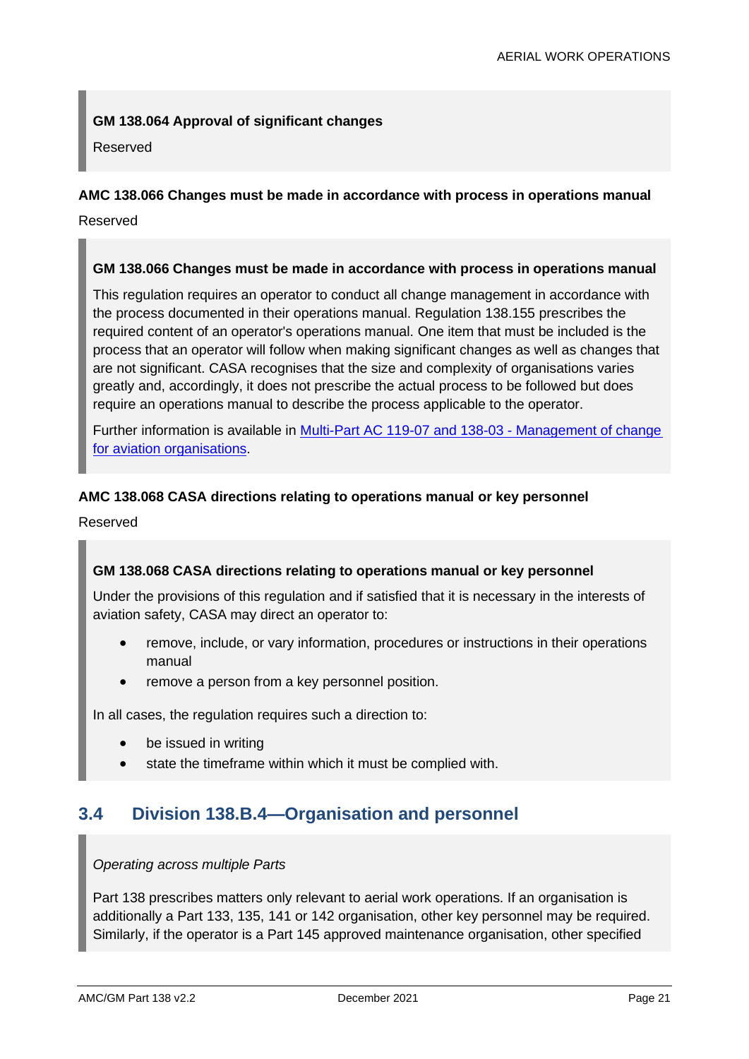### GM 138.064 Approval of significant changes

Reserved

### AMC 138.066 Changes must be made in accordance with process in operations manual

Reserved

### GM 138.066 Changes must be made in accordance with process in operations manual

This regulation requires an operator to conduct all change management in accordance with the process documented in their operations manual. Regulation 138.155 prescribes the required content of an operator's operations manual. One item that must be included is the process that an operator will follow when making significant changes as well as changes that are not significant. CASA recognises that the size and complexity of organisations varies greatly and, accordingly, it does not prescribe the actual process to be followed but does require an operations manual to describe the process applicable to the operator.

Further information is available in Multi-Part AC 119-07 and 138-03 - Management of change for aviation organisations.

### AMC 138.068 CASA directions relating to operations manual or key personnel

Reserved

### GM 138.068 CASA directions relating to operations manual or key personnel

Under the provisions of this regulation and if satisfied that it is necessary in the interests of aviation safety, CASA may direct an operator to:

- remove, include, or vary information, procedures or instructions in their operations manual
- remove a person from a key personnel position.

In all cases, the regulation requires such a direction to:

- be issued in writing
- state the timeframe within which it must be complied with.

## 3.4 Division 138.B.4—Organisation and personnel

*Operating across multiple Parts*

Part 138 prescribes matters only relevant to aerial work operations. If an organisation is additionally a Part 133, 135, 141 or 142 organisation, other key personnel may be required. Similarly, if the operator is a Part 145 approved maintenance organisation, other specified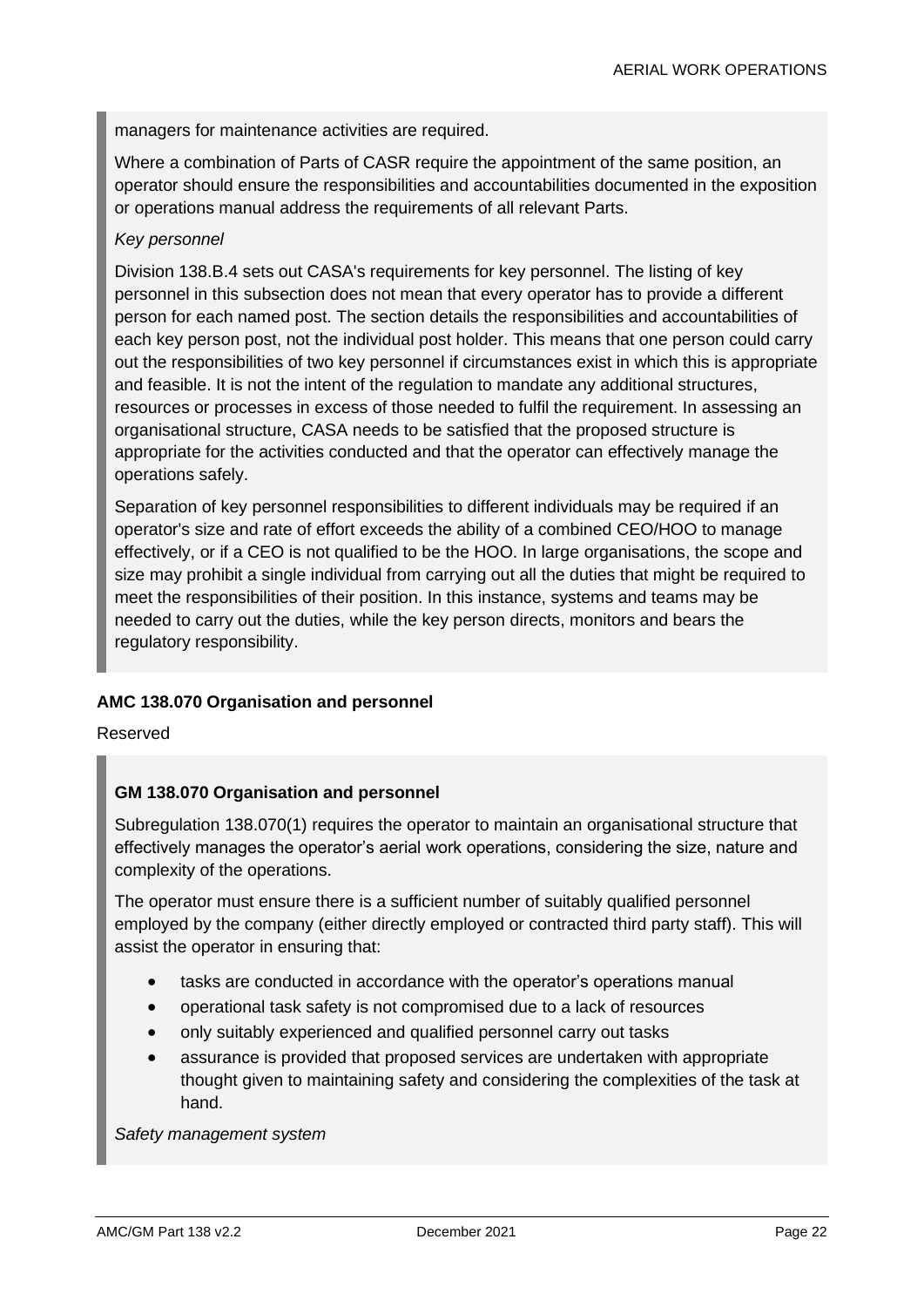managers for maintenance activities are required.

Where a combination of Parts of CASR require the appointment of the same position, an operator should ensure the responsibilities and accountabilities documented in the exposition or operations manual address the requirements of all relevant Parts.

*Key personnel*

Division 138.B.4 sets out CASA's requirements for key personnel. The listing of key personnel in this subsection does not mean that every operator has to provide a different person for each named post. The section details the responsibilities and accountabilities of each key person post, not the individual post holder. This means that one person could carry out the responsibilities of two key personnel if circumstances exist in which this is appropriate and feasible. It is not the intent of the regulation to mandate any additional structures, resources or processes in excess of those needed to fulfil the requirement. In assessing an organisational structure, CASA needs to be satisfied that the proposed structure is appropriate for the activities conducted and that the operator can effectively manage the operations safely.

Separation of key personnel responsibilities to different individuals may be required if an operator's size and rate of effort exceeds the ability of a combined CEO/HOO to manage effectively, or if a CEO is not qualified to be the HOO. In large organisations, the scope and size may prohibit a single individual from carrying out all the duties that might be required to meet the responsibilities of their position. In this instance, systems and teams may be needed to carry out the duties, while the key person directs, monitors and bears the regulatory responsibility.

**AMC 138.070 Organisation and personnel**

Reserved

**GM 138.070 Organisation and personnel**

Subregulation 138.070(1) requires the operator to maintain an organisational structure that effectively manages the operator's aerial work operations, considering the size, nature and complexity of the operations.

The operator must ensure there is a sufficient number of suitably qualified personnel employed by the company (either directly employed or contracted third party staff). This will assist the operator in ensuring that:

- tasks are conducted in accordance with the operator's operations manual
- operational task safety is not compromised due to a lack of resources
- only suitably experienced and qualified personnel carry out tasks
- assurance is provided that proposed services are undertaken with appropriate thought given to maintaining safety and considering the complexities of the task at hand.

*Safety management system*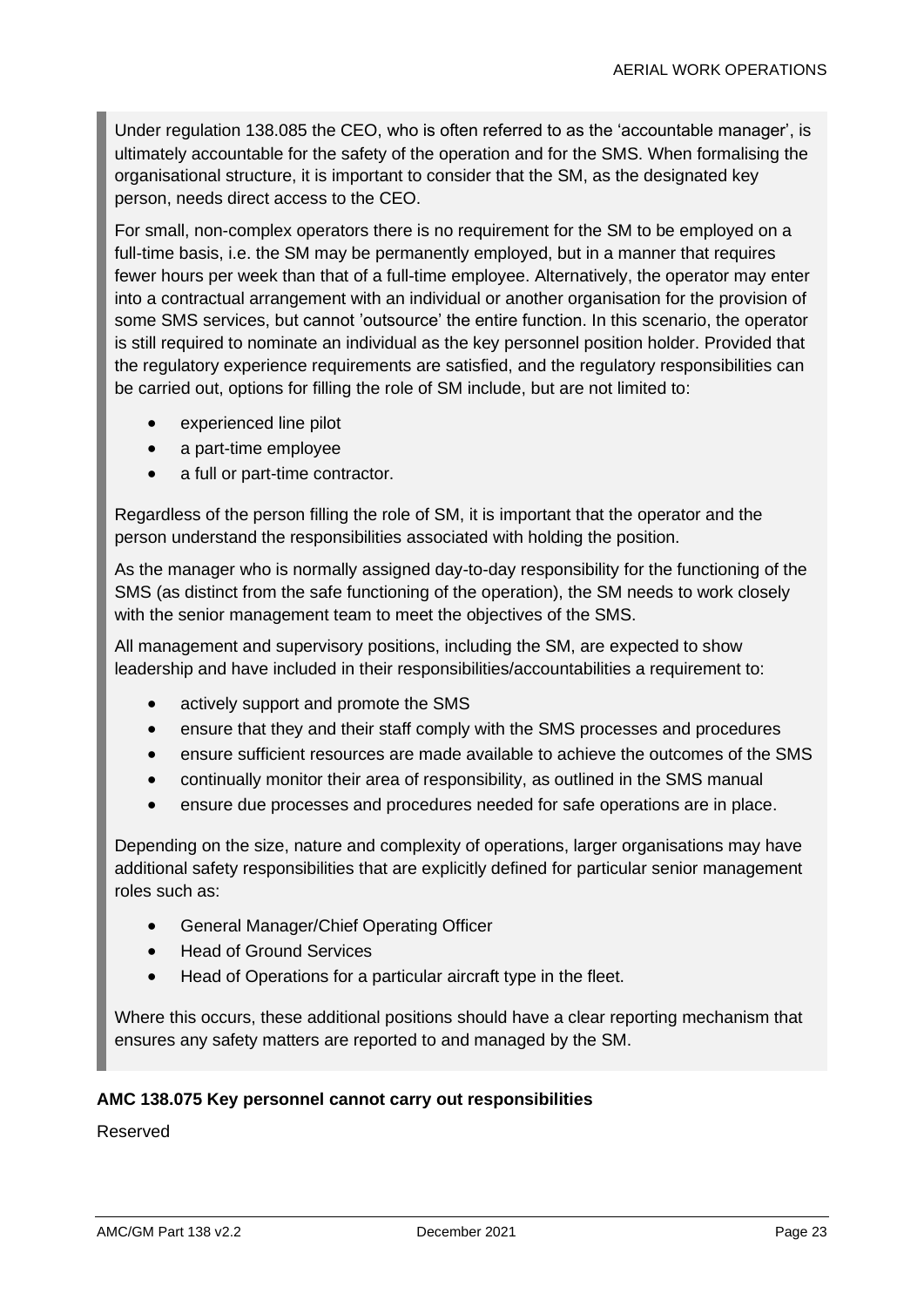Under regulation 138.085 the CEO, who is often referred to as the 'accountable manager', is ultimately accountable for the safety of the operation and for the SMS. When formalising the organisational structure, it is important to consider that the SM, as the designated key person, needs direct access to the CEO.

For small, non-complex operators there is no requirement for the SM to be employed on a full-time basis, i.e. the SM may be permanently employed, but in a manner that requires fewer hours per week than that of a full-time employee. Alternatively, the operator may enter into a contractual arrangement with an individual or another organisation for the provision of some SMS services, but cannot 'outsource' the entire function. In this scenario, the operator is still required to nominate an individual as the key personnel position holder. Provided that the regulatory experience requirements are satisfied, and the regulatory responsibilities can be carried out, options for filling the role of SM include, but are not limited to:

- experienced line pilot
- a part-time employee
- a full or part-time contractor.

Regardless of the person filling the role of SM, it is important that the operator and the person understand the responsibilities associated with holding the position.

As the manager who is normally assigned day-to-day responsibility for the functioning of the SMS (as distinct from the safe functioning of the operation), the SM needs to work closely with the senior management team to meet the objectives of the SMS.

All management and supervisory positions, including the SM, are expected to show leadership and have included in their responsibilities/accountabilities a requirement to:

- actively support and promote the SMS
- ensure that they and their staff comply with the SMS processes and procedures
- ensure sufficient resources are made available to achieve the outcomes of the SMS
- continually monitor their area of responsibility, as outlined in the SMS manual
- ensure due processes and procedures needed for safe operations are in place.

Depending on the size, nature and complexity of operations, larger organisations may have additional safety responsibilities that are explicitly defined for particular senior management roles such as:

- General Manager/Chief Operating Officer
- Head of Ground Services
- Head of Operations for a particular aircraft type in the fleet.

Where this occurs, these additional positions should have a clear reporting mechanism that ensures any safety matters are reported to and managed by the SM.

**AMC 138.075 Key personnel cannot carry out responsibilities**

Reserved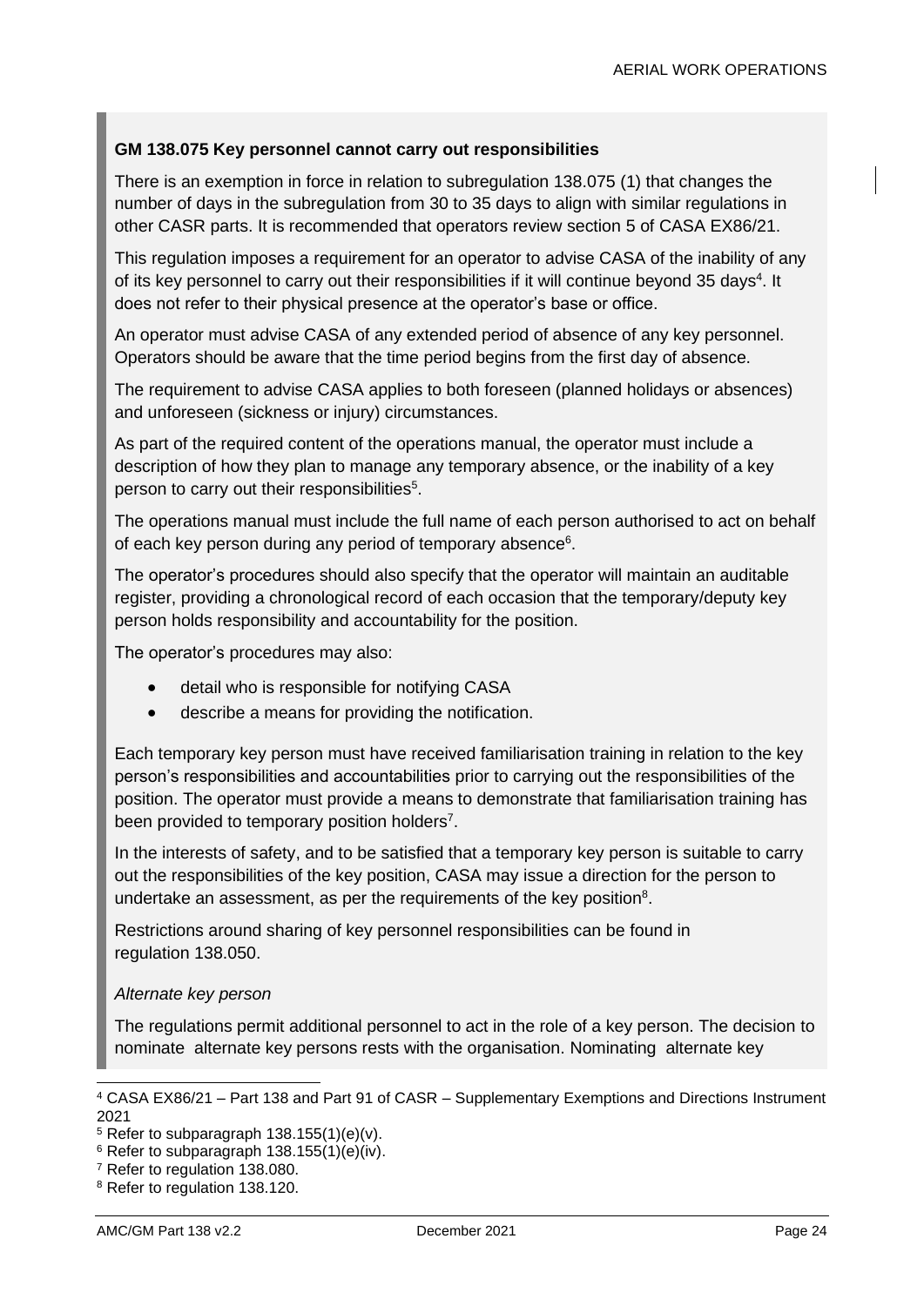### GM 138.075 Key personnel cannot carry out responsibilities

There is an exemption in force in relation to subregulation 138.075 (1) that changes the number of days in the subregulation from 30 to 35 days to align with similar regulations in other CASR parts. It is recommended that operators review section 5 of CASA EX86/21.

This regulation imposes a requirement for an operator to advise CASA of the inability of any of its key personnel to carry out their responsibilities if it will continue beyond 35 days[4]. It does not refer to their physical presence at the operator's base or office.

An operator must advise CASA of any extended period of absence of any key personnel. Operators should be aware that the time period begins from the first day of absence.

The requirement to advise CASA applies to both foreseen (planned holidays or absences) and unforeseen (sickness or injury) circumstances.

As part of the required content of the operations manual, the operator must include a description of how they plan to manage any temporary absence, or the inability of a key person to carry out their responsibilities[5].

The operations manual must include the full name of each person authorised to act on behalf of each key person during any period of temporary absence[6].

The operator's procedures should also specify that the operator will maintain an auditable register, providing a chronological record of each occasion that the temporary/deputy key person holds responsibility and accountability for the position.

The operator's procedures may also:

- detail who is responsible for notifying CASA
- describe a means for providing the notification.

Each temporary key person must have received familiarisation training in relation to the key person's responsibilities and accountabilities prior to carrying out the responsibilities of the position. The operator must provide a means to demonstrate that familiarisation training has been provided to temporary position holders[7].

In the interests of safety, and to be satisfied that a temporary key person is suitable to carry out the responsibilities of the key position, CASA may issue a direction for the person to undertake an assessment, as per the requirements of the key position[8].

Restrictions around sharing of key personnel responsibilities can be found in regulation 138.050.

*Alternate key person*

The regulations permit additional personnel to act in the role of a key person. The decision to nominate alternate key persons rests with the organisation. Nominating alternate key

---

[4] CASA EX86/21 – Part 138 and Part 91 of CASR – Supplementary Exemptions and Directions Instrument 2021

[5] Refer to subparagraph 138.155(1)(e)(v).

[6] Refer to subparagraph 138.155(1)(e)(iv).

[7] Refer to regulation 138.080.

[8] Refer to regulation 138.120.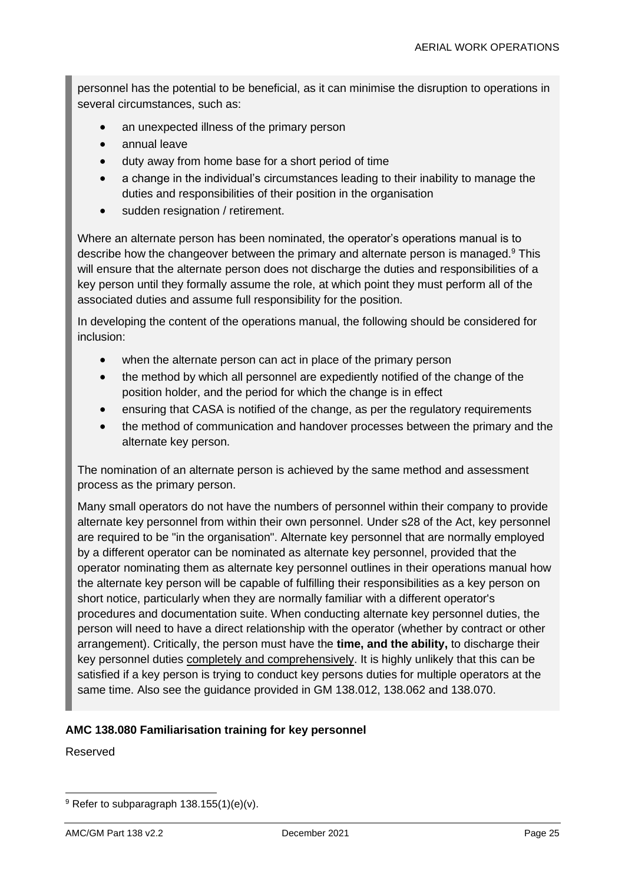personnel has the potential to be beneficial, as it can minimise the disruption to operations in several circumstances, such as:

- an unexpected illness of the primary person
- annual leave
- duty away from home base for a short period of time
- a change in the individual's circumstances leading to their inability to manage the duties and responsibilities of their position in the organisation
- sudden resignation / retirement.

Where an alternate person has been nominated, the operator's operations manual is to describe how the changeover between the primary and alternate person is managed.[9] This will ensure that the alternate person does not discharge the duties and responsibilities of a key person until they formally assume the role, at which point they must perform all of the associated duties and assume full responsibility for the position.

In developing the content of the operations manual, the following should be considered for inclusion:

- when the alternate person can act in place of the primary person
- the method by which all personnel are expediently notified of the change of the position holder, and the period for which the change is in effect
- ensuring that CASA is notified of the change, as per the regulatory requirements
- the method of communication and handover processes between the primary and the alternate key person.

The nomination of an alternate person is achieved by the same method and assessment process as the primary person.

Many small operators do not have the numbers of personnel within their company to provide alternate key personnel from within their own personnel. Under s28 of the Act, key personnel are required to be "in the organisation". Alternate key personnel that are normally employed by a different operator can be nominated as alternate key personnel, provided that the operator nominating them as alternate key personnel outlines in their operations manual how the alternate key person will be capable of fulfilling their responsibilities as a key person on short notice, particularly when they are normally familiar with a different operator's procedures and documentation suite. When conducting alternate key personnel duties, the person will need to have a direct relationship with the operator (whether by contract or other arrangement). Critically, the person must have the **time, and the ability,** to discharge their key personnel duties <u>completely and comprehensively</u>. It is highly unlikely that this can be satisfied if a key person is trying to conduct key persons duties for multiple operators at the same time. Also see the guidance provided in GM 138.012, 138.062 and 138.070.

**AMC 138.080 Familiarisation training for key personnel**

Reserved

[9] Refer to subparagraph 138.155(1)(e)(v).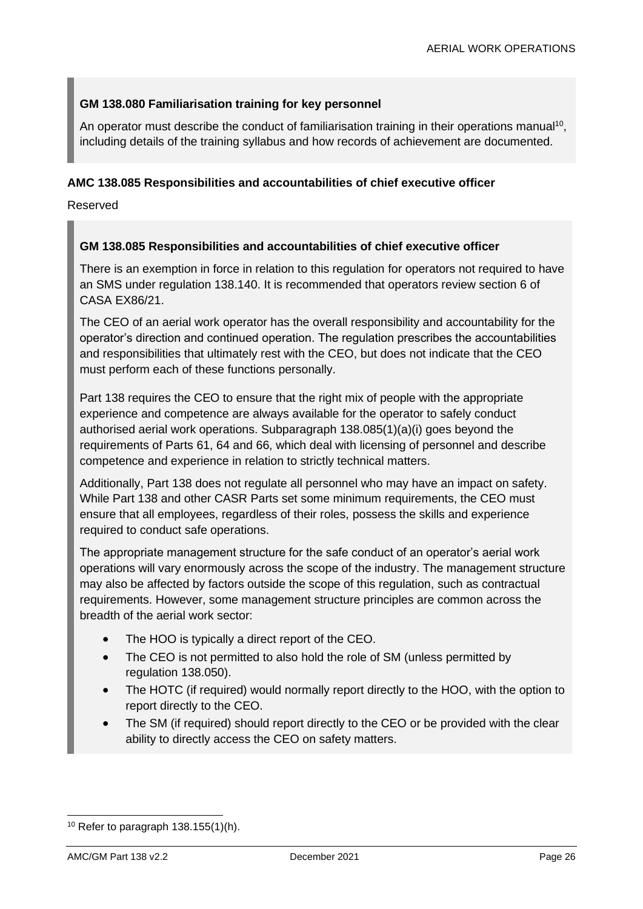### GM 138.080 Familiarisation training for key personnel

An operator must describe the conduct of familiarisation training in their operations manual[10], including details of the training syllabus and how records of achievement are documented.

### AMC 138.085 Responsibilities and accountabilities of chief executive officer

Reserved

### GM 138.085 Responsibilities and accountabilities of chief executive officer

There is an exemption in force in relation to this regulation for operators not required to have an SMS under regulation 138.140. It is recommended that operators review section 6 of CASA EX86/21.

The CEO of an aerial work operator has the overall responsibility and accountability for the operator's direction and continued operation. The regulation prescribes the accountabilities and responsibilities that ultimately rest with the CEO, but does not indicate that the CEO must perform each of these functions personally.

Part 138 requires the CEO to ensure that the right mix of people with the appropriate experience and competence are always available for the operator to safely conduct authorised aerial work operations. Subparagraph 138.085(1)(a)(i) goes beyond the requirements of Parts 61, 64 and 66, which deal with licensing of personnel and describe competence and experience in relation to strictly technical matters.

Additionally, Part 138 does not regulate all personnel who may have an impact on safety. While Part 138 and other CASR Parts set some minimum requirements, the CEO must ensure that all employees, regardless of their roles, possess the skills and experience required to conduct safe operations.

The appropriate management structure for the safe conduct of an operator's aerial work operations will vary enormously across the scope of the industry. The management structure may also be affected by factors outside the scope of this regulation, such as contractual requirements. However, some management structure principles are common across the breadth of the aerial work sector:

- The HOO is typically a direct report of the CEO.
- The CEO is not permitted to also hold the role of SM (unless permitted by regulation 138.050).
- The HOTC (if required) would normally report directly to the HOO, with the option to report directly to the CEO.
- The SM (if required) should report directly to the CEO or be provided with the clear ability to directly access the CEO on safety matters.

---

[10] Refer to paragraph 138.155(1)(h).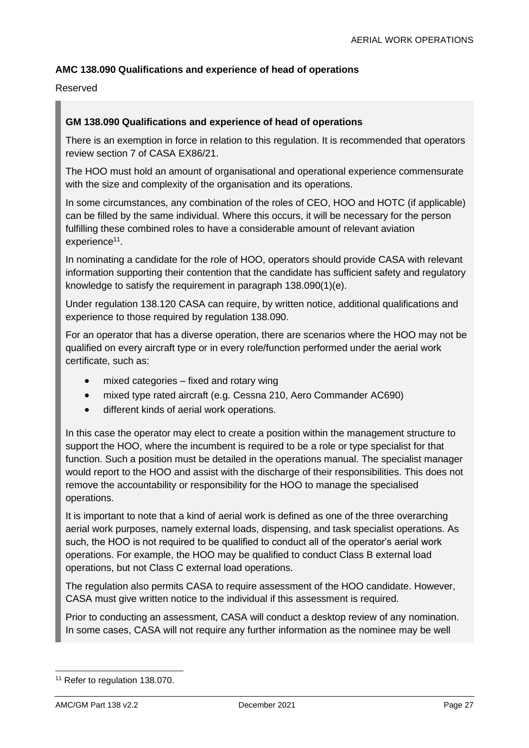**AMC 138.090 Qualifications and experience of head of operations**

Reserved

**GM 138.090 Qualifications and experience of head of operations**

There is an exemption in force in relation to this regulation. It is recommended that operators review section 7 of CASA EX86/21.

The HOO must hold an amount of organisational and operational experience commensurate with the size and complexity of the organisation and its operations.

In some circumstances, any combination of the roles of CEO, HOO and HOTC (if applicable) can be filled by the same individual. Where this occurs, it will be necessary for the person fulfilling these combined roles to have a considerable amount of relevant aviation experience[11].

In nominating a candidate for the role of HOO, operators should provide CASA with relevant information supporting their contention that the candidate has sufficient safety and regulatory knowledge to satisfy the requirement in paragraph 138.090(1)(e).

Under regulation 138.120 CASA can require, by written notice, additional qualifications and experience to those required by regulation 138.090.

For an operator that has a diverse operation, there are scenarios where the HOO may not be qualified on every aircraft type or in every role/function performed under the aerial work certificate, such as:

- mixed categories – fixed and rotary wing
- mixed type rated aircraft (e.g. Cessna 210, Aero Commander AC690)
- different kinds of aerial work operations.

In this case the operator may elect to create a position within the management structure to support the HOO, where the incumbent is required to be a role or type specialist for that function. Such a position must be detailed in the operations manual. The specialist manager would report to the HOO and assist with the discharge of their responsibilities. This does not remove the accountability or responsibility for the HOO to manage the specialised operations.

It is important to note that a kind of aerial work is defined as one of the three overarching aerial work purposes, namely external loads, dispensing, and task specialist operations. As such, the HOO is not required to be qualified to conduct all of the operator's aerial work operations. For example, the HOO may be qualified to conduct Class B external load operations, but not Class C external load operations.

The regulation also permits CASA to require assessment of the HOO candidate. However, CASA must give written notice to the individual if this assessment is required.

Prior to conducting an assessment, CASA will conduct a desktop review of any nomination. In some cases, CASA will not require any further information as the nominee may be well

---

[11] Refer to regulation 138.070.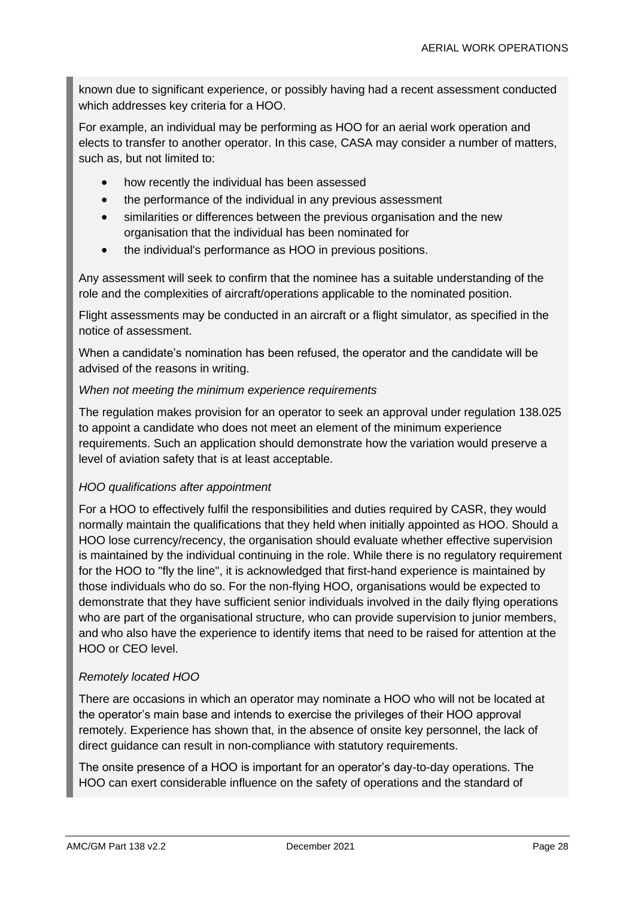known due to significant experience, or possibly having had a recent assessment conducted which addresses key criteria for a HOO.

For example, an individual may be performing as HOO for an aerial work operation and elects to transfer to another operator. In this case, CASA may consider a number of matters, such as, but not limited to:

- how recently the individual has been assessed
- the performance of the individual in any previous assessment
- similarities or differences between the previous organisation and the new organisation that the individual has been nominated for
- the individual's performance as HOO in previous positions.

Any assessment will seek to confirm that the nominee has a suitable understanding of the role and the complexities of aircraft/operations applicable to the nominated position.

Flight assessments may be conducted in an aircraft or a flight simulator, as specified in the notice of assessment.

When a candidate's nomination has been refused, the operator and the candidate will be advised of the reasons in writing.

*When not meeting the minimum experience requirements*

The regulation makes provision for an operator to seek an approval under regulation 138.025 to appoint a candidate who does not meet an element of the minimum experience requirements. Such an application should demonstrate how the variation would preserve a level of aviation safety that is at least acceptable.

*HOO qualifications after appointment*

For a HOO to effectively fulfil the responsibilities and duties required by CASR, they would normally maintain the qualifications that they held when initially appointed as HOO. Should a HOO lose currency/recency, the organisation should evaluate whether effective supervision is maintained by the individual continuing in the role. While there is no regulatory requirement for the HOO to "fly the line", it is acknowledged that first-hand experience is maintained by those individuals who do so. For the non-flying HOO, organisations would be expected to demonstrate that they have sufficient senior individuals involved in the daily flying operations who are part of the organisational structure, who can provide supervision to junior members, and who also have the experience to identify items that need to be raised for attention at the HOO or CEO level.

*Remotely located HOO*

There are occasions in which an operator may nominate a HOO who will not be located at the operator's main base and intends to exercise the privileges of their HOO approval remotely. Experience has shown that, in the absence of onsite key personnel, the lack of direct guidance can result in non-compliance with statutory requirements.

The onsite presence of a HOO is important for an operator's day-to-day operations. The HOO can exert considerable influence on the safety of operations and the standard of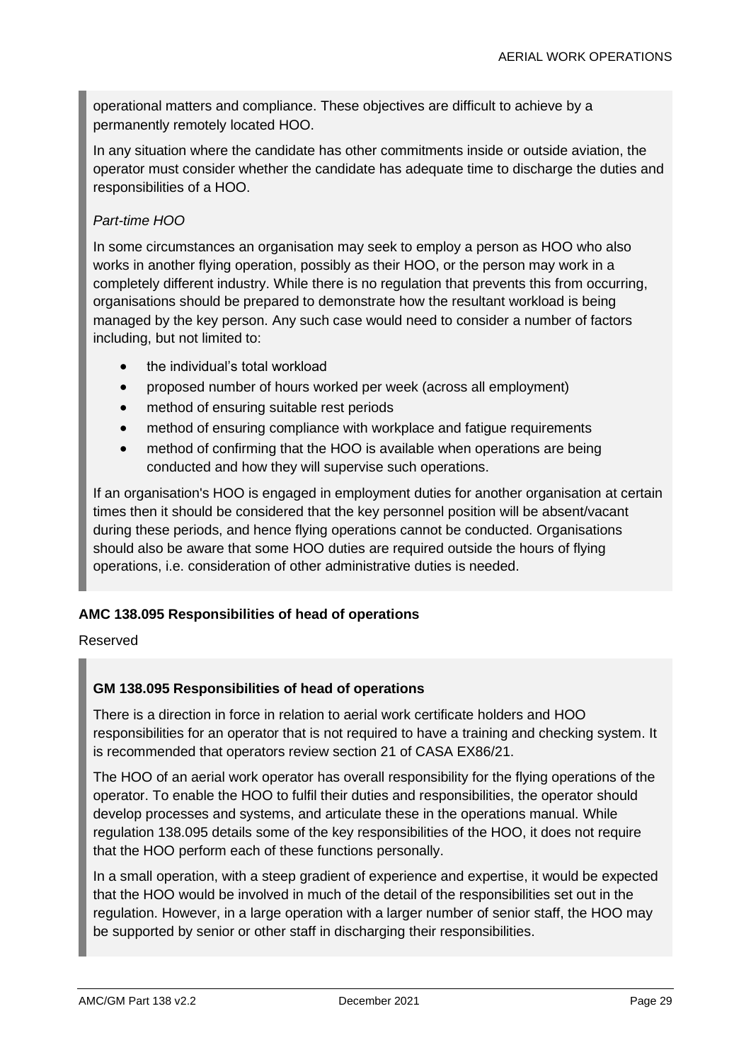operational matters and compliance. These objectives are difficult to achieve by a permanently remotely located HOO.

In any situation where the candidate has other commitments inside or outside aviation, the operator must consider whether the candidate has adequate time to discharge the duties and responsibilities of a HOO.

*Part-time HOO*

In some circumstances an organisation may seek to employ a person as HOO who also works in another flying operation, possibly as their HOO, or the person may work in a completely different industry. While there is no regulation that prevents this from occurring, organisations should be prepared to demonstrate how the resultant workload is being managed by the key person. Any such case would need to consider a number of factors including, but not limited to:

- the individual's total workload
- proposed number of hours worked per week (across all employment)
- method of ensuring suitable rest periods
- method of ensuring compliance with workplace and fatigue requirements
- method of confirming that the HOO is available when operations are being conducted and how they will supervise such operations.

If an organisation's HOO is engaged in employment duties for another organisation at certain times then it should be considered that the key personnel position will be absent/vacant during these periods, and hence flying operations cannot be conducted. Organisations should also be aware that some HOO duties are required outside the hours of flying operations, i.e. consideration of other administrative duties is needed.

**AMC 138.095 Responsibilities of head of operations**

Reserved

**GM 138.095 Responsibilities of head of operations**

There is a direction in force in relation to aerial work certificate holders and HOO responsibilities for an operator that is not required to have a training and checking system. It is recommended that operators review section 21 of CASA EX86/21.

The HOO of an aerial work operator has overall responsibility for the flying operations of the operator. To enable the HOO to fulfil their duties and responsibilities, the operator should develop processes and systems, and articulate these in the operations manual. While regulation 138.095 details some of the key responsibilities of the HOO, it does not require that the HOO perform each of these functions personally.

In a small operation, with a steep gradient of experience and expertise, it would be expected that the HOO would be involved in much of the detail of the responsibilities set out in the regulation. However, in a large operation with a larger number of senior staff, the HOO may be supported by senior or other staff in discharging their responsibilities.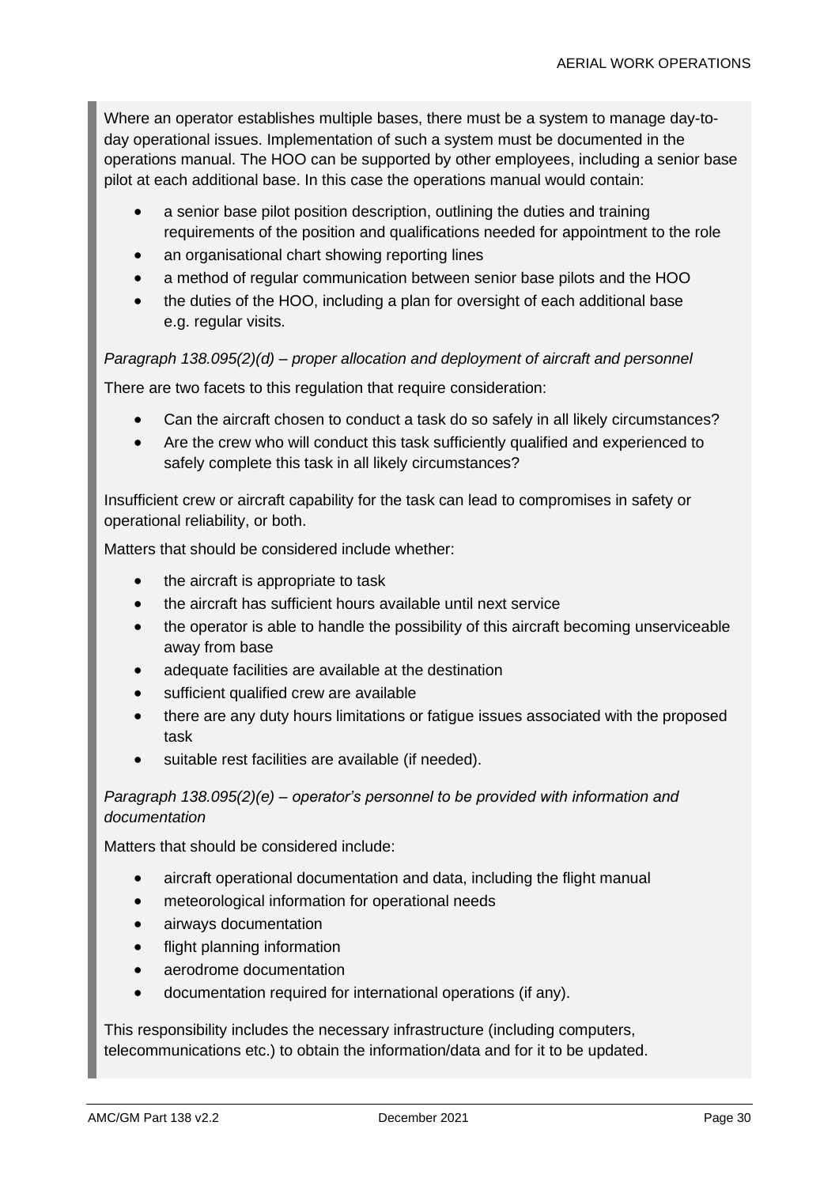Where an operator establishes multiple bases, there must be a system to manage day-to-day operational issues. Implementation of such a system must be documented in the operations manual. The HOO can be supported by other employees, including a senior base pilot at each additional base. In this case the operations manual would contain:

- a senior base pilot position description, outlining the duties and training requirements of the position and qualifications needed for appointment to the role
- an organisational chart showing reporting lines
- a method of regular communication between senior base pilots and the HOO
- the duties of the HOO, including a plan for oversight of each additional base e.g. regular visits.

*Paragraph 138.095(2)(d) – proper allocation and deployment of aircraft and personnel*

There are two facets to this regulation that require consideration:

- Can the aircraft chosen to conduct a task do so safely in all likely circumstances?
- Are the crew who will conduct this task sufficiently qualified and experienced to safely complete this task in all likely circumstances?

Insufficient crew or aircraft capability for the task can lead to compromises in safety or operational reliability, or both.

Matters that should be considered include whether:

- the aircraft is appropriate to task
- the aircraft has sufficient hours available until next service
- the operator is able to handle the possibility of this aircraft becoming unserviceable away from base
- adequate facilities are available at the destination
- sufficient qualified crew are available
- there are any duty hours limitations or fatigue issues associated with the proposed task
- suitable rest facilities are available (if needed).

*Paragraph 138.095(2)(e) – operator's personnel to be provided with information and documentation*

Matters that should be considered include:

- aircraft operational documentation and data, including the flight manual
- meteorological information for operational needs
- airways documentation
- flight planning information
- aerodrome documentation
- documentation required for international operations (if any).

This responsibility includes the necessary infrastructure (including computers, telecommunications etc.) to obtain the information/data and for it to be updated.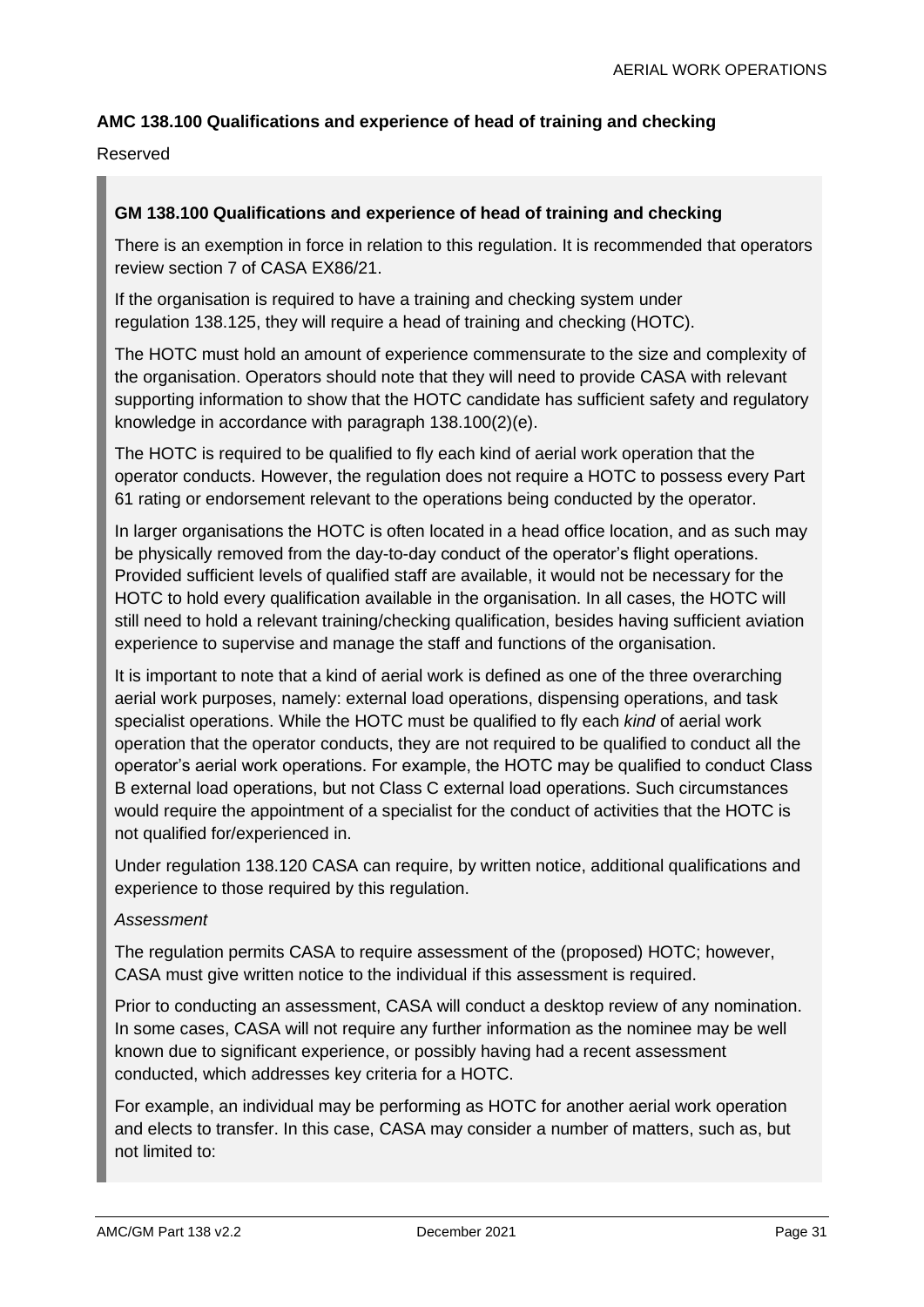### AMC 138.100 Qualifications and experience of head of training and checking

Reserved

### GM 138.100 Qualifications and experience of head of training and checking

There is an exemption in force in relation to this regulation. It is recommended that operators review section 7 of CASA EX86/21.

If the organisation is required to have a training and checking system under regulation 138.125, they will require a head of training and checking (HOTC).

The HOTC must hold an amount of experience commensurate to the size and complexity of the organisation. Operators should note that they will need to provide CASA with relevant supporting information to show that the HOTC candidate has sufficient safety and regulatory knowledge in accordance with paragraph 138.100(2)(e).

The HOTC is required to be qualified to fly each kind of aerial work operation that the operator conducts. However, the regulation does not require a HOTC to possess every Part 61 rating or endorsement relevant to the operations being conducted by the operator.

In larger organisations the HOTC is often located in a head office location, and as such may be physically removed from the day-to-day conduct of the operator's flight operations. Provided sufficient levels of qualified staff are available, it would not be necessary for the HOTC to hold every qualification available in the organisation. In all cases, the HOTC will still need to hold a relevant training/checking qualification, besides having sufficient aviation experience to supervise and manage the staff and functions of the organisation.

It is important to note that a kind of aerial work is defined as one of the three overarching aerial work purposes, namely: external load operations, dispensing operations, and task specialist operations. While the HOTC must be qualified to fly each *kind* of aerial work operation that the operator conducts, they are not required to be qualified to conduct all the operator's aerial work operations. For example, the HOTC may be qualified to conduct Class B external load operations, but not Class C external load operations. Such circumstances would require the appointment of a specialist for the conduct of activities that the HOTC is not qualified for/experienced in.

Under regulation 138.120 CASA can require, by written notice, additional qualifications and experience to those required by this regulation.

*Assessment*

The regulation permits CASA to require assessment of the (proposed) HOTC; however, CASA must give written notice to the individual if this assessment is required.

Prior to conducting an assessment, CASA will conduct a desktop review of any nomination. In some cases, CASA will not require any further information as the nominee may be well known due to significant experience, or possibly having had a recent assessment conducted, which addresses key criteria for a HOTC.

For example, an individual may be performing as HOTC for another aerial work operation and elects to transfer. In this case, CASA may consider a number of matters, such as, but not limited to: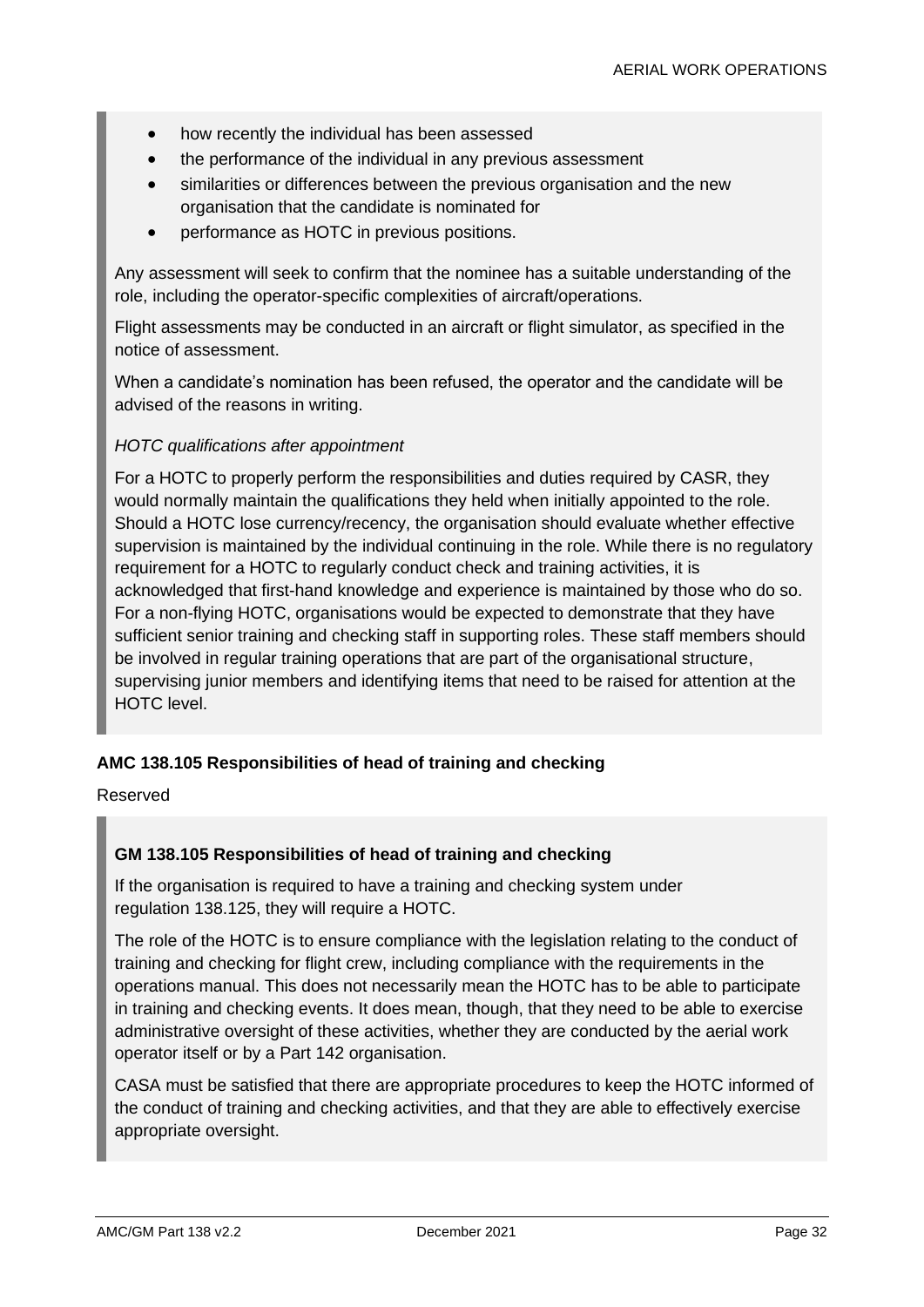- how recently the individual has been assessed
- the performance of the individual in any previous assessment
- similarities or differences between the previous organisation and the new organisation that the candidate is nominated for
- performance as HOTC in previous positions.

Any assessment will seek to confirm that the nominee has a suitable understanding of the role, including the operator-specific complexities of aircraft/operations.

Flight assessments may be conducted in an aircraft or flight simulator, as specified in the notice of assessment.

When a candidate's nomination has been refused, the operator and the candidate will be advised of the reasons in writing.

*HOTC qualifications after appointment*

For a HOTC to properly perform the responsibilities and duties required by CASR, they would normally maintain the qualifications they held when initially appointed to the role. Should a HOTC lose currency/recency, the organisation should evaluate whether effective supervision is maintained by the individual continuing in the role. While there is no regulatory requirement for a HOTC to regularly conduct check and training activities, it is acknowledged that first-hand knowledge and experience is maintained by those who do so. For a non-flying HOTC, organisations would be expected to demonstrate that they have sufficient senior training and checking staff in supporting roles. These staff members should be involved in regular training operations that are part of the organisational structure, supervising junior members and identifying items that need to be raised for attention at the HOTC level.

**AMC 138.105 Responsibilities of head of training and checking**

Reserved

**GM 138.105 Responsibilities of head of training and checking**

If the organisation is required to have a training and checking system under regulation 138.125, they will require a HOTC.

The role of the HOTC is to ensure compliance with the legislation relating to the conduct of training and checking for flight crew, including compliance with the requirements in the operations manual. This does not necessarily mean the HOTC has to be able to participate in training and checking events. It does mean, though, that they need to be able to exercise administrative oversight of these activities, whether they are conducted by the aerial work operator itself or by a Part 142 organisation.

CASA must be satisfied that there are appropriate procedures to keep the HOTC informed of the conduct of training and checking activities, and that they are able to effectively exercise appropriate oversight.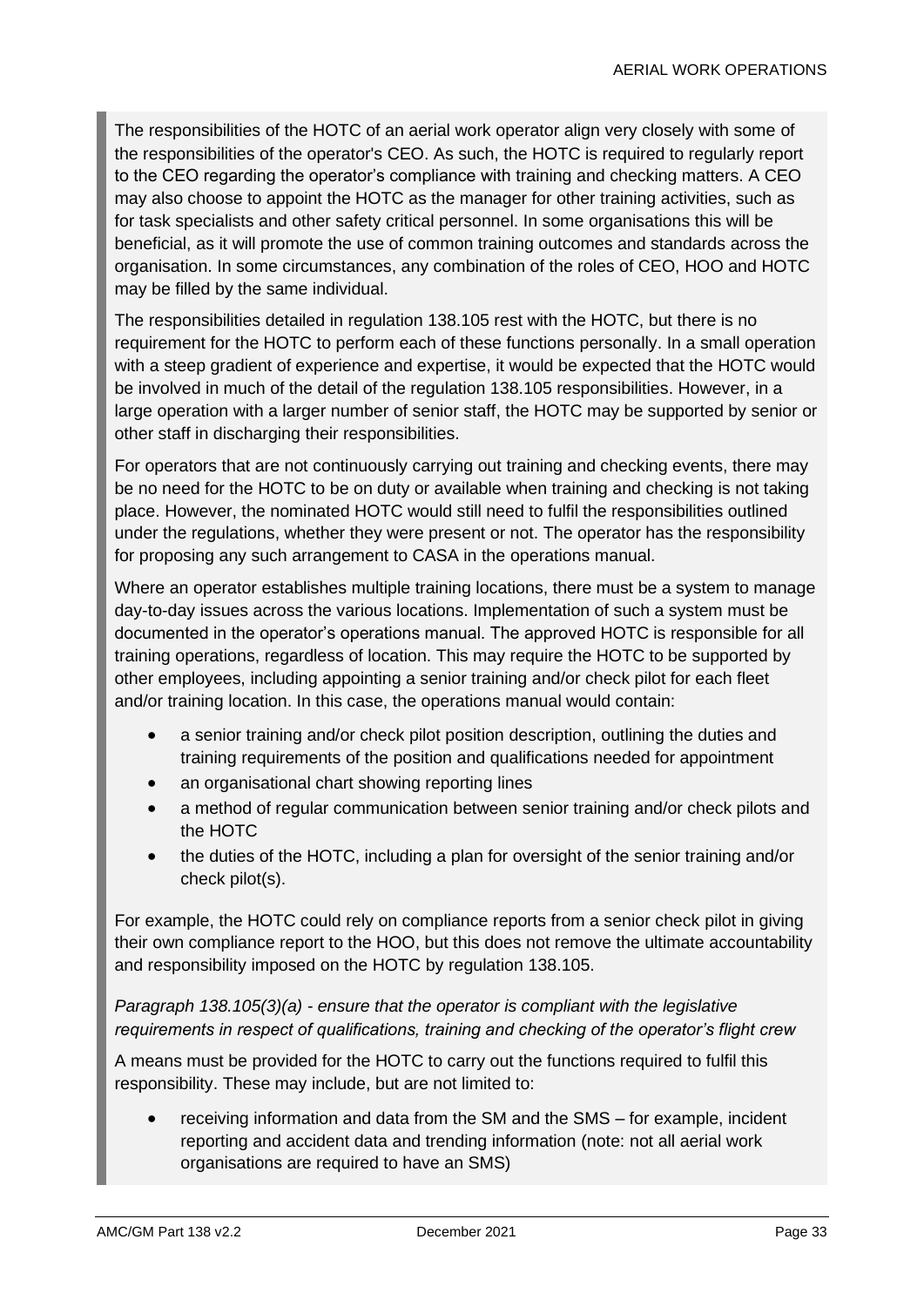The responsibilities of the HOTC of an aerial work operator align very closely with some of the responsibilities of the operator's CEO. As such, the HOTC is required to regularly report to the CEO regarding the operator's compliance with training and checking matters. A CEO may also choose to appoint the HOTC as the manager for other training activities, such as for task specialists and other safety critical personnel. In some organisations this will be beneficial, as it will promote the use of common training outcomes and standards across the organisation. In some circumstances, any combination of the roles of CEO, HOO and HOTC may be filled by the same individual.

The responsibilities detailed in regulation 138.105 rest with the HOTC, but there is no requirement for the HOTC to perform each of these functions personally. In a small operation with a steep gradient of experience and expertise, it would be expected that the HOTC would be involved in much of the detail of the regulation 138.105 responsibilities. However, in a large operation with a larger number of senior staff, the HOTC may be supported by senior or other staff in discharging their responsibilities.

For operators that are not continuously carrying out training and checking events, there may be no need for the HOTC to be on duty or available when training and checking is not taking place. However, the nominated HOTC would still need to fulfil the responsibilities outlined under the regulations, whether they were present or not. The operator has the responsibility for proposing any such arrangement to CASA in the operations manual.

Where an operator establishes multiple training locations, there must be a system to manage day-to-day issues across the various locations. Implementation of such a system must be documented in the operator's operations manual. The approved HOTC is responsible for all training operations, regardless of location. This may require the HOTC to be supported by other employees, including appointing a senior training and/or check pilot for each fleet and/or training location. In this case, the operations manual would contain:

- a senior training and/or check pilot position description, outlining the duties and training requirements of the position and qualifications needed for appointment
- an organisational chart showing reporting lines
- a method of regular communication between senior training and/or check pilots and the HOTC
- the duties of the HOTC, including a plan for oversight of the senior training and/or check pilot(s).

For example, the HOTC could rely on compliance reports from a senior check pilot in giving their own compliance report to the HOO, but this does not remove the ultimate accountability and responsibility imposed on the HOTC by regulation 138.105.

*Paragraph 138.105(3)(a) - ensure that the operator is compliant with the legislative requirements in respect of qualifications, training and checking of the operator's flight crew*

A means must be provided for the HOTC to carry out the functions required to fulfil this responsibility. These may include, but are not limited to:

- receiving information and data from the SM and the SMS – for example, incident reporting and accident data and trending information (note: not all aerial work organisations are required to have an SMS)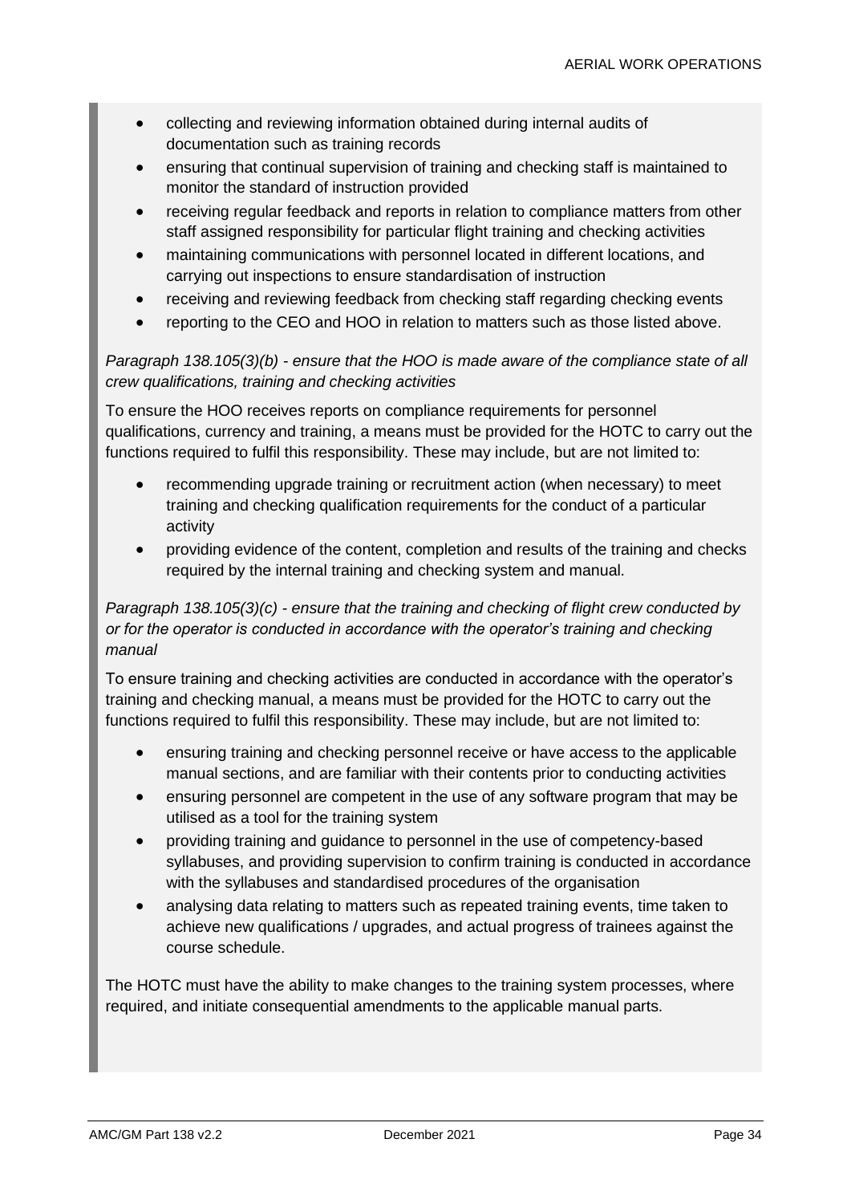- collecting and reviewing information obtained during internal audits of documentation such as training records
- ensuring that continual supervision of training and checking staff is maintained to monitor the standard of instruction provided
- receiving regular feedback and reports in relation to compliance matters from other staff assigned responsibility for particular flight training and checking activities
- maintaining communications with personnel located in different locations, and carrying out inspections to ensure standardisation of instruction
- receiving and reviewing feedback from checking staff regarding checking events
- reporting to the CEO and HOO in relation to matters such as those listed above.

*Paragraph 138.105(3)(b) - ensure that the HOO is made aware of the compliance state of all crew qualifications, training and checking activities*

To ensure the HOO receives reports on compliance requirements for personnel qualifications, currency and training, a means must be provided for the HOTC to carry out the functions required to fulfil this responsibility. These may include, but are not limited to:

- recommending upgrade training or recruitment action (when necessary) to meet training and checking qualification requirements for the conduct of a particular activity
- providing evidence of the content, completion and results of the training and checks required by the internal training and checking system and manual.

*Paragraph 138.105(3)(c) - ensure that the training and checking of flight crew conducted by or for the operator is conducted in accordance with the operator's training and checking manual*

To ensure training and checking activities are conducted in accordance with the operator's training and checking manual, a means must be provided for the HOTC to carry out the functions required to fulfil this responsibility. These may include, but are not limited to:

- ensuring training and checking personnel receive or have access to the applicable manual sections, and are familiar with their contents prior to conducting activities
- ensuring personnel are competent in the use of any software program that may be utilised as a tool for the training system
- providing training and guidance to personnel in the use of competency-based syllabuses, and providing supervision to confirm training is conducted in accordance with the syllabuses and standardised procedures of the organisation
- analysing data relating to matters such as repeated training events, time taken to achieve new qualifications / upgrades, and actual progress of trainees against the course schedule.

The HOTC must have the ability to make changes to the training system processes, where required, and initiate consequential amendments to the applicable manual parts.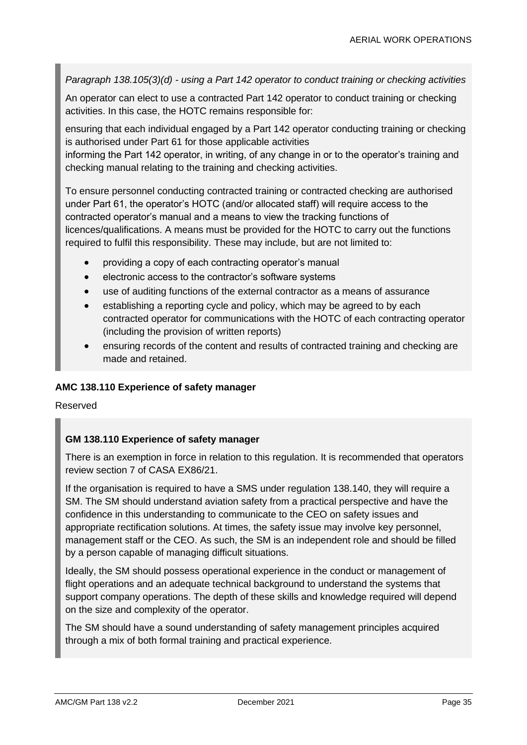*Paragraph 138.105(3)(d) - using a Part 142 operator to conduct training or checking activities*

An operator can elect to use a contracted Part 142 operator to conduct training or checking activities. In this case, the HOTC remains responsible for:

ensuring that each individual engaged by a Part 142 operator conducting training or checking is authorised under Part 61 for those applicable activities
informing the Part 142 operator, in writing, of any change in or to the operator's training and checking manual relating to the training and checking activities.

To ensure personnel conducting contracted training or contracted checking are authorised under Part 61, the operator's HOTC (and/or allocated staff) will require access to the contracted operator's manual and a means to view the tracking functions of licences/qualifications. A means must be provided for the HOTC to carry out the functions required to fulfil this responsibility. These may include, but are not limited to:

- providing a copy of each contracting operator's manual
- electronic access to the contractor's software systems
- use of auditing functions of the external contractor as a means of assurance
- establishing a reporting cycle and policy, which may be agreed to by each contracted operator for communications with the HOTC of each contracting operator (including the provision of written reports)
- ensuring records of the content and results of contracted training and checking are made and retained.

**AMC 138.110 Experience of safety manager**

Reserved

**GM 138.110 Experience of safety manager**

There is an exemption in force in relation to this regulation. It is recommended that operators review section 7 of CASA EX86/21.

If the organisation is required to have a SMS under regulation 138.140, they will require a SM. The SM should understand aviation safety from a practical perspective and have the confidence in this understanding to communicate to the CEO on safety issues and appropriate rectification solutions. At times, the safety issue may involve key personnel, management staff or the CEO. As such, the SM is an independent role and should be filled by a person capable of managing difficult situations.

Ideally, the SM should possess operational experience in the conduct or management of flight operations and an adequate technical background to understand the systems that support company operations. The depth of these skills and knowledge required will depend on the size and complexity of the operator.

The SM should have a sound understanding of safety management principles acquired through a mix of both formal training and practical experience.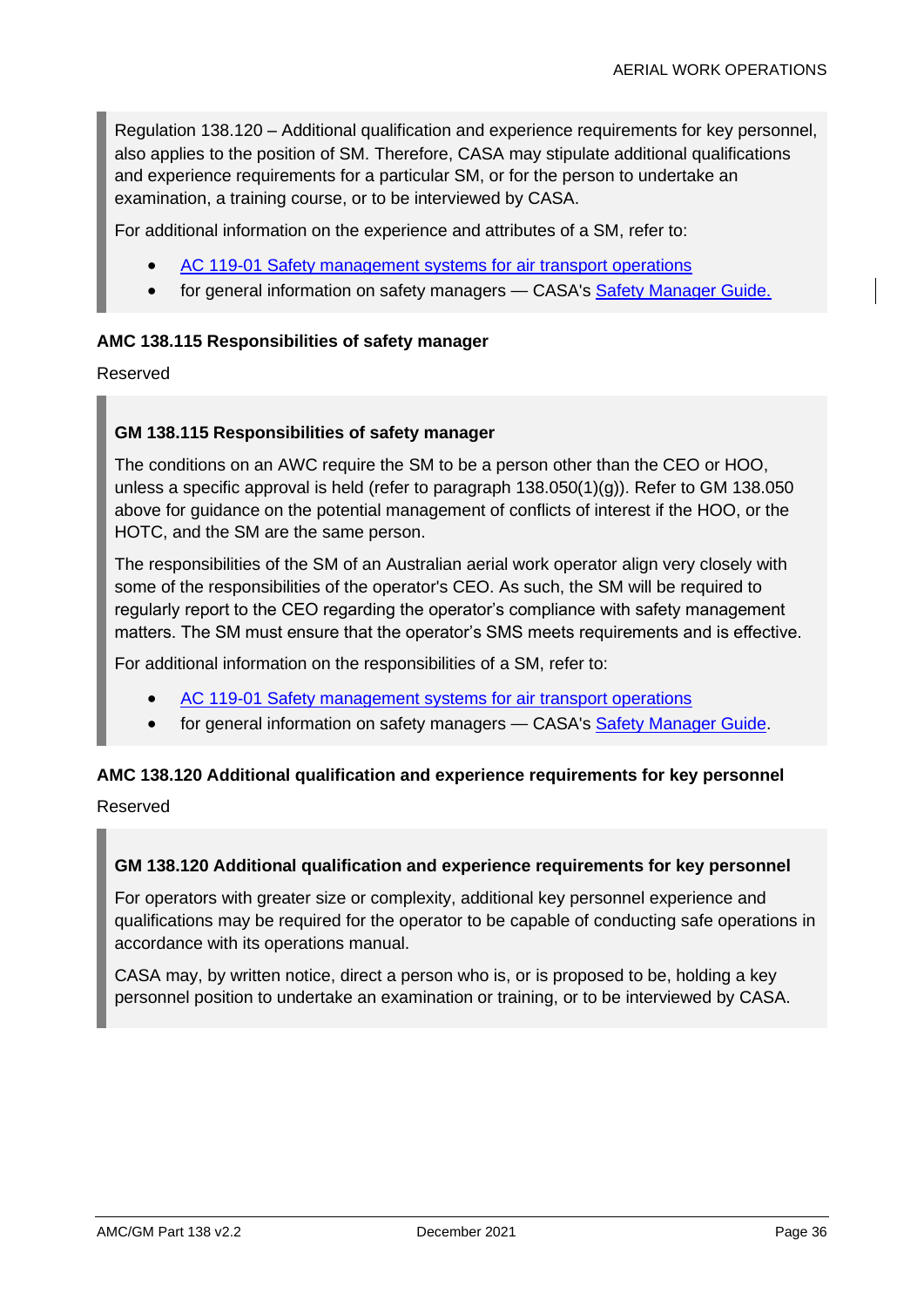Regulation 138.120 – Additional qualification and experience requirements for key personnel, also applies to the position of SM. Therefore, CASA may stipulate additional qualifications and experience requirements for a particular SM, or for the person to undertake an examination, a training course, or to be interviewed by CASA.

For additional information on the experience and attributes of a SM, refer to:

- AC 119-01 Safety management systems for air transport operations
- for general information on safety managers — CASA's Safety Manager Guide.

### AMC 138.115 Responsibilities of safety manager

Reserved

### GM 138.115 Responsibilities of safety manager

The conditions on an AWC require the SM to be a person other than the CEO or HOO, unless a specific approval is held (refer to paragraph 138.050(1)(g)). Refer to GM 138.050 above for guidance on the potential management of conflicts of interest if the HOO, or the HOTC, and the SM are the same person.

The responsibilities of the SM of an Australian aerial work operator align very closely with some of the responsibilities of the operator's CEO. As such, the SM will be required to regularly report to the CEO regarding the operator's compliance with safety management matters. The SM must ensure that the operator's SMS meets requirements and is effective.

For additional information on the responsibilities of a SM, refer to:

- AC 119-01 Safety management systems for air transport operations
- for general information on safety managers — CASA's Safety Manager Guide.

### AMC 138.120 Additional qualification and experience requirements for key personnel

Reserved

### GM 138.120 Additional qualification and experience requirements for key personnel

For operators with greater size or complexity, additional key personnel experience and qualifications may be required for the operator to be capable of conducting safe operations in accordance with its operations manual.

CASA may, by written notice, direct a person who is, or is proposed to be, holding a key personnel position to undertake an examination or training, or to be interviewed by CASA.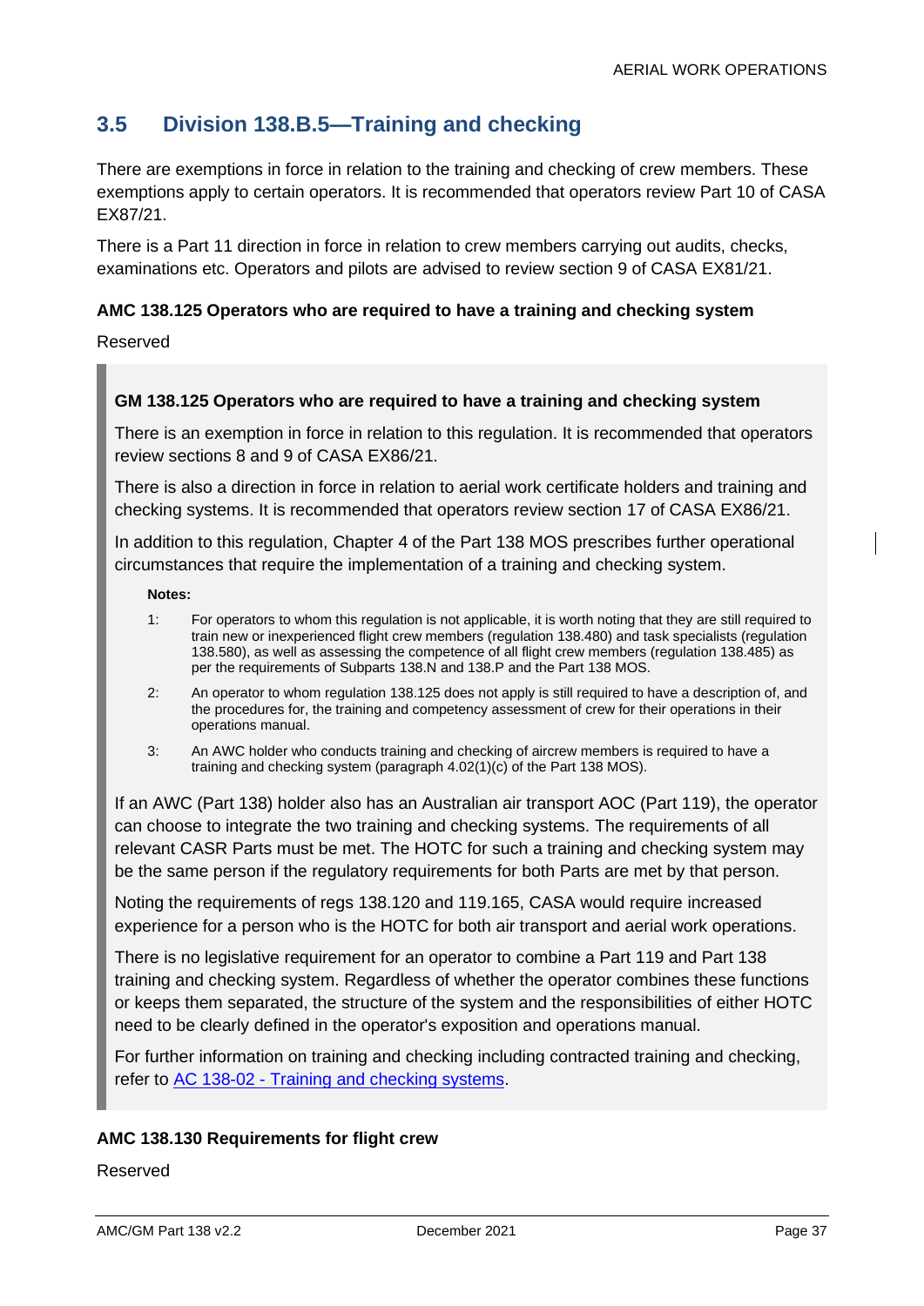## 3.5 Division 138.B.5—Training and checking

There are exemptions in force in relation to the training and checking of crew members. These exemptions apply to certain operators. It is recommended that operators review Part 10 of CASA EX87/21.

There is a Part 11 direction in force in relation to crew members carrying out audits, checks, examinations etc. Operators and pilots are advised to review section 9 of CASA EX81/21.

#### AMC 138.125 Operators who are required to have a training and checking system

Reserved

#### GM 138.125 Operators who are required to have a training and checking system

There is an exemption in force in relation to this regulation. It is recommended that operators review sections 8 and 9 of CASA EX86/21.

There is also a direction in force in relation to aerial work certificate holders and training and checking systems. It is recommended that operators review section 17 of CASA EX86/21.

In addition to this regulation, Chapter 4 of the Part 138 MOS prescribes further operational circumstances that require the implementation of a training and checking system.

**Notes:**

1: For operators to whom this regulation is not applicable, it is worth noting that they are still required to train new or inexperienced flight crew members (regulation 138.480) and task specialists (regulation 138.580), as well as assessing the competence of all flight crew members (regulation 138.485) as per the requirements of Subparts 138.N and 138.P and the Part 138 MOS.

2: An operator to whom regulation 138.125 does not apply is still required to have a description of, and the procedures for, the training and competency assessment of crew for their operations in their operations manual.

3: An AWC holder who conducts training and checking of aircrew members is required to have a training and checking system (paragraph 4.02(1)(c) of the Part 138 MOS).

If an AWC (Part 138) holder also has an Australian air transport AOC (Part 119), the operator can choose to integrate the two training and checking systems. The requirements of all relevant CASR Parts must be met. The HOTC for such a training and checking system may be the same person if the regulatory requirements for both Parts are met by that person.

Noting the requirements of regs 138.120 and 119.165, CASA would require increased experience for a person who is the HOTC for both air transport and aerial work operations.

There is no legislative requirement for an operator to combine a Part 119 and Part 138 training and checking system. Regardless of whether the operator combines these functions or keeps them separated, the structure of the system and the responsibilities of either HOTC need to be clearly defined in the operator's exposition and operations manual.

For further information on training and checking including contracted training and checking, refer to AC 138-02 - Training and checking systems.

#### AMC 138.130 Requirements for flight crew

Reserved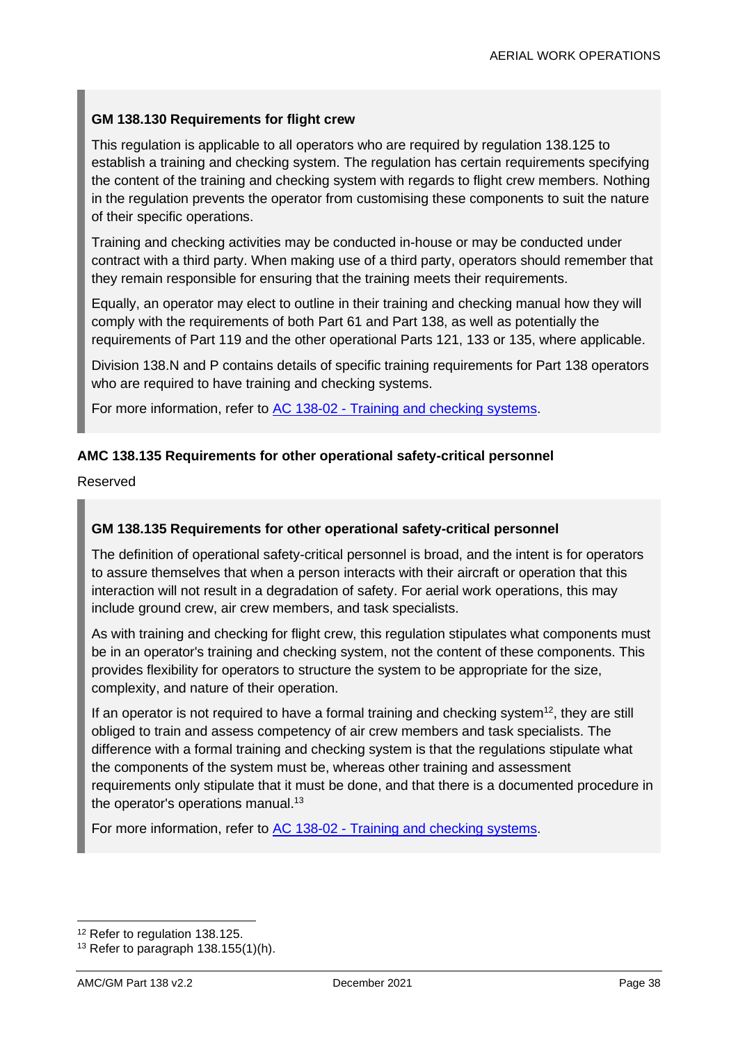### GM 138.130 Requirements for flight crew

This regulation is applicable to all operators who are required by regulation 138.125 to establish a training and checking system. The regulation has certain requirements specifying the content of the training and checking system with regards to flight crew members. Nothing in the regulation prevents the operator from customising these components to suit the nature of their specific operations.

Training and checking activities may be conducted in-house or may be conducted under contract with a third party. When making use of a third party, operators should remember that they remain responsible for ensuring that the training meets their requirements.

Equally, an operator may elect to outline in their training and checking manual how they will comply with the requirements of both Part 61 and Part 138, as well as potentially the requirements of Part 119 and the other operational Parts 121, 133 or 135, where applicable.

Division 138.N and P contains details of specific training requirements for Part 138 operators who are required to have training and checking systems.

For more information, refer to AC 138-02 - Training and checking systems.

### AMC 138.135 Requirements for other operational safety-critical personnel

Reserved

### GM 138.135 Requirements for other operational safety-critical personnel

The definition of operational safety-critical personnel is broad, and the intent is for operators to assure themselves that when a person interacts with their aircraft or operation that this interaction will not result in a degradation of safety. For aerial work operations, this may include ground crew, air crew members, and task specialists.

As with training and checking for flight crew, this regulation stipulates what components must be in an operator's training and checking system, not the content of these components. This provides flexibility for operators to structure the system to be appropriate for the size, complexity, and nature of their operation.

If an operator is not required to have a formal training and checking system[12], they are still obliged to train and assess competency of air crew members and task specialists. The difference with a formal training and checking system is that the regulations stipulate what the components of the system must be, whereas other training and assessment requirements only stipulate that it must be done, and that there is a documented procedure in the operator's operations manual.[13]

For more information, refer to AC 138-02 - Training and checking systems.

---

[12] Refer to regulation 138.125.

[13] Refer to paragraph 138.155(1)(h).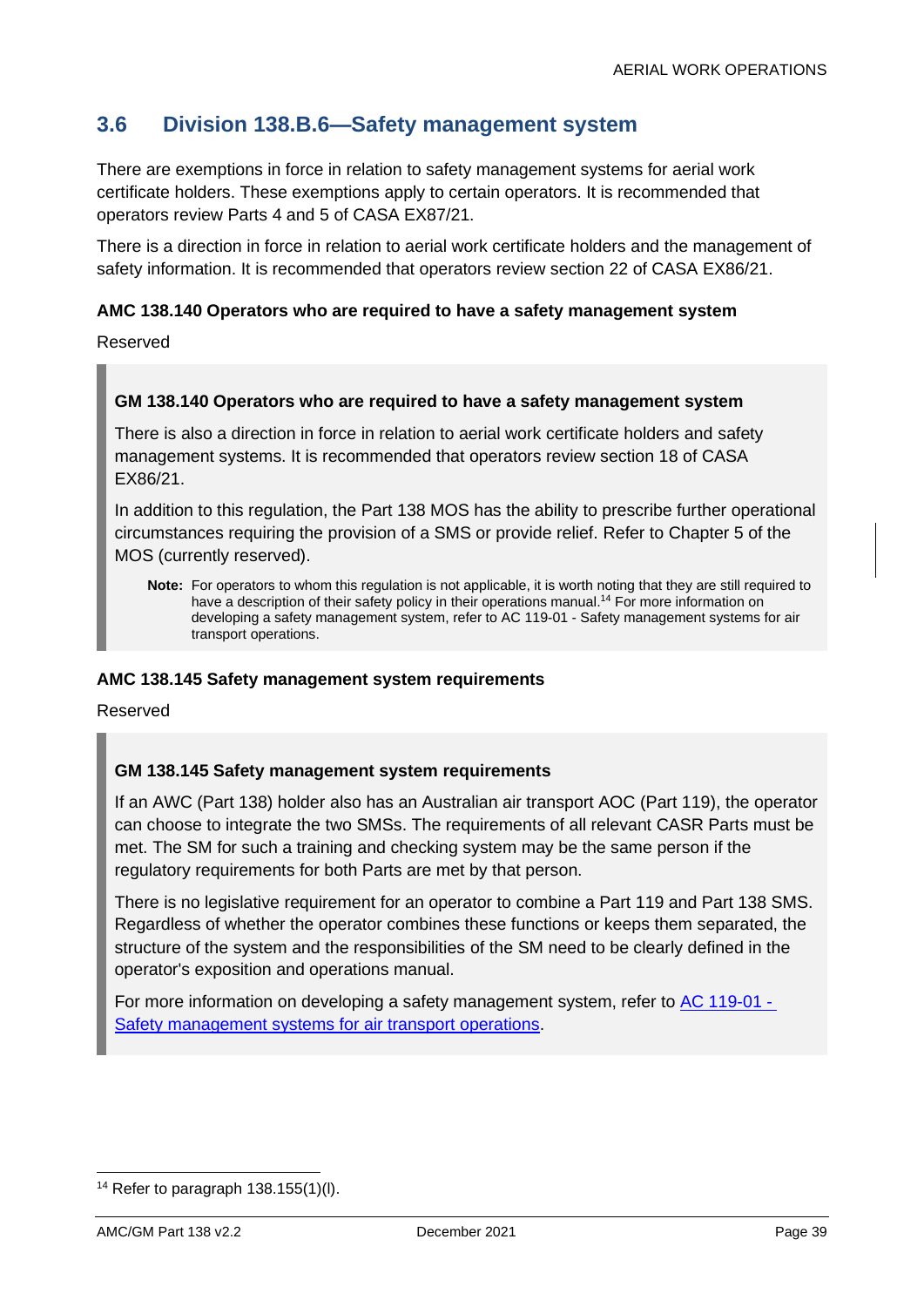## 3.6 Division 138.B.6—Safety management system

There are exemptions in force in relation to safety management systems for aerial work certificate holders. These exemptions apply to certain operators. It is recommended that operators review Parts 4 and 5 of CASA EX87/21.

There is a direction in force in relation to aerial work certificate holders and the management of safety information. It is recommended that operators review section 22 of CASA EX86/21.

**AMC 138.140 Operators who are required to have a safety management system**

Reserved

> **GM 138.140 Operators who are required to have a safety management system**
>
> There is also a direction in force in relation to aerial work certificate holders and safety management systems. It is recommended that operators review section 18 of CASA EX86/21.
>
> In addition to this regulation, the Part 138 MOS has the ability to prescribe further operational circumstances requiring the provision of a SMS or provide relief. Refer to Chapter 5 of the MOS (currently reserved).
>
> **Note:** For operators to whom this regulation is not applicable, it is worth noting that they are still required to have a description of their safety policy in their operations manual.[14] For more information on developing a safety management system, refer to AC 119-01 - Safety management systems for air transport operations.

**AMC 138.145 Safety management system requirements**

Reserved

> **GM 138.145 Safety management system requirements**
>
> If an AWC (Part 138) holder also has an Australian air transport AOC (Part 119), the operator can choose to integrate the two SMSs. The requirements of all relevant CASR Parts must be met. The SM for such a training and checking system may be the same person if the regulatory requirements for both Parts are met by that person.
>
> There is no legislative requirement for an operator to combine a Part 119 and Part 138 SMS. Regardless of whether the operator combines these functions or keeps them separated, the structure of the system and the responsibilities of the SM need to be clearly defined in the operator's exposition and operations manual.
>
> For more information on developing a safety management system, refer to AC 119-01 - Safety management systems for air transport operations.

[14] Refer to paragraph 138.155(1)(l).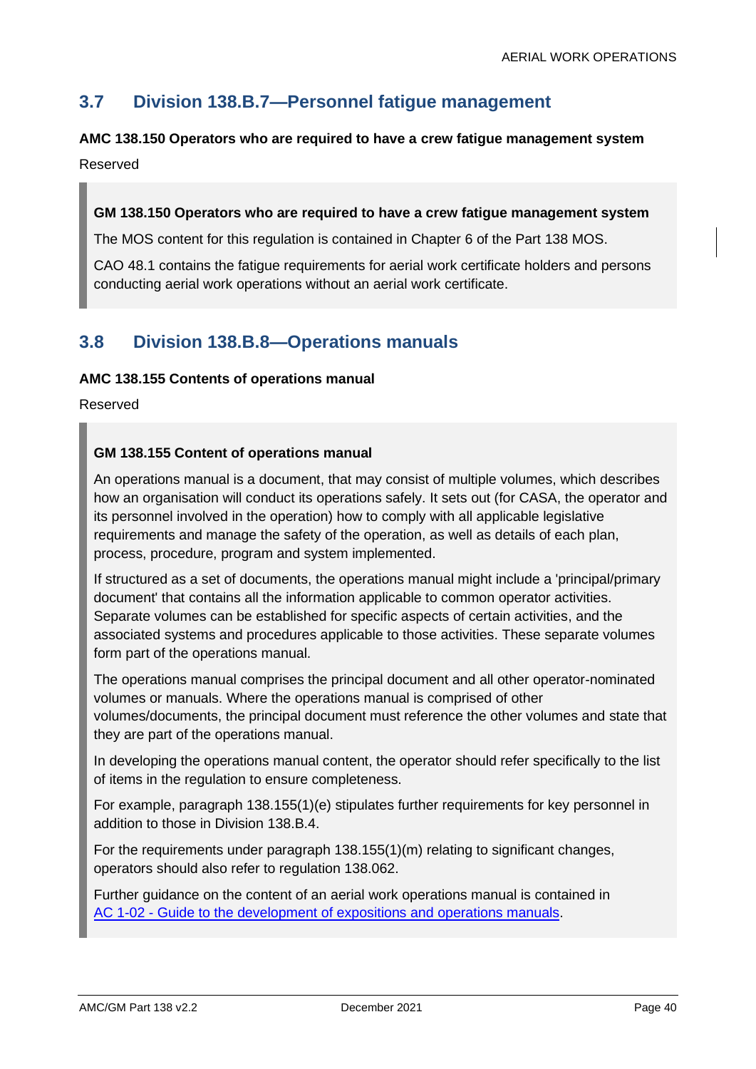## 3.7 Division 138.B.7—Personnel fatigue management

**AMC 138.150 Operators who are required to have a crew fatigue management system**

Reserved

**GM 138.150 Operators who are required to have a crew fatigue management system**

The MOS content for this regulation is contained in Chapter 6 of the Part 138 MOS.

CAO 48.1 contains the fatigue requirements for aerial work certificate holders and persons conducting aerial work operations without an aerial work certificate.

## 3.8 Division 138.B.8—Operations manuals

**AMC 138.155 Contents of operations manual**

Reserved

**GM 138.155 Content of operations manual**

An operations manual is a document, that may consist of multiple volumes, which describes how an organisation will conduct its operations safely. It sets out (for CASA, the operator and its personnel involved in the operation) how to comply with all applicable legislative requirements and manage the safety of the operation, as well as details of each plan, process, procedure, program and system implemented.

If structured as a set of documents, the operations manual might include a 'principal/primary document' that contains all the information applicable to common operator activities. Separate volumes can be established for specific aspects of certain activities, and the associated systems and procedures applicable to those activities. These separate volumes form part of the operations manual.

The operations manual comprises the principal document and all other operator-nominated volumes or manuals. Where the operations manual is comprised of other volumes/documents, the principal document must reference the other volumes and state that they are part of the operations manual.

In developing the operations manual content, the operator should refer specifically to the list of items in the regulation to ensure completeness.

For example, paragraph 138.155(1)(e) stipulates further requirements for key personnel in addition to those in Division 138.B.4.

For the requirements under paragraph 138.155(1)(m) relating to significant changes, operators should also refer to regulation 138.062.

Further guidance on the content of an aerial work operations manual is contained in AC 1-02 - Guide to the development of expositions and operations manuals.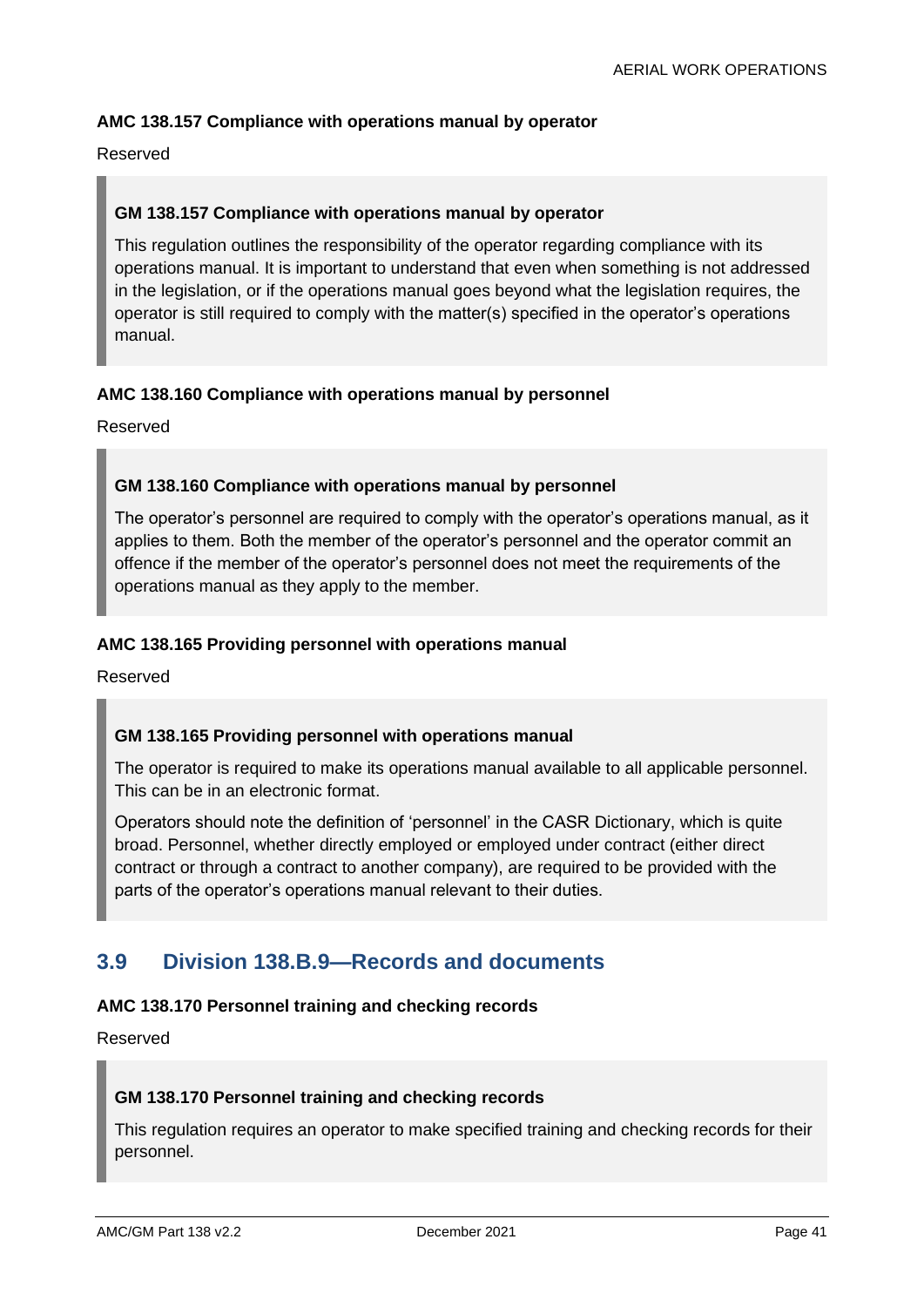#### AMC 138.157 Compliance with operations manual by operator

Reserved

> **GM 138.157 Compliance with operations manual by operator**
>
> This regulation outlines the responsibility of the operator regarding compliance with its operations manual. It is important to understand that even when something is not addressed in the legislation, or if the operations manual goes beyond what the legislation requires, the operator is still required to comply with the matter(s) specified in the operator's operations manual.

#### AMC 138.160 Compliance with operations manual by personnel

Reserved

> **GM 138.160 Compliance with operations manual by personnel**
>
> The operator's personnel are required to comply with the operator's operations manual, as it applies to them. Both the member of the operator's personnel and the operator commit an offence if the member of the operator's personnel does not meet the requirements of the operations manual as they apply to the member.

#### AMC 138.165 Providing personnel with operations manual

Reserved

> **GM 138.165 Providing personnel with operations manual**
>
> The operator is required to make its operations manual available to all applicable personnel. This can be in an electronic format.
>
> Operators should note the definition of 'personnel' in the CASR Dictionary, which is quite broad. Personnel, whether directly employed or employed under contract (either direct contract or through a contract to another company), are required to be provided with the parts of the operator's operations manual relevant to their duties.

## 3.9 Division 138.B.9—Records and documents

#### AMC 138.170 Personnel training and checking records

Reserved

> **GM 138.170 Personnel training and checking records**
>
> This regulation requires an operator to make specified training and checking records for their personnel.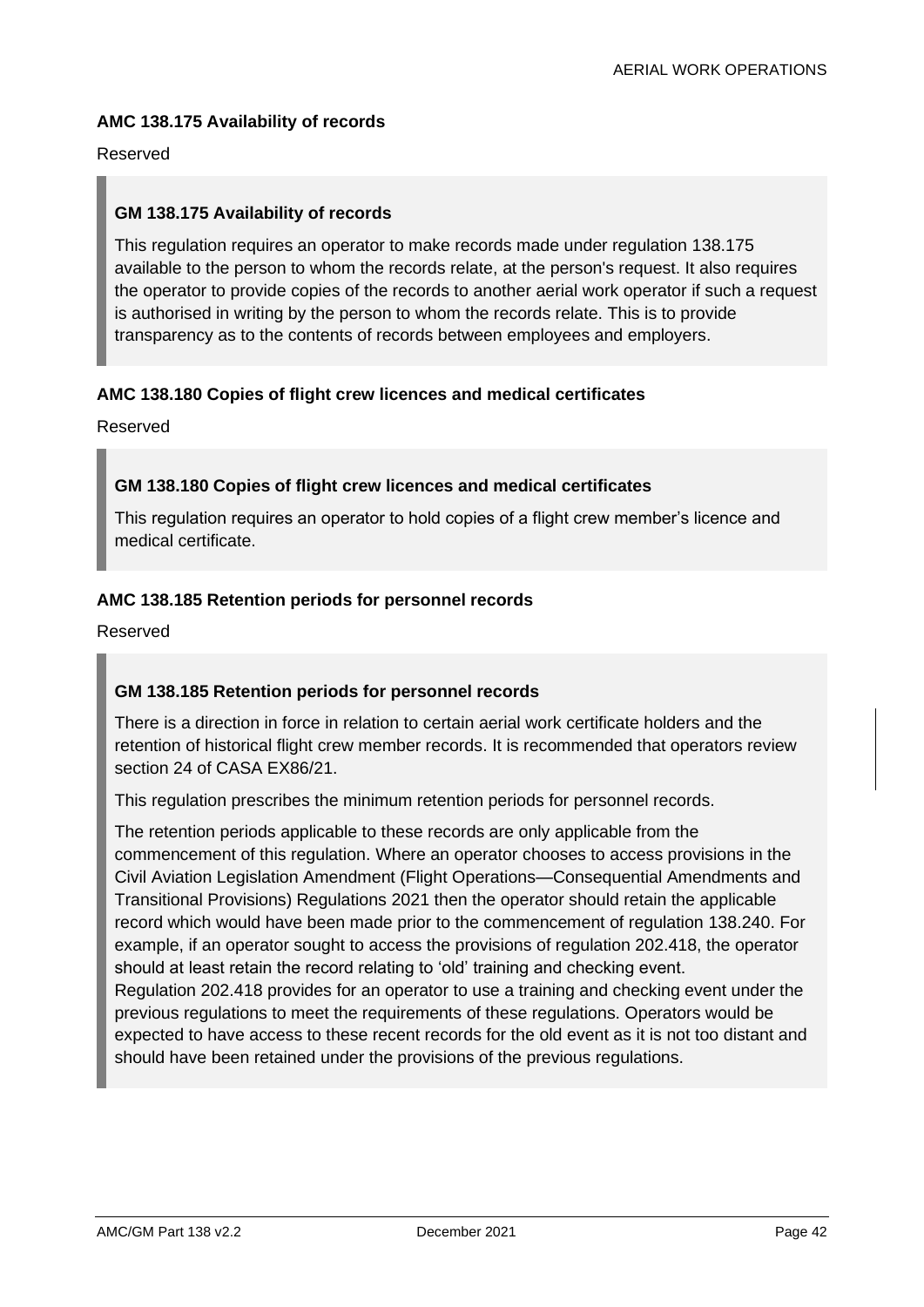### AMC 138.175 Availability of records

Reserved

#### GM 138.175 Availability of records

This regulation requires an operator to make records made under regulation 138.175 available to the person to whom the records relate, at the person's request. It also requires the operator to provide copies of the records to another aerial work operator if such a request is authorised in writing by the person to whom the records relate. This is to provide transparency as to the contents of records between employees and employers.

### AMC 138.180 Copies of flight crew licences and medical certificates

Reserved

#### GM 138.180 Copies of flight crew licences and medical certificates

This regulation requires an operator to hold copies of a flight crew member's licence and medical certificate.

### AMC 138.185 Retention periods for personnel records

Reserved

#### GM 138.185 Retention periods for personnel records

There is a direction in force in relation to certain aerial work certificate holders and the retention of historical flight crew member records. It is recommended that operators review section 24 of CASA EX86/21.

This regulation prescribes the minimum retention periods for personnel records.

The retention periods applicable to these records are only applicable from the commencement of this regulation. Where an operator chooses to access provisions in the Civil Aviation Legislation Amendment (Flight Operations—Consequential Amendments and Transitional Provisions) Regulations 2021 then the operator should retain the applicable record which would have been made prior to the commencement of regulation 138.240. For example, if an operator sought to access the provisions of regulation 202.418, the operator should at least retain the record relating to 'old' training and checking event. Regulation 202.418 provides for an operator to use a training and checking event under the previous regulations to meet the requirements of these regulations. Operators would be expected to have access to these recent records for the old event as it is not too distant and should have been retained under the provisions of the previous regulations.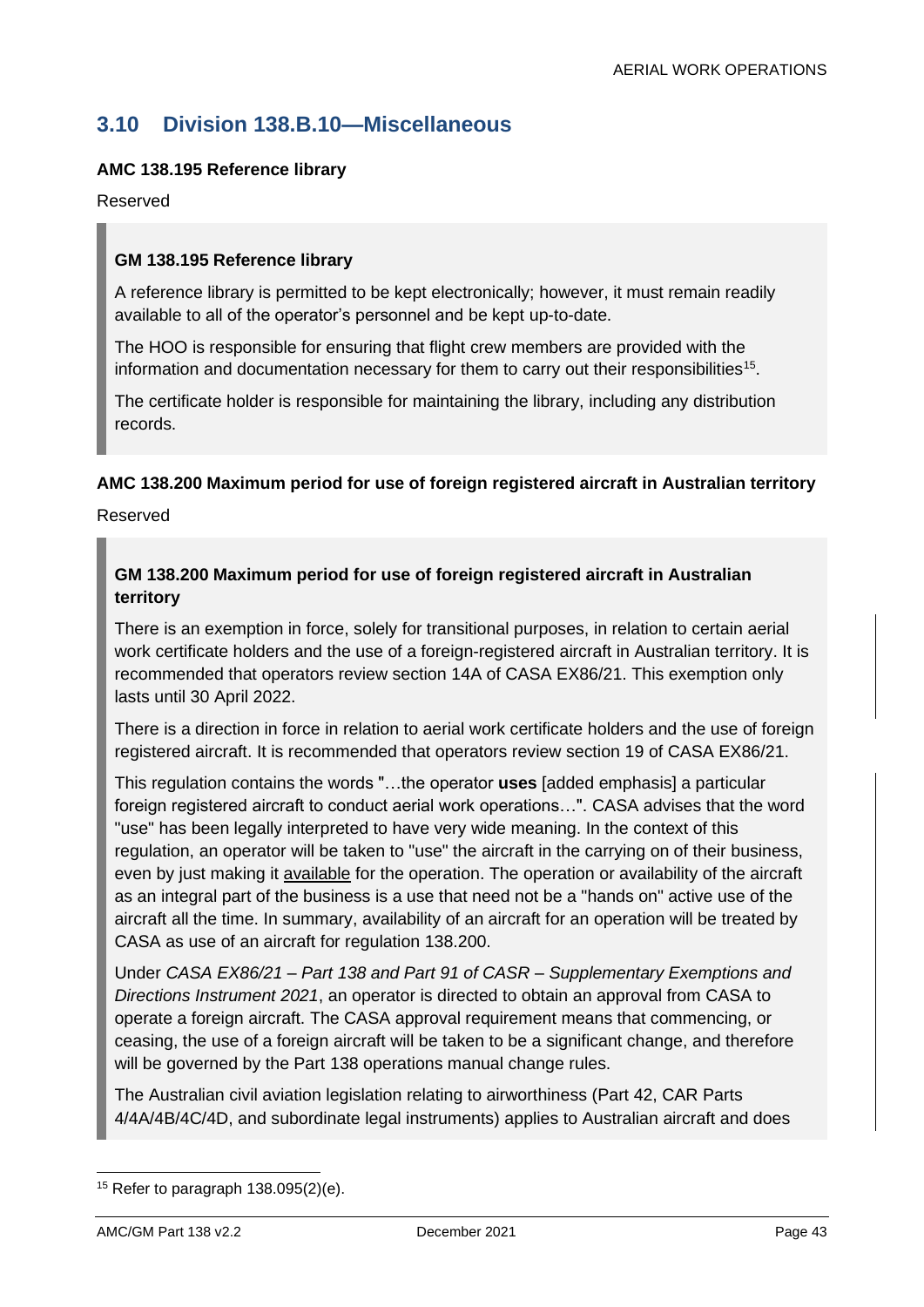## 3.10 Division 138.B.10—Miscellaneous

### AMC 138.195 Reference library

Reserved

> #### GM 138.195 Reference library
>
> A reference library is permitted to be kept electronically; however, it must remain readily available to all of the operator's personnel and be kept up-to-date.
>
> The HOO is responsible for ensuring that flight crew members are provided with the information and documentation necessary for them to carry out their responsibilities[15].
>
> The certificate holder is responsible for maintaining the library, including any distribution records.

### AMC 138.200 Maximum period for use of foreign registered aircraft in Australian territory

Reserved

> #### GM 138.200 Maximum period for use of foreign registered aircraft in Australian territory
>
> There is an exemption in force, solely for transitional purposes, in relation to certain aerial work certificate holders and the use of a foreign-registered aircraft in Australian territory. It is recommended that operators review section 14A of CASA EX86/21. This exemption only lasts until 30 April 2022.
>
> There is a direction in force in relation to aerial work certificate holders and the use of foreign registered aircraft. It is recommended that operators review section 19 of CASA EX86/21.
>
> This regulation contains the words "…the operator **uses** [added emphasis] a particular foreign registered aircraft to conduct aerial work operations…". CASA advises that the word "use" has been legally interpreted to have very wide meaning. In the context of this regulation, an operator will be taken to "use" the aircraft in the carrying on of their business, even by just making it <u>available</u> for the operation. The operation or availability of the aircraft as an integral part of the business is a use that need not be a "hands on" active use of the aircraft all the time. In summary, availability of an aircraft for an operation will be treated by CASA as use of an aircraft for regulation 138.200.
>
> Under *CASA EX86/21 – Part 138 and Part 91 of CASR – Supplementary Exemptions and Directions Instrument 2021*, an operator is directed to obtain an approval from CASA to operate a foreign aircraft. The CASA approval requirement means that commencing, or ceasing, the use of a foreign aircraft will be taken to be a significant change, and therefore will be governed by the Part 138 operations manual change rules.
>
> The Australian civil aviation legislation relating to airworthiness (Part 42, CAR Parts 4/4A/4B/4C/4D, and subordinate legal instruments) applies to Australian aircraft and does

[15] Refer to paragraph 138.095(2)(e).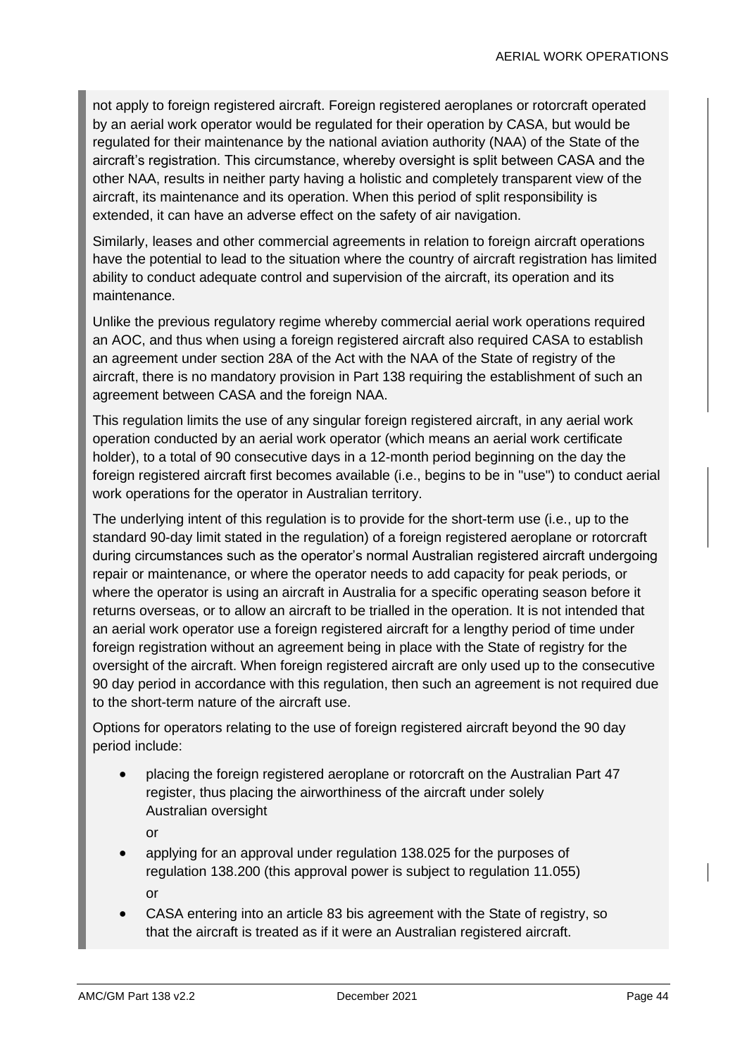not apply to foreign registered aircraft. Foreign registered aeroplanes or rotorcraft operated by an aerial work operator would be regulated for their operation by CASA, but would be regulated for their maintenance by the national aviation authority (NAA) of the State of the aircraft's registration. This circumstance, whereby oversight is split between CASA and the other NAA, results in neither party having a holistic and completely transparent view of the aircraft, its maintenance and its operation. When this period of split responsibility is extended, it can have an adverse effect on the safety of air navigation.

Similarly, leases and other commercial agreements in relation to foreign aircraft operations have the potential to lead to the situation where the country of aircraft registration has limited ability to conduct adequate control and supervision of the aircraft, its operation and its maintenance.

Unlike the previous regulatory regime whereby commercial aerial work operations required an AOC, and thus when using a foreign registered aircraft also required CASA to establish an agreement under section 28A of the Act with the NAA of the State of registry of the aircraft, there is no mandatory provision in Part 138 requiring the establishment of such an agreement between CASA and the foreign NAA.

This regulation limits the use of any singular foreign registered aircraft, in any aerial work operation conducted by an aerial work operator (which means an aerial work certificate holder), to a total of 90 consecutive days in a 12-month period beginning on the day the foreign registered aircraft first becomes available (i.e., begins to be in "use") to conduct aerial work operations for the operator in Australian territory.

The underlying intent of this regulation is to provide for the short-term use (i.e., up to the standard 90-day limit stated in the regulation) of a foreign registered aeroplane or rotorcraft during circumstances such as the operator's normal Australian registered aircraft undergoing repair or maintenance, or where the operator needs to add capacity for peak periods, or where the operator is using an aircraft in Australia for a specific operating season before it returns overseas, or to allow an aircraft to be trialled in the operation. It is not intended that an aerial work operator use a foreign registered aircraft for a lengthy period of time under foreign registration without an agreement being in place with the State of registry for the oversight of the aircraft. When foreign registered aircraft are only used up to the consecutive 90 day period in accordance with this regulation, then such an agreement is not required due to the short-term nature of the aircraft use.

Options for operators relating to the use of foreign registered aircraft beyond the 90 day period include:

- placing the foreign registered aeroplane or rotorcraft on the Australian Part 47 register, thus placing the airworthiness of the aircraft under solely Australian oversight

  or
- applying for an approval under regulation 138.025 for the purposes of regulation 138.200 (this approval power is subject to regulation 11.055)

  or
- CASA entering into an article 83 bis agreement with the State of registry, so that the aircraft is treated as if it were an Australian registered aircraft.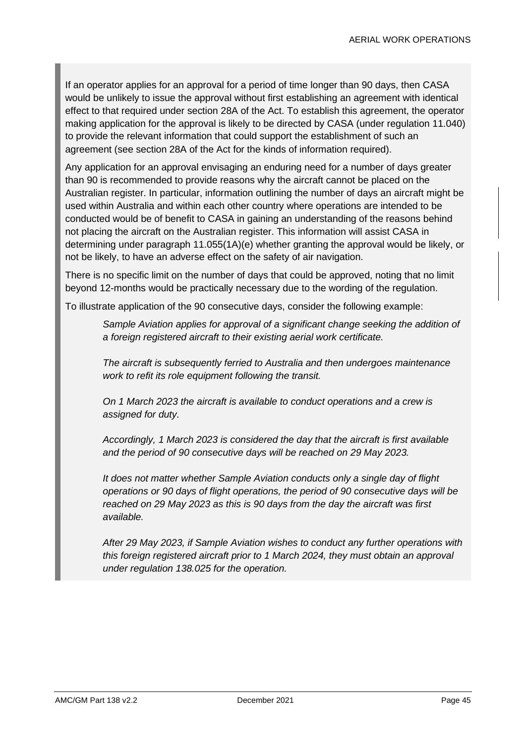If an operator applies for an approval for a period of time longer than 90 days, then CASA would be unlikely to issue the approval without first establishing an agreement with identical effect to that required under section 28A of the Act. To establish this agreement, the operator making application for the approval is likely to be directed by CASA (under regulation 11.040) to provide the relevant information that could support the establishment of such an agreement (see section 28A of the Act for the kinds of information required).

Any application for an approval envisaging an enduring need for a number of days greater than 90 is recommended to provide reasons why the aircraft cannot be placed on the Australian register. In particular, information outlining the number of days an aircraft might be used within Australia and within each other country where operations are intended to be conducted would be of benefit to CASA in gaining an understanding of the reasons behind not placing the aircraft on the Australian register. This information will assist CASA in determining under paragraph 11.055(1A)(e) whether granting the approval would be likely, or not be likely, to have an adverse effect on the safety of air navigation.

There is no specific limit on the number of days that could be approved, noting that no limit beyond 12-months would be practically necessary due to the wording of the regulation.

To illustrate application of the 90 consecutive days, consider the following example:

> *Sample Aviation applies for approval of a significant change seeking the addition of a foreign registered aircraft to their existing aerial work certificate.*
>
> *The aircraft is subsequently ferried to Australia and then undergoes maintenance work to refit its role equipment following the transit.*
>
> *On 1 March 2023 the aircraft is available to conduct operations and a crew is assigned for duty.*
>
> *Accordingly, 1 March 2023 is considered the day that the aircraft is first available and the period of 90 consecutive days will be reached on 29 May 2023.*
>
> *It does not matter whether Sample Aviation conducts only a single day of flight operations or 90 days of flight operations, the period of 90 consecutive days will be reached on 29 May 2023 as this is 90 days from the day the aircraft was first available.*
>
> *After 29 May 2023, if Sample Aviation wishes to conduct any further operations with this foreign registered aircraft prior to 1 March 2024, they must obtain an approval under regulation 138.025 for the operation.*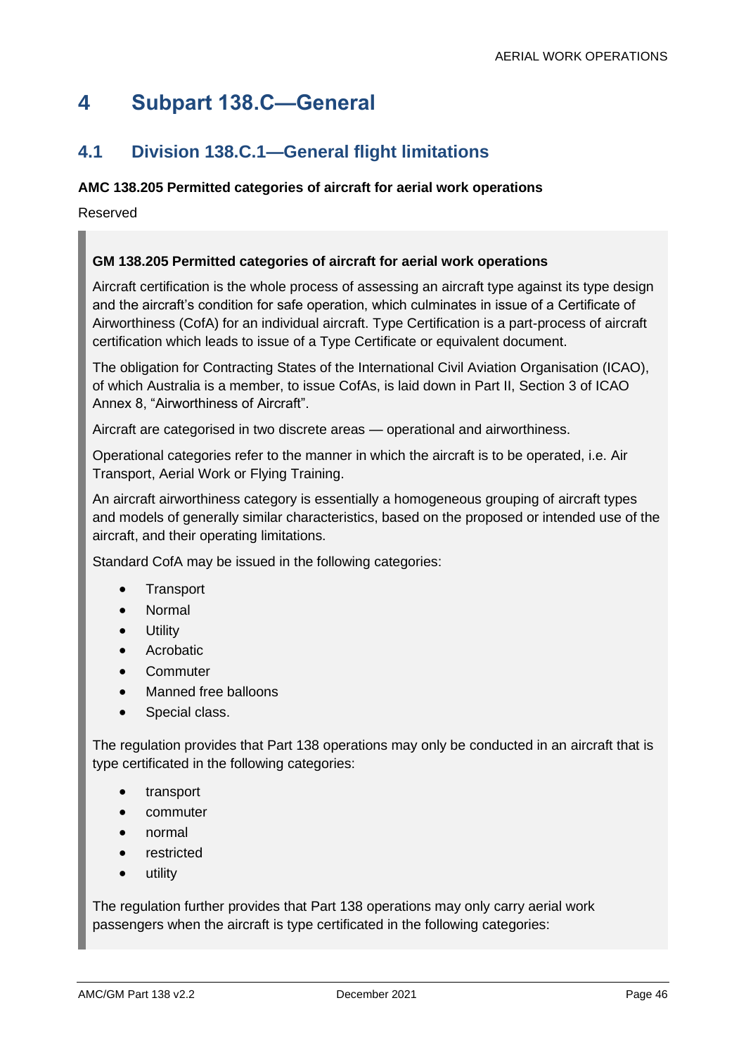# 4 Subpart 138.C—General

## 4.1 Division 138.C.1—General flight limitations

**AMC 138.205 Permitted categories of aircraft for aerial work operations**

Reserved

**GM 138.205 Permitted categories of aircraft for aerial work operations**

Aircraft certification is the whole process of assessing an aircraft type against its type design and the aircraft's condition for safe operation, which culminates in issue of a Certificate of Airworthiness (CofA) for an individual aircraft. Type Certification is a part-process of aircraft certification which leads to issue of a Type Certificate or equivalent document.

The obligation for Contracting States of the International Civil Aviation Organisation (ICAO), of which Australia is a member, to issue CofAs, is laid down in Part II, Section 3 of ICAO Annex 8, "Airworthiness of Aircraft".

Aircraft are categorised in two discrete areas — operational and airworthiness.

Operational categories refer to the manner in which the aircraft is to be operated, i.e. Air Transport, Aerial Work or Flying Training.

An aircraft airworthiness category is essentially a homogeneous grouping of aircraft types and models of generally similar characteristics, based on the proposed or intended use of the aircraft, and their operating limitations.

Standard CofA may be issued in the following categories:

- Transport
- Normal
- Utility
- Acrobatic
- Commuter
- Manned free balloons
- Special class.

The regulation provides that Part 138 operations may only be conducted in an aircraft that is type certificated in the following categories:

- transport
- commuter
- normal
- restricted
- utility

The regulation further provides that Part 138 operations may only carry aerial work passengers when the aircraft is type certificated in the following categories: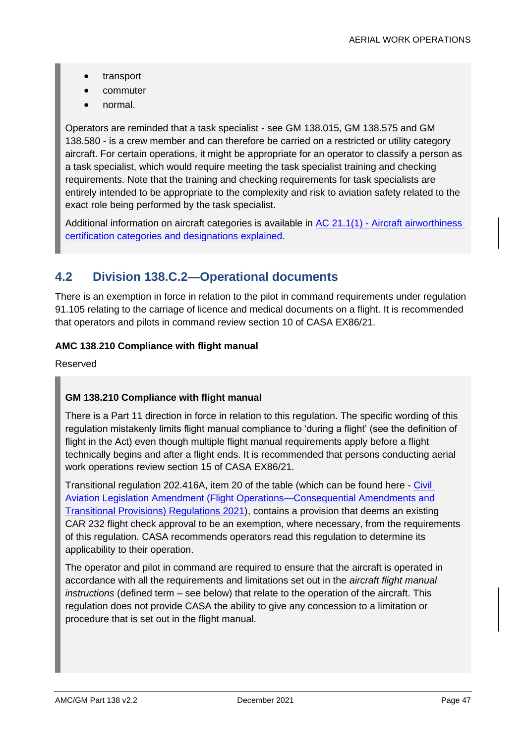- transport
- commuter
- normal.

Operators are reminded that a task specialist - see GM 138.015, GM 138.575 and GM 138.580 - is a crew member and can therefore be carried on a restricted or utility category aircraft. For certain operations, it might be appropriate for an operator to classify a person as a task specialist, which would require meeting the task specialist training and checking requirements. Note that the training and checking requirements for task specialists are entirely intended to be appropriate to the complexity and risk to aviation safety related to the exact role being performed by the task specialist.

Additional information on aircraft categories is available in [AC 21.1(1) - Aircraft airworthiness certification categories and designations explained.]

## 4.2 Division 138.C.2—Operational documents

There is an exemption in force in relation to the pilot in command requirements under regulation 91.105 relating to the carriage of licence and medical documents on a flight. It is recommended that operators and pilots in command review section 10 of CASA EX86/21.

**AMC 138.210 Compliance with flight manual**

Reserved

**GM 138.210 Compliance with flight manual**

There is a Part 11 direction in force in relation to this regulation. The specific wording of this regulation mistakenly limits flight manual compliance to 'during a flight' (see the definition of flight in the Act) even though multiple flight manual requirements apply before a flight technically begins and after a flight ends. It is recommended that persons conducting aerial work operations review section 15 of CASA EX86/21.

Transitional regulation 202.416A, item 20 of the table (which can be found here - [Civil Aviation Legislation Amendment (Flight Operations—Consequential Amendments and Transitional Provisions) Regulations 2021]), contains a provision that deems an existing CAR 232 flight check approval to be an exemption, where necessary, from the requirements of this regulation. CASA recommends operators read this regulation to determine its applicability to their operation.

The operator and pilot in command are required to ensure that the aircraft is operated in accordance with all the requirements and limitations set out in the *aircraft flight manual instructions* (defined term – see below) that relate to the operation of the aircraft. This regulation does not provide CASA the ability to give any concession to a limitation or procedure that is set out in the flight manual.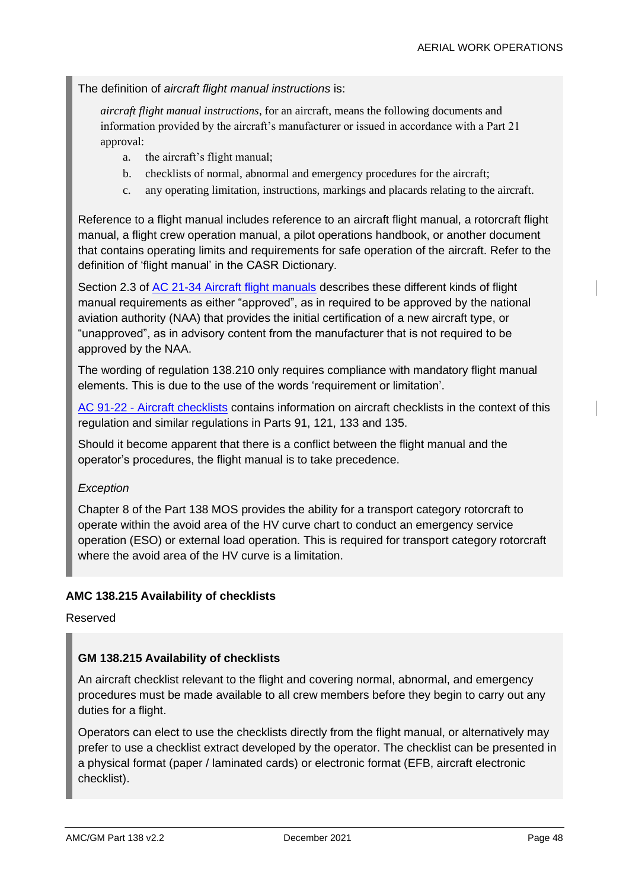The definition of *aircraft flight manual instructions* is:

> *aircraft flight manual instructions*, for an aircraft, means the following documents and information provided by the aircraft's manufacturer or issued in accordance with a Part 21 approval:
>
> a. the aircraft's flight manual;
>
> b. checklists of normal, abnormal and emergency procedures for the aircraft;
>
> c. any operating limitation, instructions, markings and placards relating to the aircraft.

Reference to a flight manual includes reference to an aircraft flight manual, a rotorcraft flight manual, a flight crew operation manual, a pilot operations handbook, or another document that contains operating limits and requirements for safe operation of the aircraft. Refer to the definition of 'flight manual' in the CASR Dictionary.

Section 2.3 of [AC 21-34 Aircraft flight manuals] describes these different kinds of flight manual requirements as either "approved", as in required to be approved by the national aviation authority (NAA) that provides the initial certification of a new aircraft type, or "unapproved", as in advisory content from the manufacturer that is not required to be approved by the NAA.

The wording of regulation 138.210 only requires compliance with mandatory flight manual elements. This is due to the use of the words 'requirement or limitation'.

[AC 91-22 - Aircraft checklists] contains information on aircraft checklists in the context of this regulation and similar regulations in Parts 91, 121, 133 and 135.

Should it become apparent that there is a conflict between the flight manual and the operator's procedures, the flight manual is to take precedence.

*Exception*

Chapter 8 of the Part 138 MOS provides the ability for a transport category rotorcraft to operate within the avoid area of the HV curve chart to conduct an emergency service operation (ESO) or external load operation. This is required for transport category rotorcraft where the avoid area of the HV curve is a limitation.

### AMC 138.215 Availability of checklists

Reserved

### GM 138.215 Availability of checklists

An aircraft checklist relevant to the flight and covering normal, abnormal, and emergency procedures must be made available to all crew members before they begin to carry out any duties for a flight.

Operators can elect to use the checklists directly from the flight manual, or alternatively may prefer to use a checklist extract developed by the operator. The checklist can be presented in a physical format (paper / laminated cards) or electronic format (EFB, aircraft electronic checklist).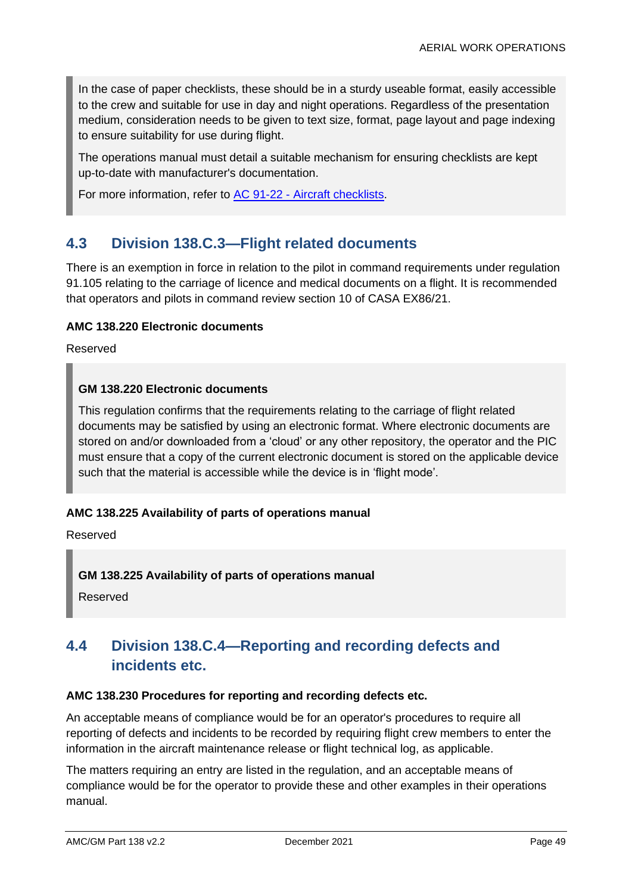In the case of paper checklists, these should be in a sturdy useable format, easily accessible to the crew and suitable for use in day and night operations. Regardless of the presentation medium, consideration needs to be given to text size, format, page layout and page indexing to ensure suitability for use during flight.

The operations manual must detail a suitable mechanism for ensuring checklists are kept up-to-date with manufacturer's documentation.

For more information, refer to [AC 91-22 - Aircraft checklists](AC 91-22 - Aircraft checklists).

## 4.3 Division 138.C.3—Flight related documents

There is an exemption in force in relation to the pilot in command requirements under regulation 91.105 relating to the carriage of licence and medical documents on a flight. It is recommended that operators and pilots in command review section 10 of CASA EX86/21.

#### AMC 138.220 Electronic documents

Reserved

#### GM 138.220 Electronic documents

This regulation confirms that the requirements relating to the carriage of flight related documents may be satisfied by using an electronic format. Where electronic documents are stored on and/or downloaded from a 'cloud' or any other repository, the operator and the PIC must ensure that a copy of the current electronic document is stored on the applicable device such that the material is accessible while the device is in 'flight mode'.

#### AMC 138.225 Availability of parts of operations manual

Reserved

#### GM 138.225 Availability of parts of operations manual

Reserved

## 4.4 Division 138.C.4—Reporting and recording defects and incidents etc.

#### AMC 138.230 Procedures for reporting and recording defects etc.

An acceptable means of compliance would be for an operator's procedures to require all reporting of defects and incidents to be recorded by requiring flight crew members to enter the information in the aircraft maintenance release or flight technical log, as applicable.

The matters requiring an entry are listed in the regulation, and an acceptable means of compliance would be for the operator to provide these and other examples in their operations manual.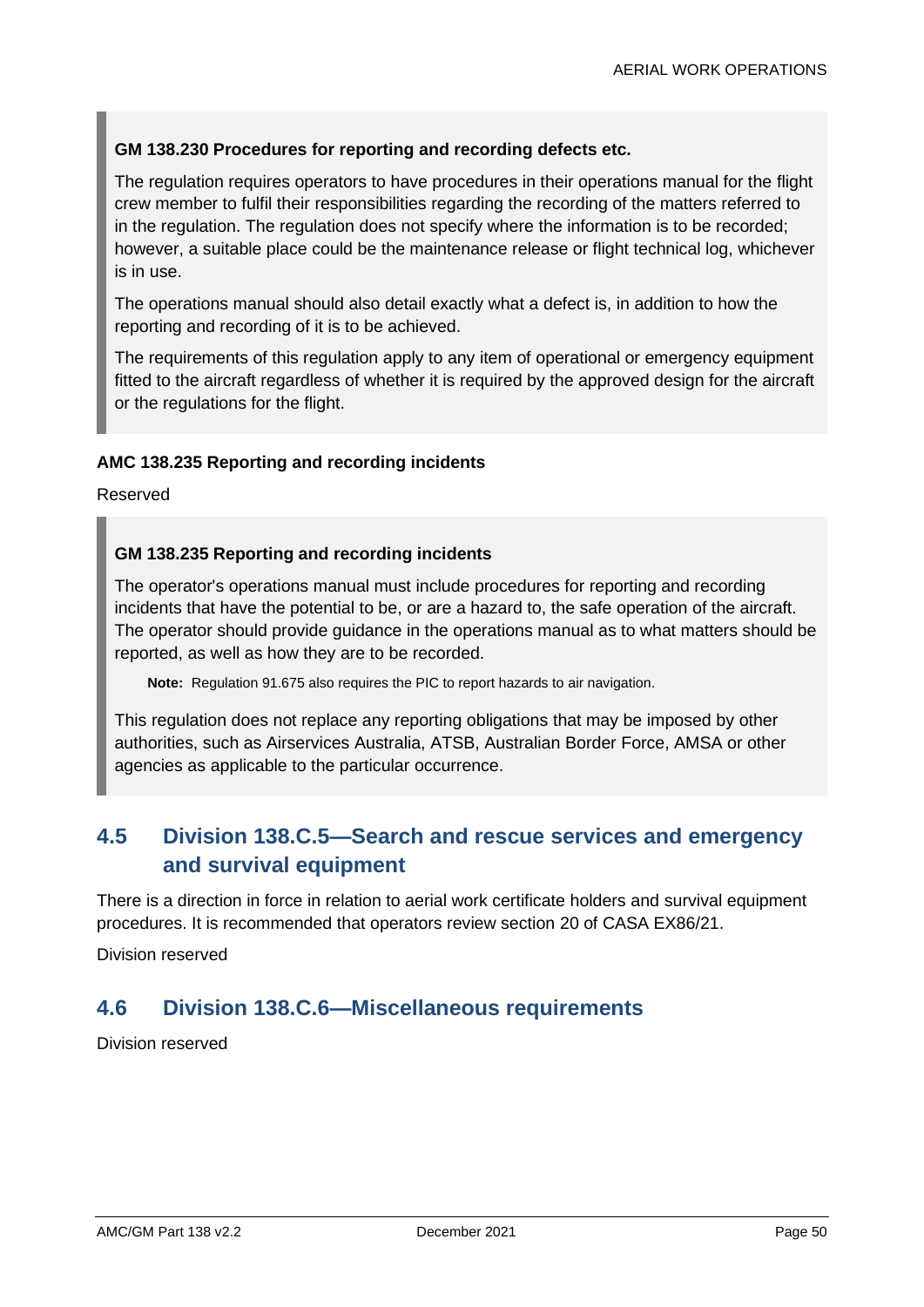#### GM 138.230 Procedures for reporting and recording defects etc.

The regulation requires operators to have procedures in their operations manual for the flight crew member to fulfil their responsibilities regarding the recording of the matters referred to in the regulation. The regulation does not specify where the information is to be recorded; however, a suitable place could be the maintenance release or flight technical log, whichever is in use.

The operations manual should also detail exactly what a defect is, in addition to how the reporting and recording of it is to be achieved.

The requirements of this regulation apply to any item of operational or emergency equipment fitted to the aircraft regardless of whether it is required by the approved design for the aircraft or the regulations for the flight.

#### AMC 138.235 Reporting and recording incidents

Reserved

#### GM 138.235 Reporting and recording incidents

The operator's operations manual must include procedures for reporting and recording incidents that have the potential to be, or are a hazard to, the safe operation of the aircraft. The operator should provide guidance in the operations manual as to what matters should be reported, as well as how they are to be recorded.

> **Note:** Regulation 91.675 also requires the PIC to report hazards to air navigation.

This regulation does not replace any reporting obligations that may be imposed by other authorities, such as Airservices Australia, ATSB, Australian Border Force, AMSA or other agencies as applicable to the particular occurrence.

## 4.5 Division 138.C.5—Search and rescue services and emergency and survival equipment

There is a direction in force in relation to aerial work certificate holders and survival equipment procedures. It is recommended that operators review section 20 of CASA EX86/21.

Division reserved

## 4.6 Division 138.C.6—Miscellaneous requirements

Division reserved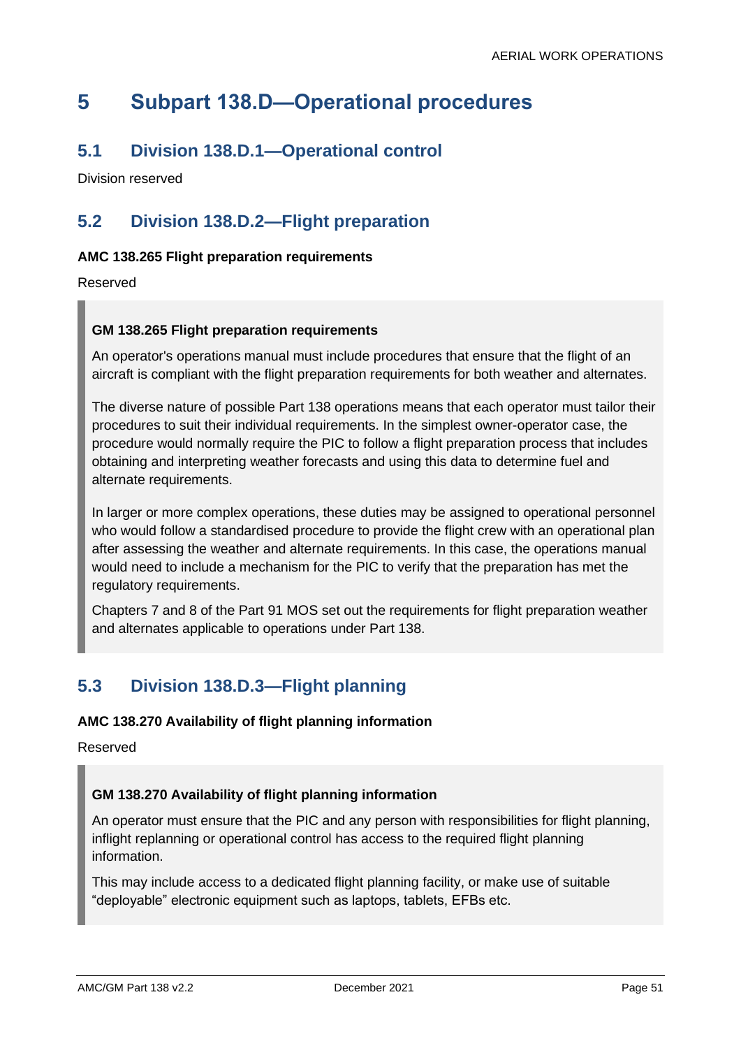# 5 Subpart 138.D—Operational procedures

## 5.1 Division 138.D.1—Operational control

Division reserved

## 5.2 Division 138.D.2—Flight preparation

**AMC 138.265 Flight preparation requirements**

Reserved

**GM 138.265 Flight preparation requirements**

An operator's operations manual must include procedures that ensure that the flight of an aircraft is compliant with the flight preparation requirements for both weather and alternates.

The diverse nature of possible Part 138 operations means that each operator must tailor their procedures to suit their individual requirements. In the simplest owner-operator case, the procedure would normally require the PIC to follow a flight preparation process that includes obtaining and interpreting weather forecasts and using this data to determine fuel and alternate requirements.

In larger or more complex operations, these duties may be assigned to operational personnel who would follow a standardised procedure to provide the flight crew with an operational plan after assessing the weather and alternate requirements. In this case, the operations manual would need to include a mechanism for the PIC to verify that the preparation has met the regulatory requirements.

Chapters 7 and 8 of the Part 91 MOS set out the requirements for flight preparation weather and alternates applicable to operations under Part 138.

## 5.3 Division 138.D.3—Flight planning

**AMC 138.270 Availability of flight planning information**

Reserved

**GM 138.270 Availability of flight planning information**

An operator must ensure that the PIC and any person with responsibilities for flight planning, inflight replanning or operational control has access to the required flight planning information.

This may include access to a dedicated flight planning facility, or make use of suitable "deployable" electronic equipment such as laptops, tablets, EFBs etc.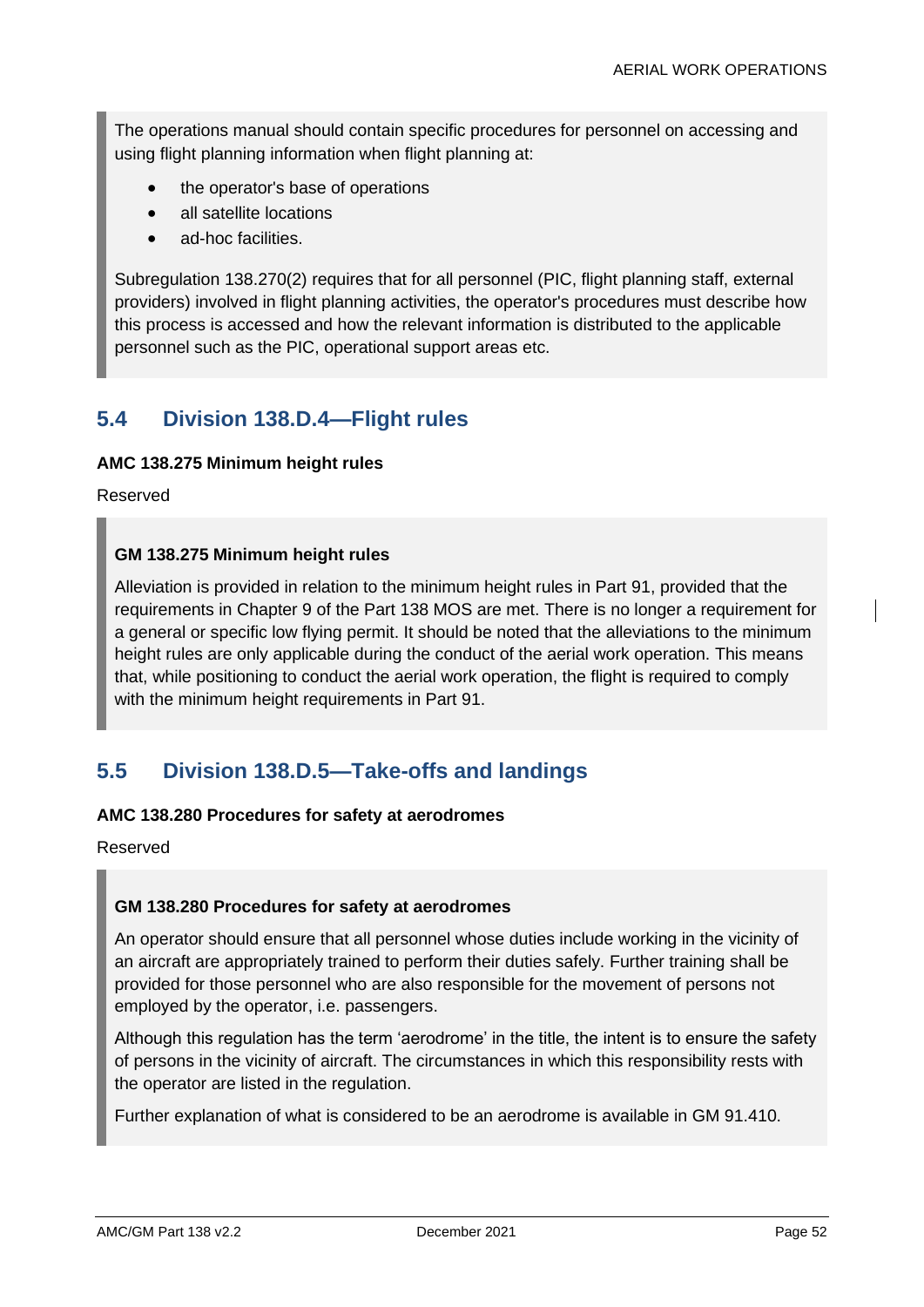The operations manual should contain specific procedures for personnel on accessing and using flight planning information when flight planning at:

- the operator's base of operations
- all satellite locations
- ad-hoc facilities.

Subregulation 138.270(2) requires that for all personnel (PIC, flight planning staff, external providers) involved in flight planning activities, the operator's procedures must describe how this process is accessed and how the relevant information is distributed to the applicable personnel such as the PIC, operational support areas etc.

## 5.4 Division 138.D.4—Flight rules

**AMC 138.275 Minimum height rules**

Reserved

**GM 138.275 Minimum height rules**

Alleviation is provided in relation to the minimum height rules in Part 91, provided that the requirements in Chapter 9 of the Part 138 MOS are met. There is no longer a requirement for a general or specific low flying permit. It should be noted that the alleviations to the minimum height rules are only applicable during the conduct of the aerial work operation. This means that, while positioning to conduct the aerial work operation, the flight is required to comply with the minimum height requirements in Part 91.

## 5.5 Division 138.D.5—Take-offs and landings

**AMC 138.280 Procedures for safety at aerodromes**

Reserved

**GM 138.280 Procedures for safety at aerodromes**

An operator should ensure that all personnel whose duties include working in the vicinity of an aircraft are appropriately trained to perform their duties safely. Further training shall be provided for those personnel who are also responsible for the movement of persons not employed by the operator, i.e. passengers.

Although this regulation has the term 'aerodrome' in the title, the intent is to ensure the safety of persons in the vicinity of aircraft. The circumstances in which this responsibility rests with the operator are listed in the regulation.

Further explanation of what is considered to be an aerodrome is available in GM 91.410.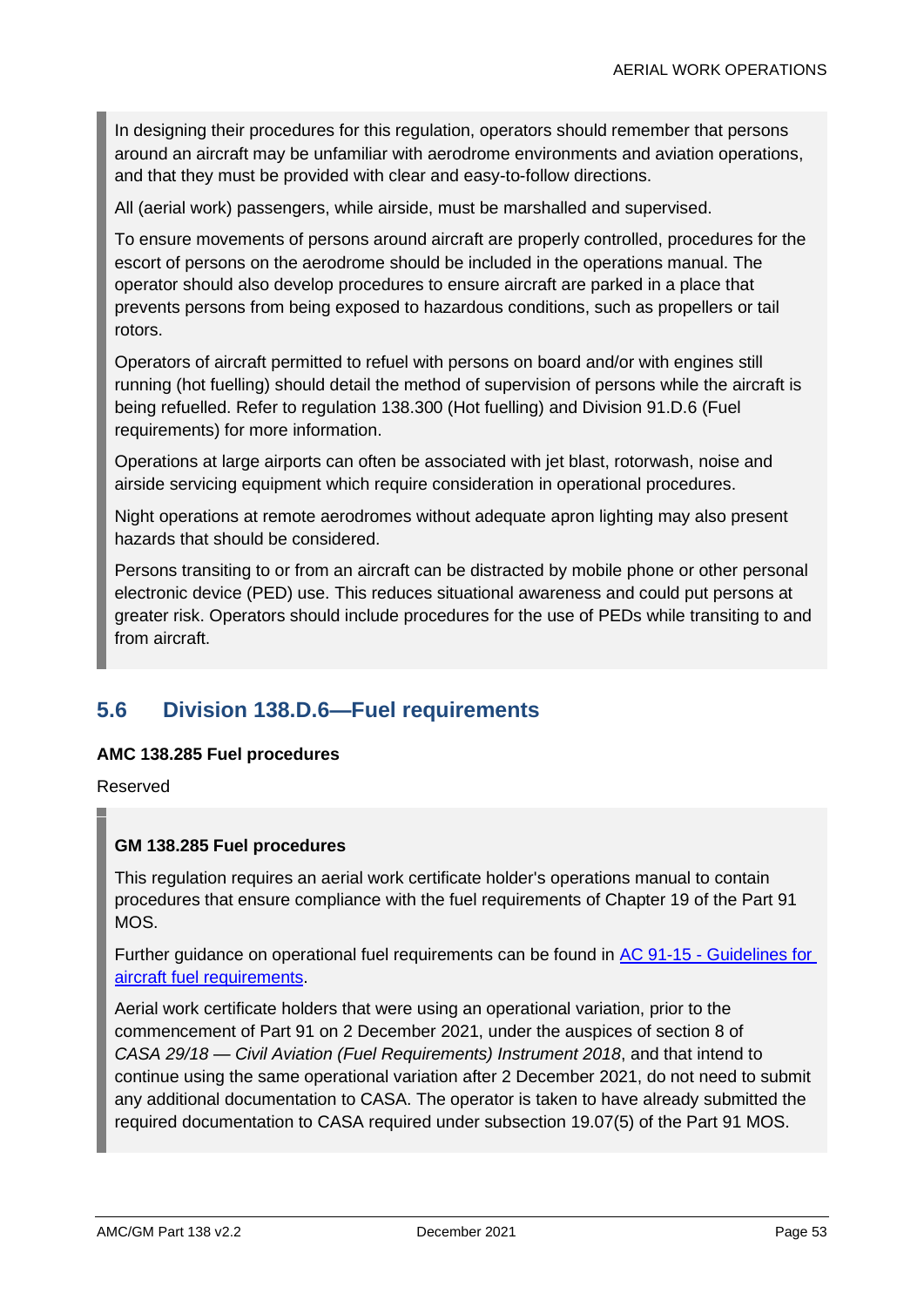In designing their procedures for this regulation, operators should remember that persons around an aircraft may be unfamiliar with aerodrome environments and aviation operations, and that they must be provided with clear and easy-to-follow directions.

All (aerial work) passengers, while airside, must be marshalled and supervised.

To ensure movements of persons around aircraft are properly controlled, procedures for the escort of persons on the aerodrome should be included in the operations manual. The operator should also develop procedures to ensure aircraft are parked in a place that prevents persons from being exposed to hazardous conditions, such as propellers or tail rotors.

Operators of aircraft permitted to refuel with persons on board and/or with engines still running (hot fuelling) should detail the method of supervision of persons while the aircraft is being refuelled. Refer to regulation 138.300 (Hot fuelling) and Division 91.D.6 (Fuel requirements) for more information.

Operations at large airports can often be associated with jet blast, rotorwash, noise and airside servicing equipment which require consideration in operational procedures.

Night operations at remote aerodromes without adequate apron lighting may also present hazards that should be considered.

Persons transiting to or from an aircraft can be distracted by mobile phone or other personal electronic device (PED) use. This reduces situational awareness and could put persons at greater risk. Operators should include procedures for the use of PEDs while transiting to and from aircraft.

## 5.6 Division 138.D.6—Fuel requirements

**AMC 138.285 Fuel procedures**

Reserved

**GM 138.285 Fuel procedures**

This regulation requires an aerial work certificate holder's operations manual to contain procedures that ensure compliance with the fuel requirements of Chapter 19 of the Part 91 MOS.

Further guidance on operational fuel requirements can be found in [AC 91-15 - Guidelines for aircraft fuel requirements](AC 91-15 - Guidelines for aircraft fuel requirements).

Aerial work certificate holders that were using an operational variation, prior to the commencement of Part 91 on 2 December 2021, under the auspices of section 8 of *CASA 29/18 — Civil Aviation (Fuel Requirements) Instrument 2018*, and that intend to continue using the same operational variation after 2 December 2021, do not need to submit any additional documentation to CASA. The operator is taken to have already submitted the required documentation to CASA required under subsection 19.07(5) of the Part 91 MOS.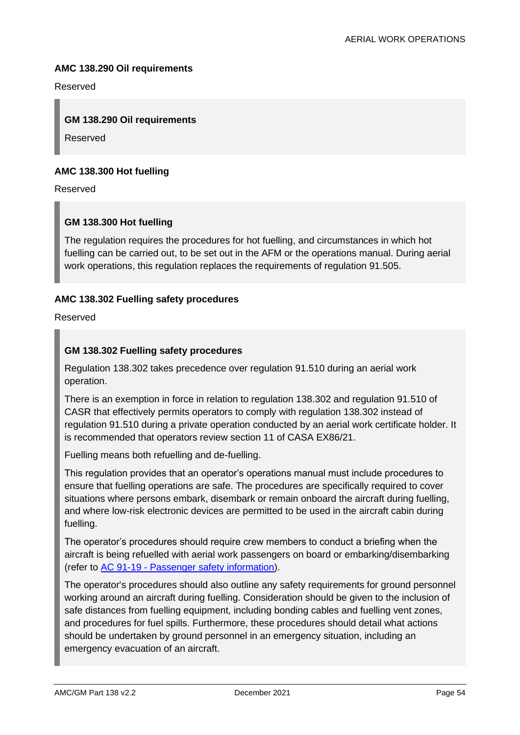### AMC 138.290 Oil requirements

Reserved

> **GM 138.290 Oil requirements**
>
> Reserved

### AMC 138.300 Hot fuelling

Reserved

> **GM 138.300 Hot fuelling**
>
> The regulation requires the procedures for hot fuelling, and circumstances in which hot fuelling can be carried out, to be set out in the AFM or the operations manual. During aerial work operations, this regulation replaces the requirements of regulation 91.505.

### AMC 138.302 Fuelling safety procedures

Reserved

> **GM 138.302 Fuelling safety procedures**
>
> Regulation 138.302 takes precedence over regulation 91.510 during an aerial work operation.
>
> There is an exemption in force in relation to regulation 138.302 and regulation 91.510 of CASR that effectively permits operators to comply with regulation 138.302 instead of regulation 91.510 during a private operation conducted by an aerial work certificate holder. It is recommended that operators review section 11 of CASA EX86/21.
>
> Fuelling means both refuelling and de-fuelling.
>
> This regulation provides that an operator's operations manual must include procedures to ensure that fuelling operations are safe. The procedures are specifically required to cover situations where persons embark, disembark or remain onboard the aircraft during fuelling, and where low-risk electronic devices are permitted to be used in the aircraft cabin during fuelling.
>
> The operator's procedures should require crew members to conduct a briefing when the aircraft is being refuelled with aerial work passengers on board or embarking/disembarking (refer to AC 91-19 - Passenger safety information).
>
> The operator's procedures should also outline any safety requirements for ground personnel working around an aircraft during fuelling. Consideration should be given to the inclusion of safe distances from fuelling equipment, including bonding cables and fuelling vent zones, and procedures for fuel spills. Furthermore, these procedures should detail what actions should be undertaken by ground personnel in an emergency situation, including an emergency evacuation of an aircraft.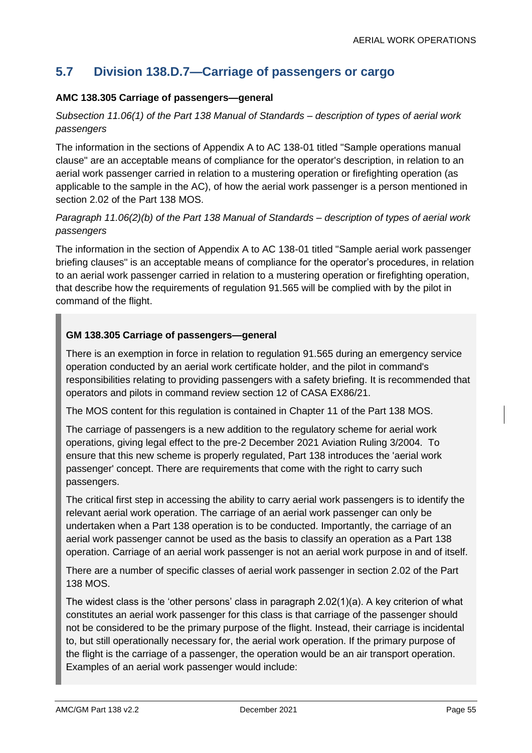## 5.7 Division 138.D.7—Carriage of passengers or cargo

**AMC 138.305 Carriage of passengers—general**

*Subsection 11.06(1) of the Part 138 Manual of Standards – description of types of aerial work passengers*

The information in the sections of Appendix A to AC 138-01 titled "Sample operations manual clause" are an acceptable means of compliance for the operator's description, in relation to an aerial work passenger carried in relation to a mustering operation or firefighting operation (as applicable to the sample in the AC), of how the aerial work passenger is a person mentioned in section 2.02 of the Part 138 MOS.

*Paragraph 11.06(2)(b) of the Part 138 Manual of Standards – description of types of aerial work passengers*

The information in the section of Appendix A to AC 138-01 titled "Sample aerial work passenger briefing clauses" is an acceptable means of compliance for the operator's procedures, in relation to an aerial work passenger carried in relation to a mustering operation or firefighting operation, that describe how the requirements of regulation 91.565 will be complied with by the pilot in command of the flight.

**GM 138.305 Carriage of passengers—general**

There is an exemption in force in relation to regulation 91.565 during an emergency service operation conducted by an aerial work certificate holder, and the pilot in command's responsibilities relating to providing passengers with a safety briefing. It is recommended that operators and pilots in command review section 12 of CASA EX86/21.

The MOS content for this regulation is contained in Chapter 11 of the Part 138 MOS.

The carriage of passengers is a new addition to the regulatory scheme for aerial work operations, giving legal effect to the pre-2 December 2021 Aviation Ruling 3/2004. To ensure that this new scheme is properly regulated, Part 138 introduces the 'aerial work passenger' concept. There are requirements that come with the right to carry such passengers.

The critical first step in accessing the ability to carry aerial work passengers is to identify the relevant aerial work operation. The carriage of an aerial work passenger can only be undertaken when a Part 138 operation is to be conducted. Importantly, the carriage of an aerial work passenger cannot be used as the basis to classify an operation as a Part 138 operation. Carriage of an aerial work passenger is not an aerial work purpose in and of itself.

There are a number of specific classes of aerial work passenger in section 2.02 of the Part 138 MOS.

The widest class is the 'other persons' class in paragraph 2.02(1)(a). A key criterion of what constitutes an aerial work passenger for this class is that carriage of the passenger should not be considered to be the primary purpose of the flight. Instead, their carriage is incidental to, but still operationally necessary for, the aerial work operation. If the primary purpose of the flight is the carriage of a passenger, the operation would be an air transport operation. Examples of an aerial work passenger would include: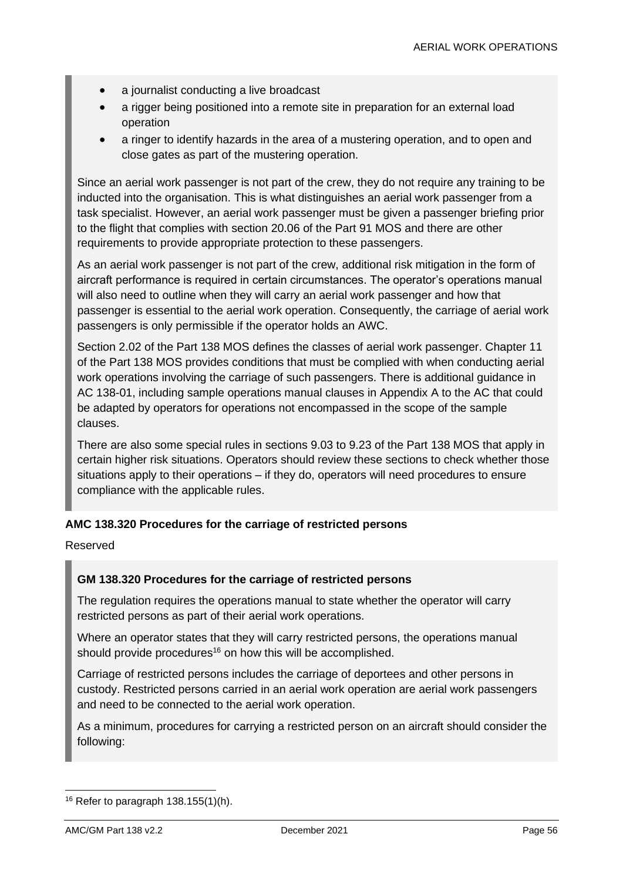- a journalist conducting a live broadcast
- a rigger being positioned into a remote site in preparation for an external load operation
- a ringer to identify hazards in the area of a mustering operation, and to open and close gates as part of the mustering operation.

Since an aerial work passenger is not part of the crew, they do not require any training to be inducted into the organisation. This is what distinguishes an aerial work passenger from a task specialist. However, an aerial work passenger must be given a passenger briefing prior to the flight that complies with section 20.06 of the Part 91 MOS and there are other requirements to provide appropriate protection to these passengers.

As an aerial work passenger is not part of the crew, additional risk mitigation in the form of aircraft performance is required in certain circumstances. The operator's operations manual will also need to outline when they will carry an aerial work passenger and how that passenger is essential to the aerial work operation. Consequently, the carriage of aerial work passengers is only permissible if the operator holds an AWC.

Section 2.02 of the Part 138 MOS defines the classes of aerial work passenger. Chapter 11 of the Part 138 MOS provides conditions that must be complied with when conducting aerial work operations involving the carriage of such passengers. There is additional guidance in AC 138-01, including sample operations manual clauses in Appendix A to the AC that could be adapted by operators for operations not encompassed in the scope of the sample clauses.

There are also some special rules in sections 9.03 to 9.23 of the Part 138 MOS that apply in certain higher risk situations. Operators should review these sections to check whether those situations apply to their operations – if they do, operators will need procedures to ensure compliance with the applicable rules.

**AMC 138.320 Procedures for the carriage of restricted persons**

Reserved

**GM 138.320 Procedures for the carriage of restricted persons**

The regulation requires the operations manual to state whether the operator will carry restricted persons as part of their aerial work operations.

Where an operator states that they will carry restricted persons, the operations manual should provide procedures[16] on how this will be accomplished.

Carriage of restricted persons includes the carriage of deportees and other persons in custody. Restricted persons carried in an aerial work operation are aerial work passengers and need to be connected to the aerial work operation.

As a minimum, procedures for carrying a restricted person on an aircraft should consider the following:

[16] Refer to paragraph 138.155(1)(h).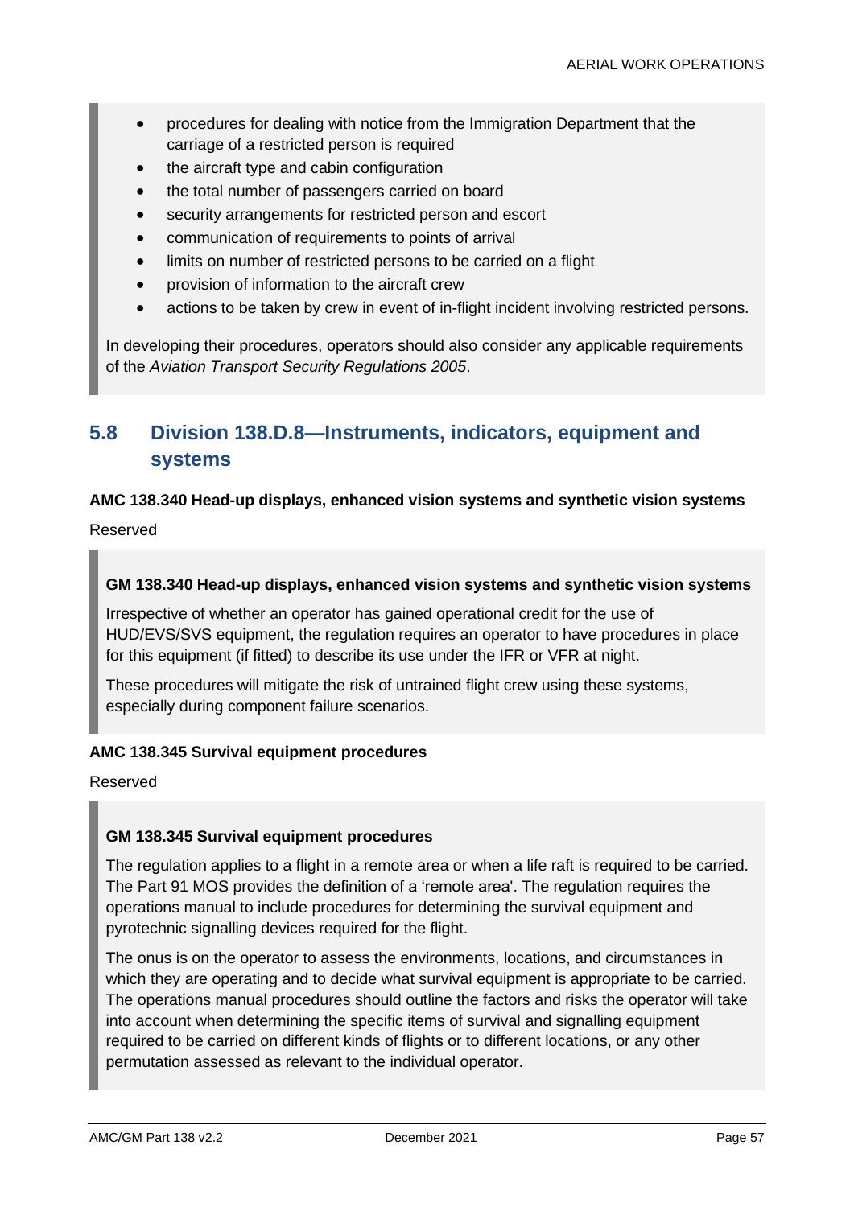- procedures for dealing with notice from the Immigration Department that the carriage of a restricted person is required
- the aircraft type and cabin configuration
- the total number of passengers carried on board
- security arrangements for restricted person and escort
- communication of requirements to points of arrival
- limits on number of restricted persons to be carried on a flight
- provision of information to the aircraft crew
- actions to be taken by crew in event of in-flight incident involving restricted persons.

In developing their procedures, operators should also consider any applicable requirements of the *Aviation Transport Security Regulations 2005*.

## 5.8 Division 138.D.8—Instruments, indicators, equipment and systems

**AMC 138.340 Head-up displays, enhanced vision systems and synthetic vision systems**

Reserved

**GM 138.340 Head-up displays, enhanced vision systems and synthetic vision systems**

Irrespective of whether an operator has gained operational credit for the use of HUD/EVS/SVS equipment, the regulation requires an operator to have procedures in place for this equipment (if fitted) to describe its use under the IFR or VFR at night.

These procedures will mitigate the risk of untrained flight crew using these systems, especially during component failure scenarios.

**AMC 138.345 Survival equipment procedures**

Reserved

**GM 138.345 Survival equipment procedures**

The regulation applies to a flight in a remote area or when a life raft is required to be carried. The Part 91 MOS provides the definition of a 'remote area'. The regulation requires the operations manual to include procedures for determining the survival equipment and pyrotechnic signalling devices required for the flight.

The onus is on the operator to assess the environments, locations, and circumstances in which they are operating and to decide what survival equipment is appropriate to be carried. The operations manual procedures should outline the factors and risks the operator will take into account when determining the specific items of survival and signalling equipment required to be carried on different kinds of flights or to different locations, or any other permutation assessed as relevant to the individual operator.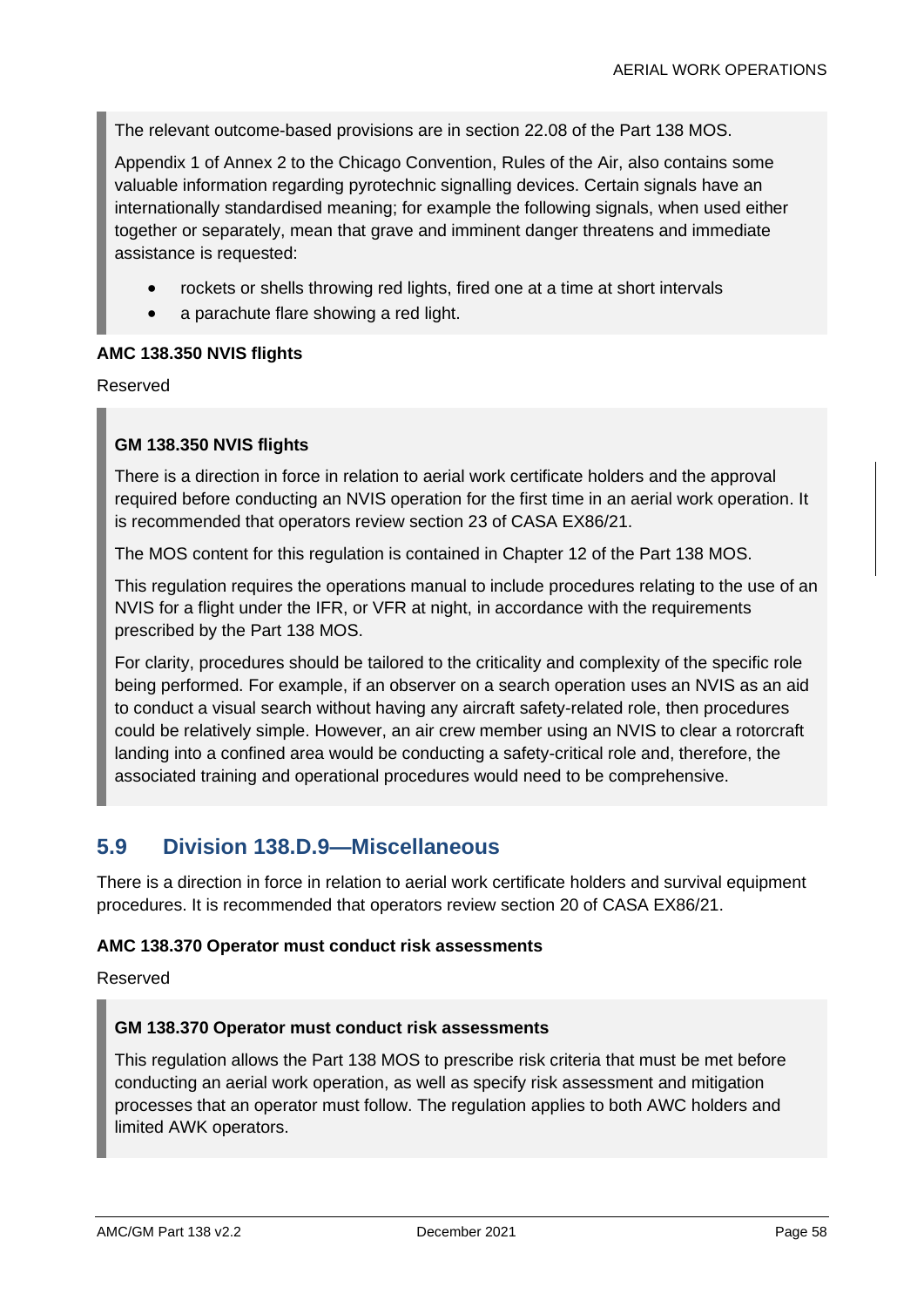The relevant outcome-based provisions are in section 22.08 of the Part 138 MOS.

Appendix 1 of Annex 2 to the Chicago Convention, Rules of the Air, also contains some valuable information regarding pyrotechnic signalling devices. Certain signals have an internationally standardised meaning; for example the following signals, when used either together or separately, mean that grave and imminent danger threatens and immediate assistance is requested:

- rockets or shells throwing red lights, fired one at a time at short intervals
- a parachute flare showing a red light.

**AMC 138.350 NVIS flights**

Reserved

**GM 138.350 NVIS flights**

There is a direction in force in relation to aerial work certificate holders and the approval required before conducting an NVIS operation for the first time in an aerial work operation. It is recommended that operators review section 23 of CASA EX86/21.

The MOS content for this regulation is contained in Chapter 12 of the Part 138 MOS.

This regulation requires the operations manual to include procedures relating to the use of an NVIS for a flight under the IFR, or VFR at night, in accordance with the requirements prescribed by the Part 138 MOS.

For clarity, procedures should be tailored to the criticality and complexity of the specific role being performed. For example, if an observer on a search operation uses an NVIS as an aid to conduct a visual search without having any aircraft safety-related role, then procedures could be relatively simple. However, an air crew member using an NVIS to clear a rotorcraft landing into a confined area would be conducting a safety-critical role and, therefore, the associated training and operational procedures would need to be comprehensive.

## 5.9 Division 138.D.9—Miscellaneous

There is a direction in force in relation to aerial work certificate holders and survival equipment procedures. It is recommended that operators review section 20 of CASA EX86/21.

**AMC 138.370 Operator must conduct risk assessments**

Reserved

**GM 138.370 Operator must conduct risk assessments**

This regulation allows the Part 138 MOS to prescribe risk criteria that must be met before conducting an aerial work operation, as well as specify risk assessment and mitigation processes that an operator must follow. The regulation applies to both AWC holders and limited AWK operators.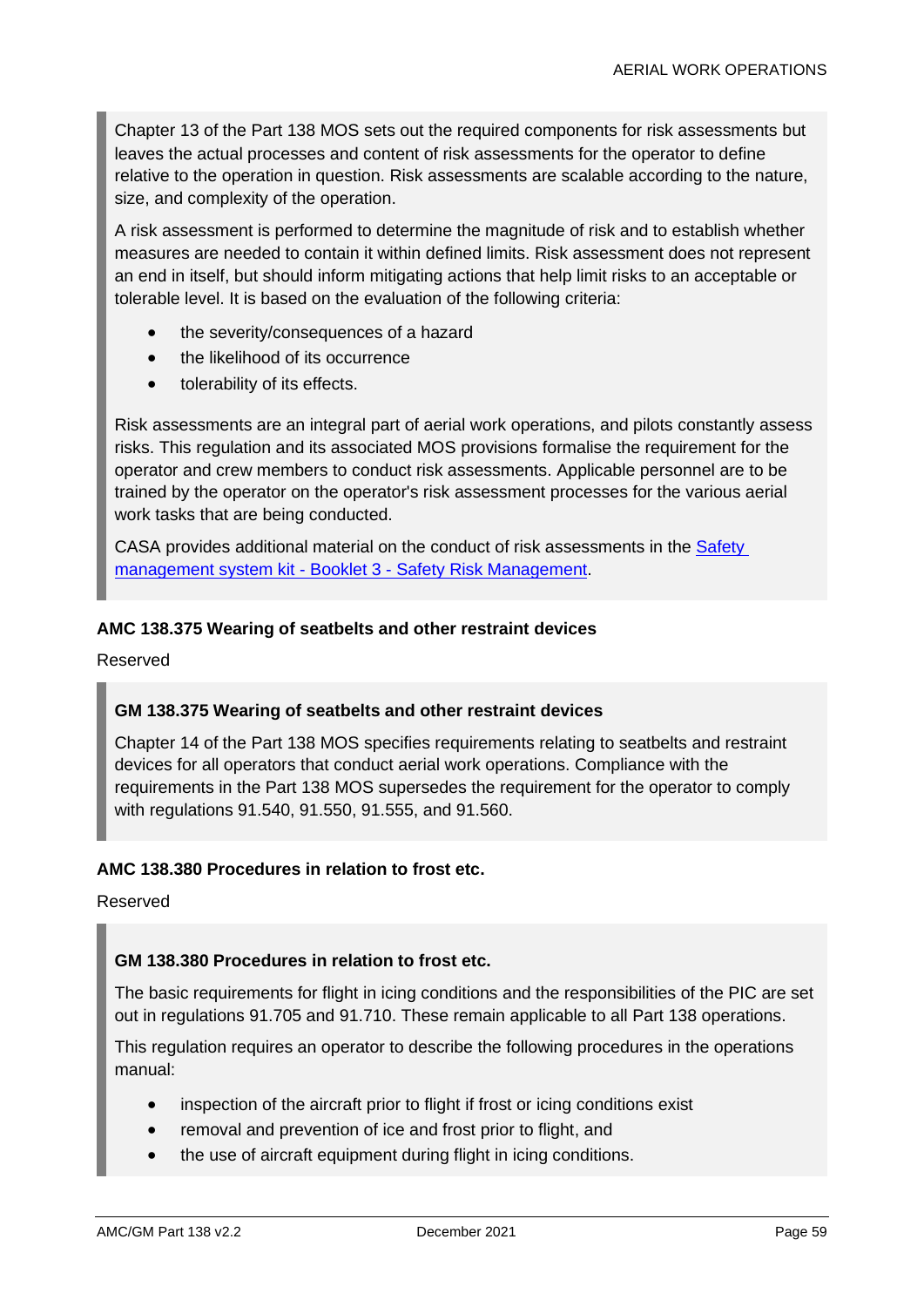Chapter 13 of the Part 138 MOS sets out the required components for risk assessments but leaves the actual processes and content of risk assessments for the operator to define relative to the operation in question. Risk assessments are scalable according to the nature, size, and complexity of the operation.

A risk assessment is performed to determine the magnitude of risk and to establish whether measures are needed to contain it within defined limits. Risk assessment does not represent an end in itself, but should inform mitigating actions that help limit risks to an acceptable or tolerable level. It is based on the evaluation of the following criteria:

- the severity/consequences of a hazard
- the likelihood of its occurrence
- tolerability of its effects.

Risk assessments are an integral part of aerial work operations, and pilots constantly assess risks. This regulation and its associated MOS provisions formalise the requirement for the operator and crew members to conduct risk assessments. Applicable personnel are to be trained by the operator on the operator's risk assessment processes for the various aerial work tasks that are being conducted.

CASA provides additional material on the conduct of risk assessments in the Safety management system kit - Booklet 3 - Safety Risk Management.

### AMC 138.375 Wearing of seatbelts and other restraint devices

Reserved

### GM 138.375 Wearing of seatbelts and other restraint devices

Chapter 14 of the Part 138 MOS specifies requirements relating to seatbelts and restraint devices for all operators that conduct aerial work operations. Compliance with the requirements in the Part 138 MOS supersedes the requirement for the operator to comply with regulations 91.540, 91.550, 91.555, and 91.560.

### AMC 138.380 Procedures in relation to frost etc.

Reserved

### GM 138.380 Procedures in relation to frost etc.

The basic requirements for flight in icing conditions and the responsibilities of the PIC are set out in regulations 91.705 and 91.710. These remain applicable to all Part 138 operations.

This regulation requires an operator to describe the following procedures in the operations manual:

- inspection of the aircraft prior to flight if frost or icing conditions exist
- removal and prevention of ice and frost prior to flight, and
- the use of aircraft equipment during flight in icing conditions.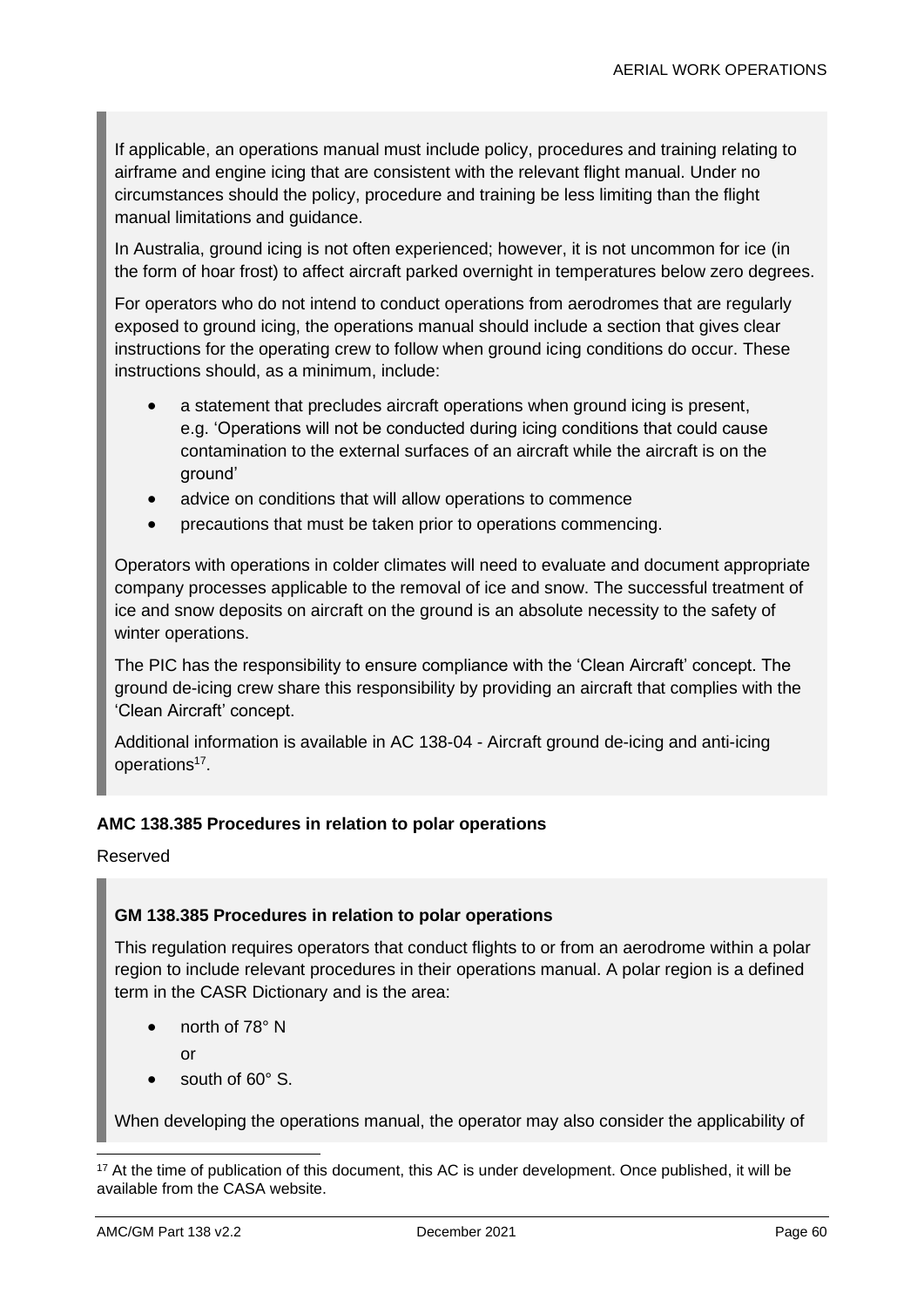If applicable, an operations manual must include policy, procedures and training relating to airframe and engine icing that are consistent with the relevant flight manual. Under no circumstances should the policy, procedure and training be less limiting than the flight manual limitations and guidance.

In Australia, ground icing is not often experienced; however, it is not uncommon for ice (in the form of hoar frost) to affect aircraft parked overnight in temperatures below zero degrees.

For operators who do not intend to conduct operations from aerodromes that are regularly exposed to ground icing, the operations manual should include a section that gives clear instructions for the operating crew to follow when ground icing conditions do occur. These instructions should, as a minimum, include:

- a statement that precludes aircraft operations when ground icing is present, e.g. 'Operations will not be conducted during icing conditions that could cause contamination to the external surfaces of an aircraft while the aircraft is on the ground'
- advice on conditions that will allow operations to commence
- precautions that must be taken prior to operations commencing.

Operators with operations in colder climates will need to evaluate and document appropriate company processes applicable to the removal of ice and snow. The successful treatment of ice and snow deposits on aircraft on the ground is an absolute necessity to the safety of winter operations.

The PIC has the responsibility to ensure compliance with the 'Clean Aircraft' concept. The ground de-icing crew share this responsibility by providing an aircraft that complies with the 'Clean Aircraft' concept.

Additional information is available in AC 138-04 - Aircraft ground de-icing and anti-icing operations[17].

### AMC 138.385 Procedures in relation to polar operations

Reserved

### GM 138.385 Procedures in relation to polar operations

This regulation requires operators that conduct flights to or from an aerodrome within a polar region to include relevant procedures in their operations manual. A polar region is a defined term in the CASR Dictionary and is the area:

- north of 78° N
  
  or
- south of 60° S.

When developing the operations manual, the operator may also consider the applicability of

[17] At the time of publication of this document, this AC is under development. Once published, it will be available from the CASA website.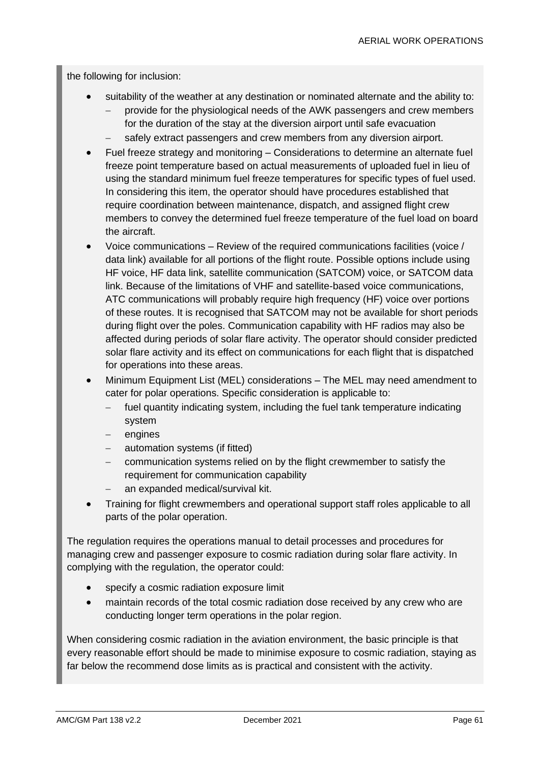the following for inclusion:

- suitability of the weather at any destination or nominated alternate and the ability to:
  - provide for the physiological needs of the AWK passengers and crew members for the duration of the stay at the diversion airport until safe evacuation
  - safely extract passengers and crew members from any diversion airport.
- Fuel freeze strategy and monitoring – Considerations to determine an alternate fuel freeze point temperature based on actual measurements of uploaded fuel in lieu of using the standard minimum fuel freeze temperatures for specific types of fuel used. In considering this item, the operator should have procedures established that require coordination between maintenance, dispatch, and assigned flight crew members to convey the determined fuel freeze temperature of the fuel load on board the aircraft.
- Voice communications – Review of the required communications facilities (voice / data link) available for all portions of the flight route. Possible options include using HF voice, HF data link, satellite communication (SATCOM) voice, or SATCOM data link. Because of the limitations of VHF and satellite-based voice communications, ATC communications will probably require high frequency (HF) voice over portions of these routes. It is recognised that SATCOM may not be available for short periods during flight over the poles. Communication capability with HF radios may also be affected during periods of solar flare activity. The operator should consider predicted solar flare activity and its effect on communications for each flight that is dispatched for operations into these areas.
- Minimum Equipment List (MEL) considerations – The MEL may need amendment to cater for polar operations. Specific consideration is applicable to:
  - fuel quantity indicating system, including the fuel tank temperature indicating system
  - engines
  - automation systems (if fitted)
  - communication systems relied on by the flight crewmember to satisfy the requirement for communication capability
  - an expanded medical/survival kit.
- Training for flight crewmembers and operational support staff roles applicable to all parts of the polar operation.

The regulation requires the operations manual to detail processes and procedures for managing crew and passenger exposure to cosmic radiation during solar flare activity. In complying with the regulation, the operator could:

- specify a cosmic radiation exposure limit
- maintain records of the total cosmic radiation dose received by any crew who are conducting longer term operations in the polar region.

When considering cosmic radiation in the aviation environment, the basic principle is that every reasonable effort should be made to minimise exposure to cosmic radiation, staying as far below the recommend dose limits as is practical and consistent with the activity.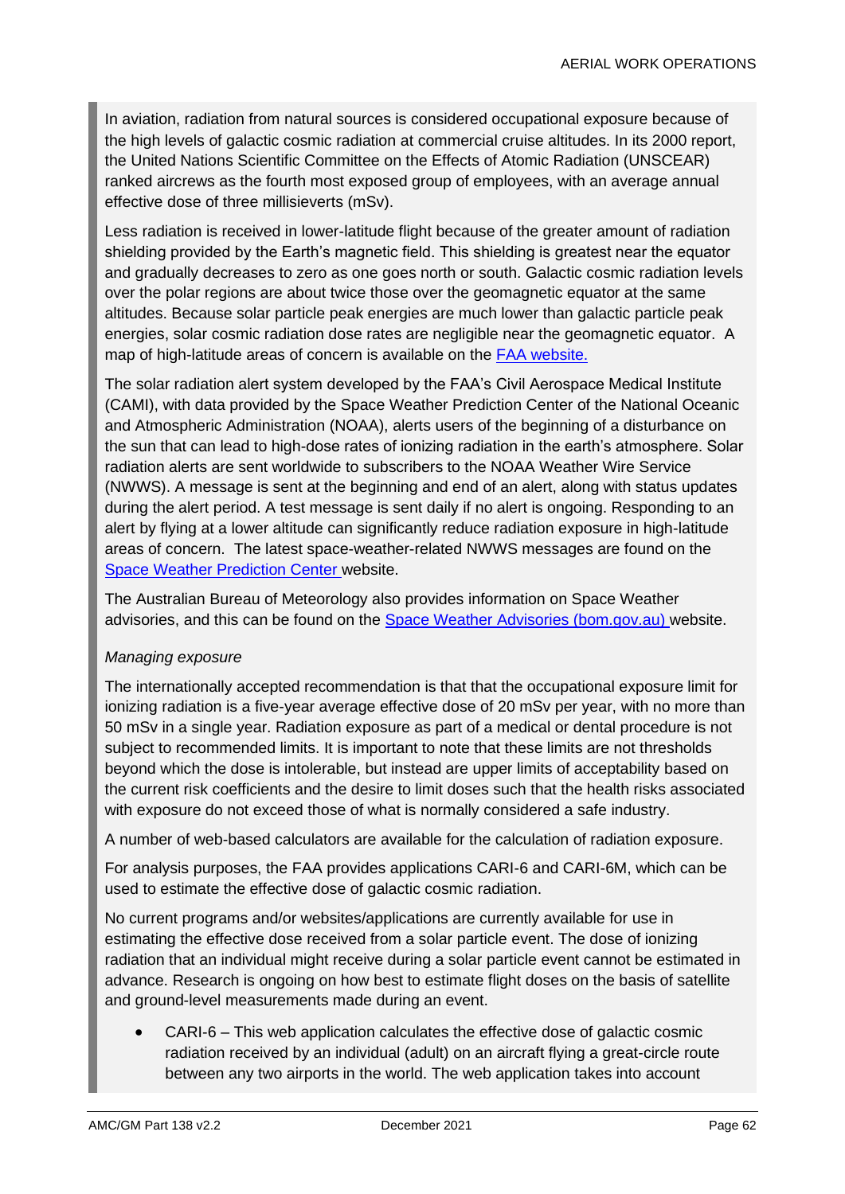In aviation, radiation from natural sources is considered occupational exposure because of the high levels of galactic cosmic radiation at commercial cruise altitudes. In its 2000 report, the United Nations Scientific Committee on the Effects of Atomic Radiation (UNSCEAR) ranked aircrews as the fourth most exposed group of employees, with an average annual effective dose of three millisieverts (mSv).

Less radiation is received in lower-latitude flight because of the greater amount of radiation shielding provided by the Earth's magnetic field. This shielding is greatest near the equator and gradually decreases to zero as one goes north or south. Galactic cosmic radiation levels over the polar regions are about twice those over the geomagnetic equator at the same altitudes. Because solar particle peak energies are much lower than galactic particle peak energies, solar cosmic radiation dose rates are negligible near the geomagnetic equator. A map of high-latitude areas of concern is available on the [FAA website.]

The solar radiation alert system developed by the FAA's Civil Aerospace Medical Institute (CAMI), with data provided by the Space Weather Prediction Center of the National Oceanic and Atmospheric Administration (NOAA), alerts users of the beginning of a disturbance on the sun that can lead to high-dose rates of ionizing radiation in the earth's atmosphere. Solar radiation alerts are sent worldwide to subscribers to the NOAA Weather Wire Service (NWWS). A message is sent at the beginning and end of an alert, along with status updates during the alert period. A test message is sent daily if no alert is ongoing. Responding to an alert by flying at a lower altitude can significantly reduce radiation exposure in high-latitude areas of concern. The latest space-weather-related NWWS messages are found on the [Space Weather Prediction Center] website.

The Australian Bureau of Meteorology also provides information on Space Weather advisories, and this can be found on the [Space Weather Advisories (bom.gov.au)] website.

*Managing exposure*

The internationally accepted recommendation is that that the occupational exposure limit for ionizing radiation is a five-year average effective dose of 20 mSv per year, with no more than 50 mSv in a single year. Radiation exposure as part of a medical or dental procedure is not subject to recommended limits. It is important to note that these limits are not thresholds beyond which the dose is intolerable, but instead are upper limits of acceptability based on the current risk coefficients and the desire to limit doses such that the health risks associated with exposure do not exceed those of what is normally considered a safe industry.

A number of web-based calculators are available for the calculation of radiation exposure.

For analysis purposes, the FAA provides applications CARI-6 and CARI-6M, which can be used to estimate the effective dose of galactic cosmic radiation.

No current programs and/or websites/applications are currently available for use in estimating the effective dose received from a solar particle event. The dose of ionizing radiation that an individual might receive during a solar particle event cannot be estimated in advance. Research is ongoing on how best to estimate flight doses on the basis of satellite and ground-level measurements made during an event.

- CARI-6 – This web application calculates the effective dose of galactic cosmic radiation received by an individual (adult) on an aircraft flying a great-circle route between any two airports in the world. The web application takes into account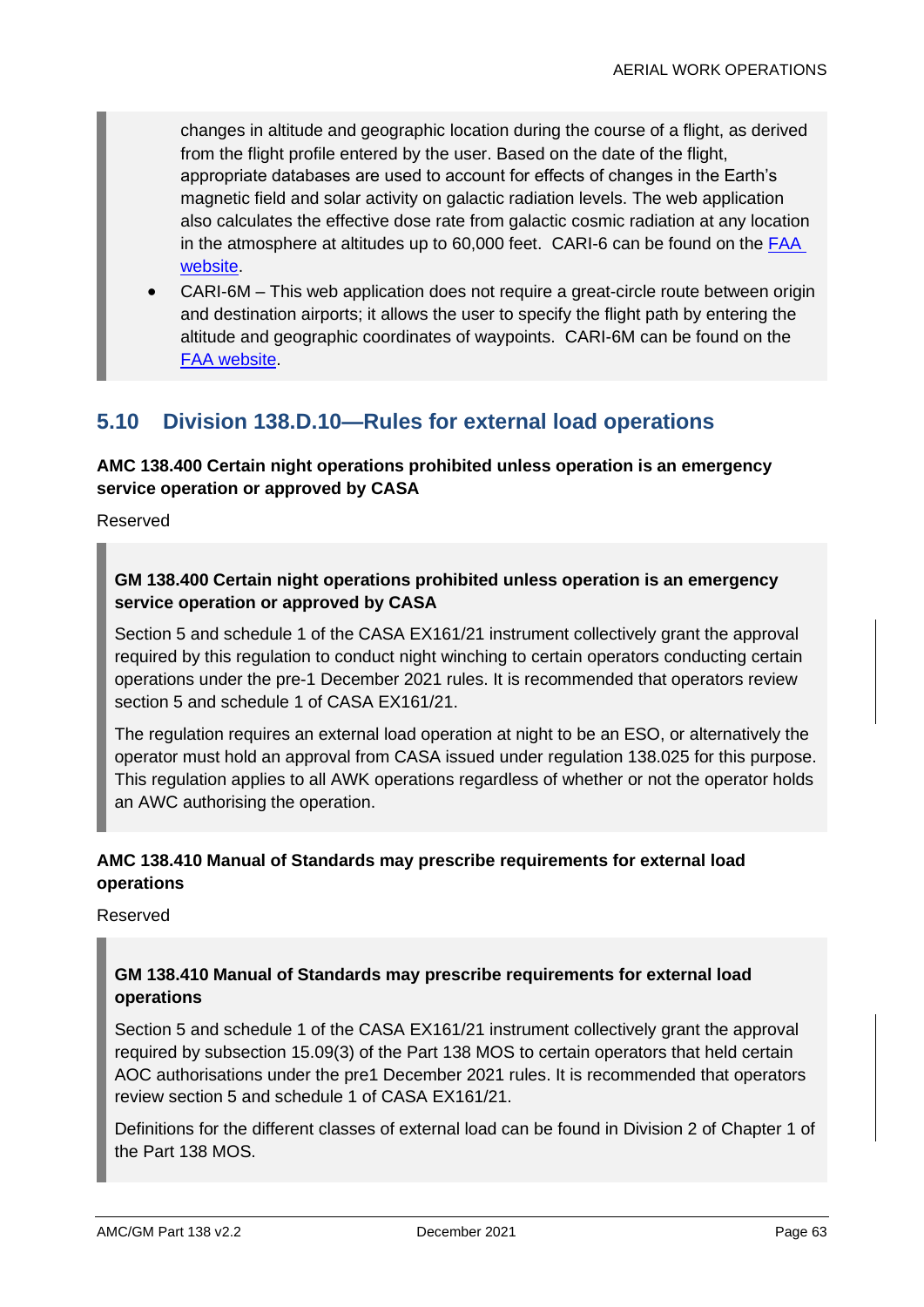changes in altitude and geographic location during the course of a flight, as derived from the flight profile entered by the user. Based on the date of the flight, appropriate databases are used to account for effects of changes in the Earth's magnetic field and solar activity on galactic radiation levels. The web application also calculates the effective dose rate from galactic cosmic radiation at any location in the atmosphere at altitudes up to 60,000 feet. CARI-6 can be found on the FAA website.

- CARI-6M – This web application does not require a great-circle route between origin and destination airports; it allows the user to specify the flight path by entering the altitude and geographic coordinates of waypoints. CARI-6M can be found on the FAA website.

## 5.10 Division 138.D.10—Rules for external load operations

**AMC 138.400 Certain night operations prohibited unless operation is an emergency service operation or approved by CASA**

Reserved

**GM 138.400 Certain night operations prohibited unless operation is an emergency service operation or approved by CASA**

Section 5 and schedule 1 of the CASA EX161/21 instrument collectively grant the approval required by this regulation to conduct night winching to certain operators conducting certain operations under the pre-1 December 2021 rules. It is recommended that operators review section 5 and schedule 1 of CASA EX161/21.

The regulation requires an external load operation at night to be an ESO, or alternatively the operator must hold an approval from CASA issued under regulation 138.025 for this purpose. This regulation applies to all AWK operations regardless of whether or not the operator holds an AWC authorising the operation.

**AMC 138.410 Manual of Standards may prescribe requirements for external load operations**

Reserved

**GM 138.410 Manual of Standards may prescribe requirements for external load operations**

Section 5 and schedule 1 of the CASA EX161/21 instrument collectively grant the approval required by subsection 15.09(3) of the Part 138 MOS to certain operators that held certain AOC authorisations under the pre1 December 2021 rules. It is recommended that operators review section 5 and schedule 1 of CASA EX161/21.

Definitions for the different classes of external load can be found in Division 2 of Chapter 1 of the Part 138 MOS.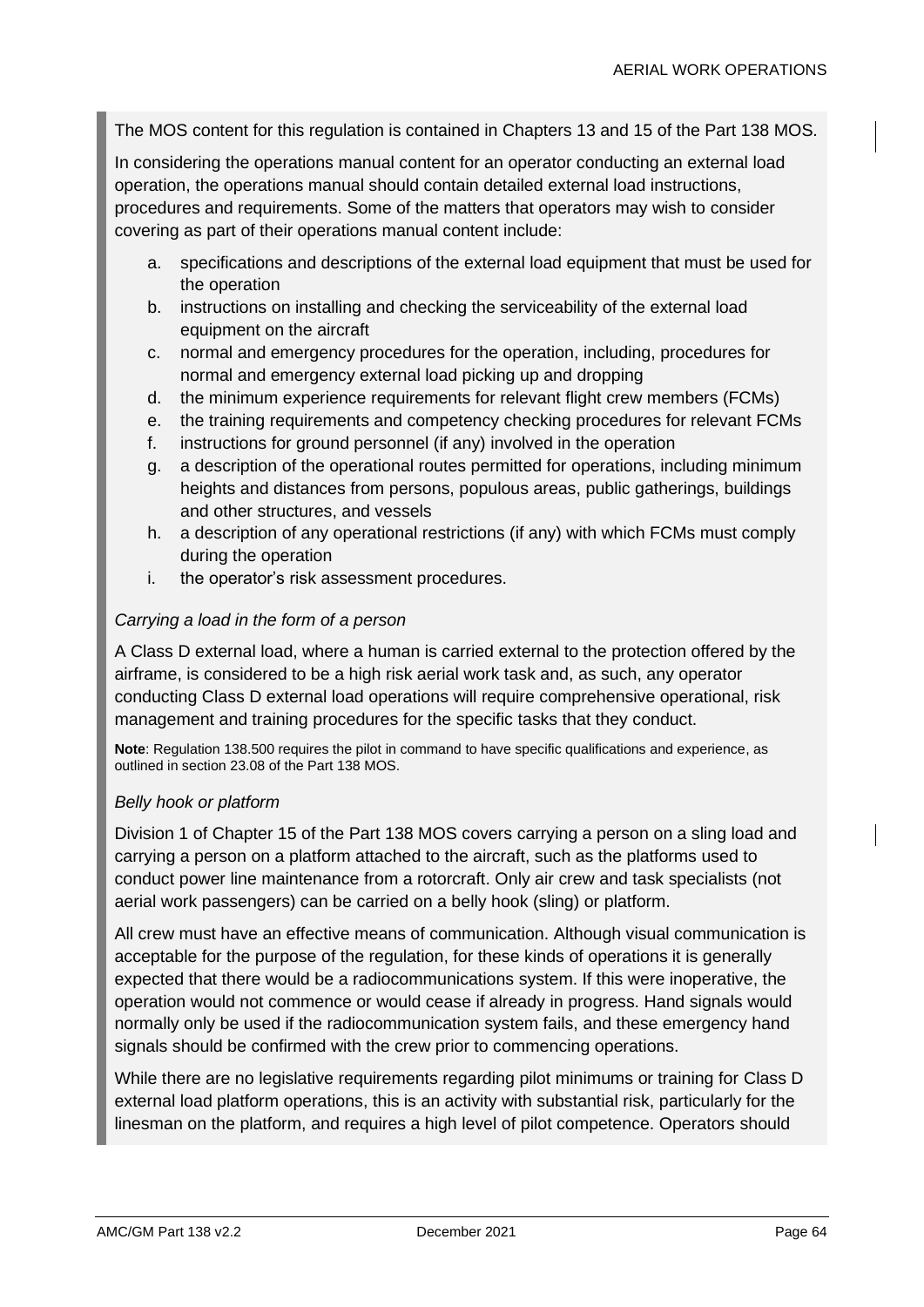The MOS content for this regulation is contained in Chapters 13 and 15 of the Part 138 MOS.

In considering the operations manual content for an operator conducting an external load operation, the operations manual should contain detailed external load instructions, procedures and requirements. Some of the matters that operators may wish to consider covering as part of their operations manual content include:

a. specifications and descriptions of the external load equipment that must be used for the operation
b. instructions on installing and checking the serviceability of the external load equipment on the aircraft
c. normal and emergency procedures for the operation, including, procedures for normal and emergency external load picking up and dropping
d. the minimum experience requirements for relevant flight crew members (FCMs)
e. the training requirements and competency checking procedures for relevant FCMs
f. instructions for ground personnel (if any) involved in the operation
g. a description of the operational routes permitted for operations, including minimum heights and distances from persons, populous areas, public gatherings, buildings and other structures, and vessels
h. a description of any operational restrictions (if any) with which FCMs must comply during the operation
i. the operator's risk assessment procedures.

*Carrying a load in the form of a person*

A Class D external load, where a human is carried external to the protection offered by the airframe, is considered to be a high risk aerial work task and, as such, any operator conducting Class D external load operations will require comprehensive operational, risk management and training procedures for the specific tasks that they conduct.

**Note**: Regulation 138.500 requires the pilot in command to have specific qualifications and experience, as outlined in section 23.08 of the Part 138 MOS.

*Belly hook or platform*

Division 1 of Chapter 15 of the Part 138 MOS covers carrying a person on a sling load and carrying a person on a platform attached to the aircraft, such as the platforms used to conduct power line maintenance from a rotorcraft. Only air crew and task specialists (not aerial work passengers) can be carried on a belly hook (sling) or platform.

All crew must have an effective means of communication. Although visual communication is acceptable for the purpose of the regulation, for these kinds of operations it is generally expected that there would be a radiocommunications system. If this were inoperative, the operation would not commence or would cease if already in progress. Hand signals would normally only be used if the radiocommunication system fails, and these emergency hand signals should be confirmed with the crew prior to commencing operations.

While there are no legislative requirements regarding pilot minimums or training for Class D external load platform operations, this is an activity with substantial risk, particularly for the linesman on the platform, and requires a high level of pilot competence. Operators should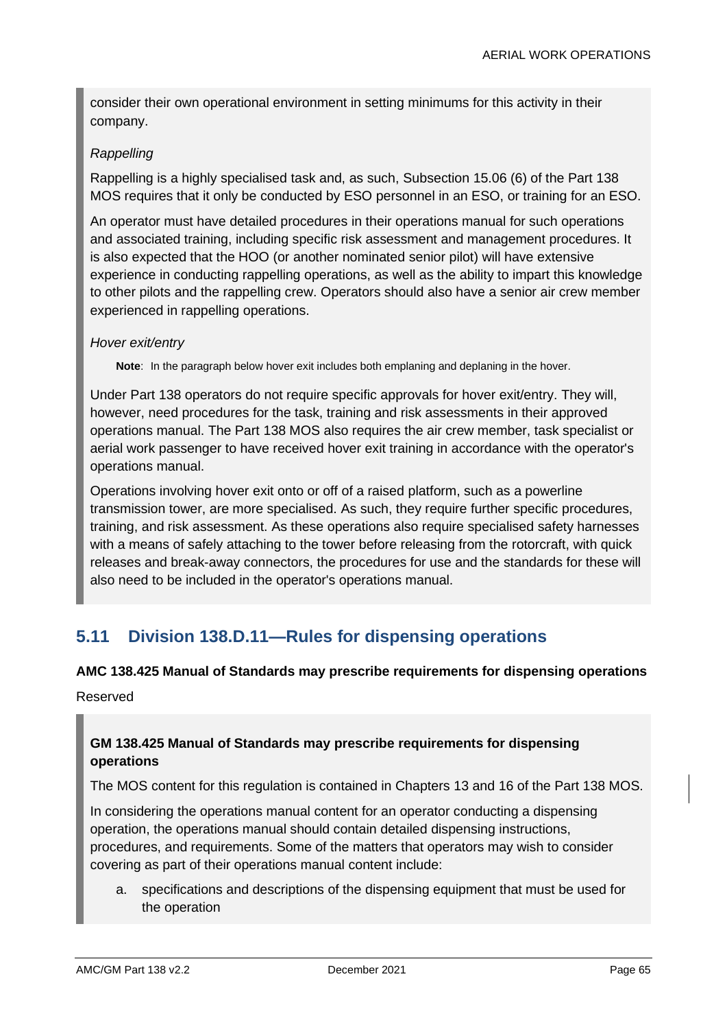consider their own operational environment in setting minimums for this activity in their company.

*Rappelling*

Rappelling is a highly specialised task and, as such, Subsection 15.06 (6) of the Part 138 MOS requires that it only be conducted by ESO personnel in an ESO, or training for an ESO.

An operator must have detailed procedures in their operations manual for such operations and associated training, including specific risk assessment and management procedures. It is also expected that the HOO (or another nominated senior pilot) will have extensive experience in conducting rappelling operations, as well as the ability to impart this knowledge to other pilots and the rappelling crew. Operators should also have a senior air crew member experienced in rappelling operations.

*Hover exit/entry*

> **Note**: In the paragraph below hover exit includes both emplaning and deplaning in the hover.

Under Part 138 operators do not require specific approvals for hover exit/entry. They will, however, need procedures for the task, training and risk assessments in their approved operations manual. The Part 138 MOS also requires the air crew member, task specialist or aerial work passenger to have received hover exit training in accordance with the operator's operations manual.

Operations involving hover exit onto or off of a raised platform, such as a powerline transmission tower, are more specialised. As such, they require further specific procedures, training, and risk assessment. As these operations also require specialised safety harnesses with a means of safely attaching to the tower before releasing from the rotorcraft, with quick releases and break-away connectors, the procedures for use and the standards for these will also need to be included in the operator's operations manual.

## 5.11 Division 138.D.11—Rules for dispensing operations

**AMC 138.425 Manual of Standards may prescribe requirements for dispensing operations**

Reserved

**GM 138.425 Manual of Standards may prescribe requirements for dispensing operations**

The MOS content for this regulation is contained in Chapters 13 and 16 of the Part 138 MOS.

In considering the operations manual content for an operator conducting a dispensing operation, the operations manual should contain detailed dispensing instructions, procedures, and requirements. Some of the matters that operators may wish to consider covering as part of their operations manual content include:

a. specifications and descriptions of the dispensing equipment that must be used for the operation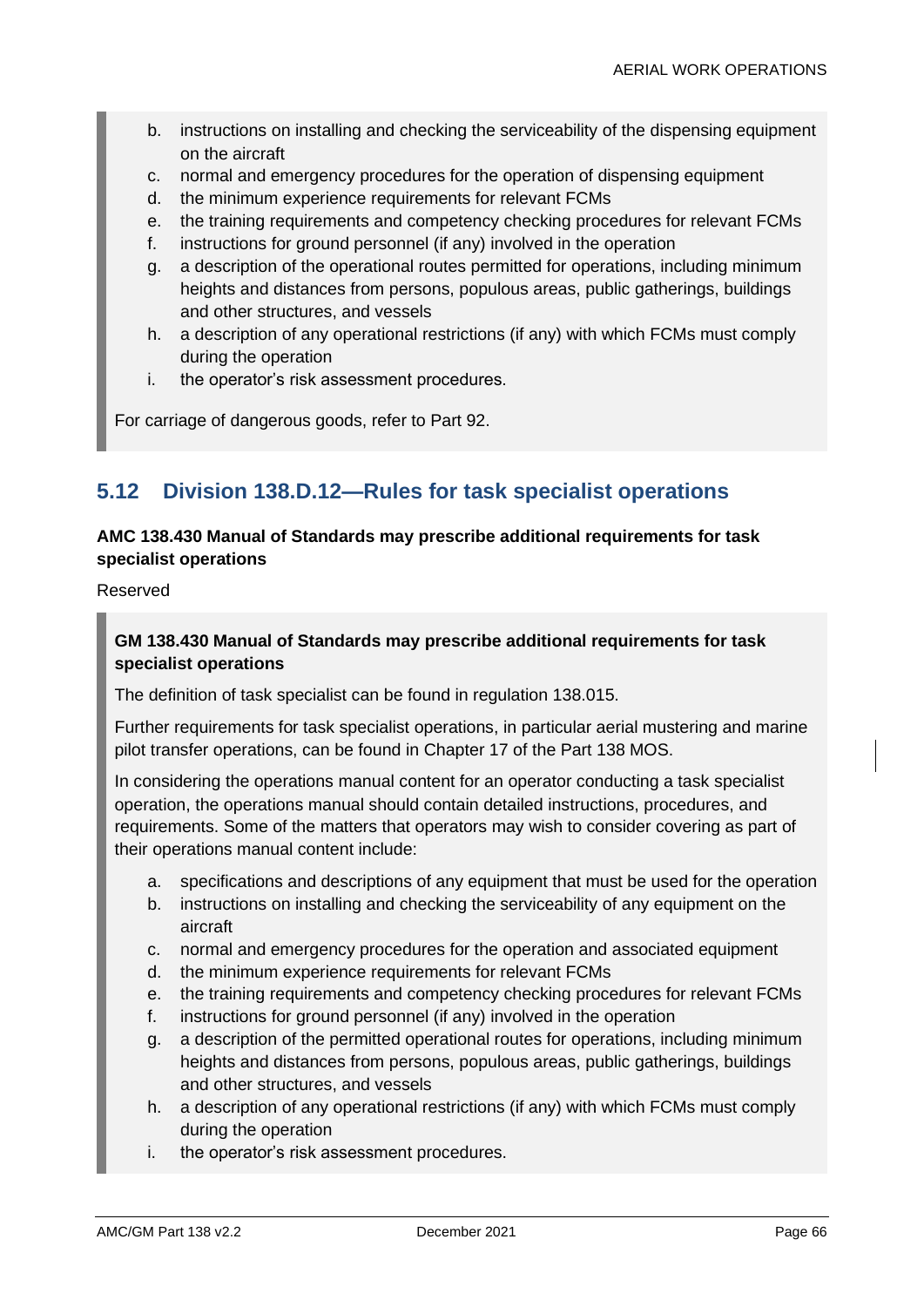b. instructions on installing and checking the serviceability of the dispensing equipment on the aircraft
c. normal and emergency procedures for the operation of dispensing equipment
d. the minimum experience requirements for relevant FCMs
e. the training requirements and competency checking procedures for relevant FCMs
f. instructions for ground personnel (if any) involved in the operation
g. a description of the operational routes permitted for operations, including minimum heights and distances from persons, populous areas, public gatherings, buildings and other structures, and vessels
h. a description of any operational restrictions (if any) with which FCMs must comply during the operation
i. the operator's risk assessment procedures.

For carriage of dangerous goods, refer to Part 92.

## 5.12 Division 138.D.12—Rules for task specialist operations

**AMC 138.430 Manual of Standards may prescribe additional requirements for task specialist operations**

Reserved

**GM 138.430 Manual of Standards may prescribe additional requirements for task specialist operations**

The definition of task specialist can be found in regulation 138.015.

Further requirements for task specialist operations, in particular aerial mustering and marine pilot transfer operations, can be found in Chapter 17 of the Part 138 MOS.

In considering the operations manual content for an operator conducting a task specialist operation, the operations manual should contain detailed instructions, procedures, and requirements. Some of the matters that operators may wish to consider covering as part of their operations manual content include:

a. specifications and descriptions of any equipment that must be used for the operation
b. instructions on installing and checking the serviceability of any equipment on the aircraft
c. normal and emergency procedures for the operation and associated equipment
d. the minimum experience requirements for relevant FCMs
e. the training requirements and competency checking procedures for relevant FCMs
f. instructions for ground personnel (if any) involved in the operation
g. a description of the permitted operational routes for operations, including minimum heights and distances from persons, populous areas, public gatherings, buildings and other structures, and vessels
h. a description of any operational restrictions (if any) with which FCMs must comply during the operation
i. the operator's risk assessment procedures.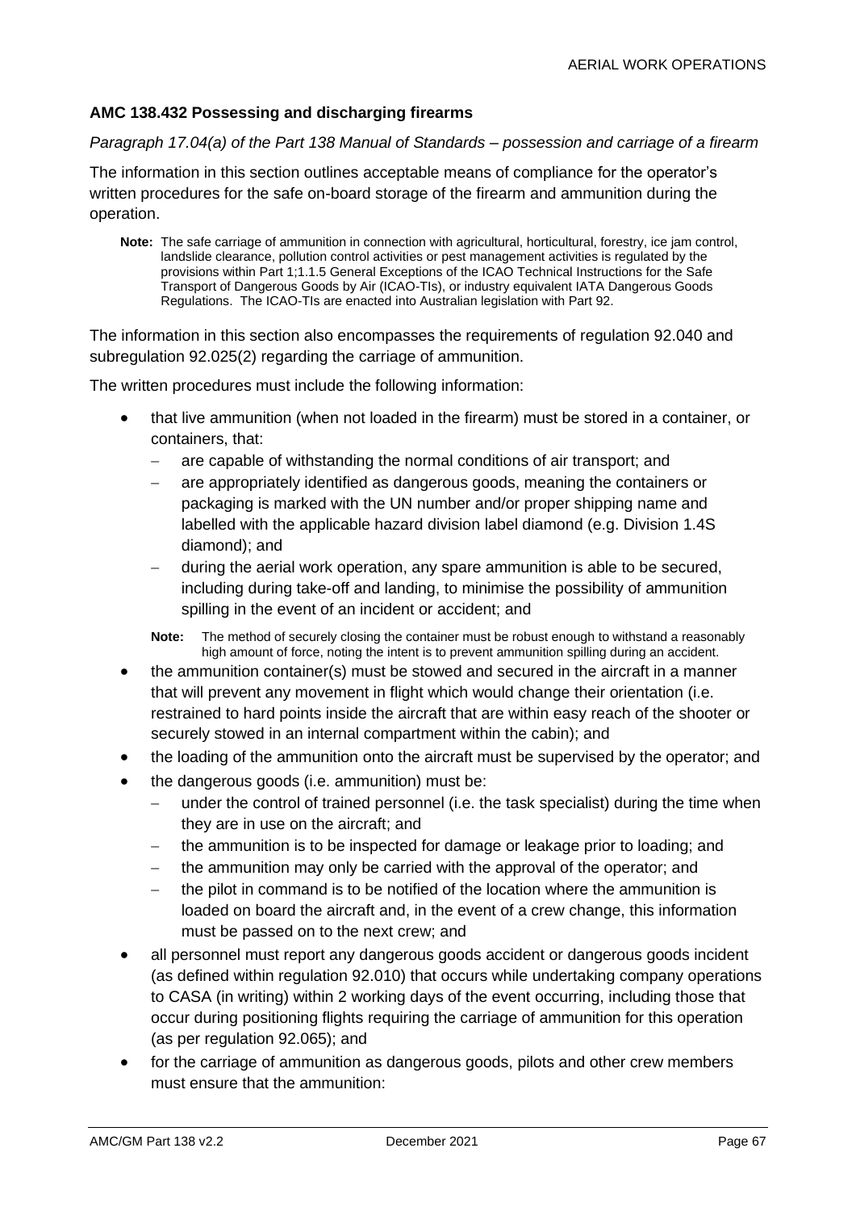### AMC 138.432 Possessing and discharging firearms

*Paragraph 17.04(a) of the Part 138 Manual of Standards – possession and carriage of a firearm*

The information in this section outlines acceptable means of compliance for the operator's written procedures for the safe on-board storage of the firearm and ammunition during the operation.

**Note:** The safe carriage of ammunition in connection with agricultural, horticultural, forestry, ice jam control, landslide clearance, pollution control activities or pest management activities is regulated by the provisions within Part 1;1.1.5 General Exceptions of the ICAO Technical Instructions for the Safe Transport of Dangerous Goods by Air (ICAO-TIs), or industry equivalent IATA Dangerous Goods Regulations. The ICAO-TIs are enacted into Australian legislation with Part 92.

The information in this section also encompasses the requirements of regulation 92.040 and subregulation 92.025(2) regarding the carriage of ammunition.

The written procedures must include the following information:

- that live ammunition (when not loaded in the firearm) must be stored in a container, or containers, that:
  - are capable of withstanding the normal conditions of air transport; and
  - are appropriately identified as dangerous goods, meaning the containers or packaging is marked with the UN number and/or proper shipping name and labelled with the applicable hazard division label diamond (e.g. Division 1.4S diamond); and
  - during the aerial work operation, any spare ammunition is able to be secured, including during take-off and landing, to minimise the possibility of ammunition spilling in the event of an incident or accident; and

  **Note:** The method of securely closing the container must be robust enough to withstand a reasonably high amount of force, noting the intent is to prevent ammunition spilling during an accident.
- the ammunition container(s) must be stowed and secured in the aircraft in a manner that will prevent any movement in flight which would change their orientation (i.e. restrained to hard points inside the aircraft that are within easy reach of the shooter or securely stowed in an internal compartment within the cabin); and
- the loading of the ammunition onto the aircraft must be supervised by the operator; and
- the dangerous goods (i.e. ammunition) must be:
  - under the control of trained personnel (i.e. the task specialist) during the time when they are in use on the aircraft; and
  - the ammunition is to be inspected for damage or leakage prior to loading; and
  - the ammunition may only be carried with the approval of the operator; and
  - the pilot in command is to be notified of the location where the ammunition is loaded on board the aircraft and, in the event of a crew change, this information must be passed on to the next crew; and
- all personnel must report any dangerous goods accident or dangerous goods incident (as defined within regulation 92.010) that occurs while undertaking company operations to CASA (in writing) within 2 working days of the event occurring, including those that occur during positioning flights requiring the carriage of ammunition for this operation (as per regulation 92.065); and
- for the carriage of ammunition as dangerous goods, pilots and other crew members must ensure that the ammunition: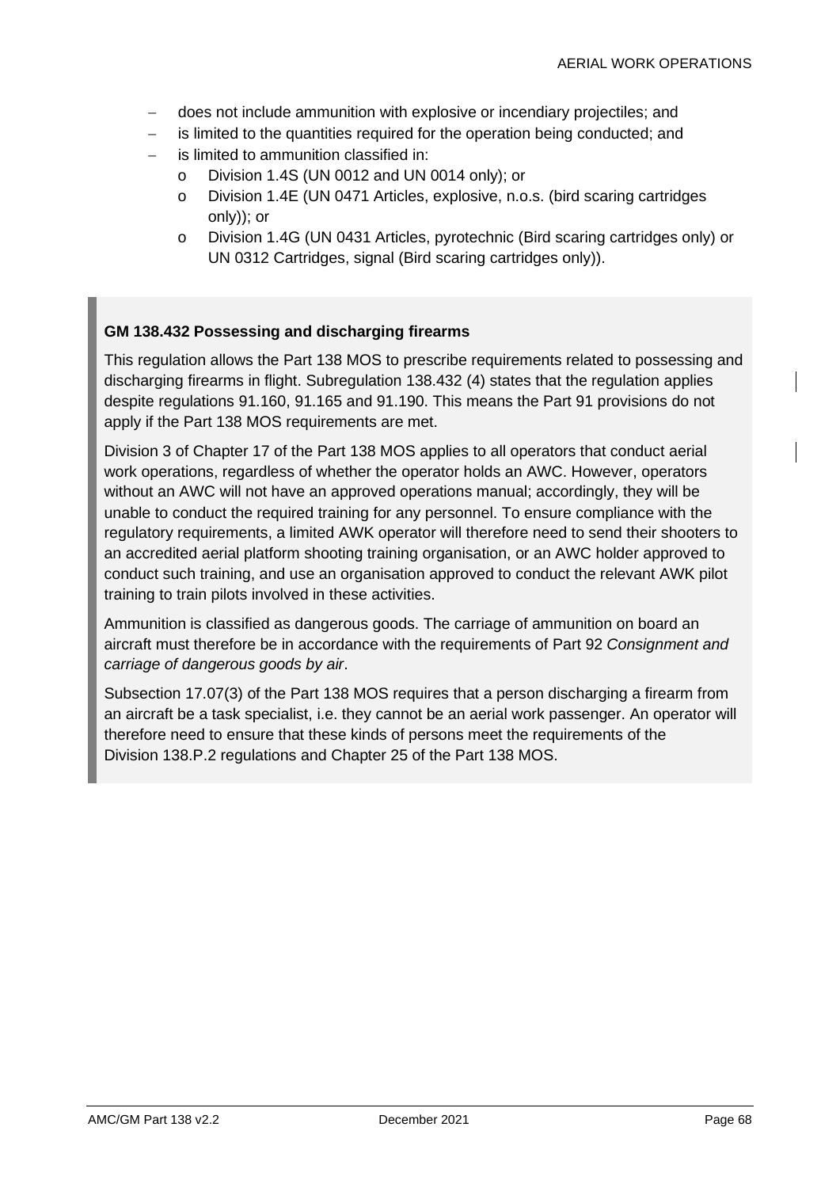- does not include ammunition with explosive or incendiary projectiles; and
- is limited to the quantities required for the operation being conducted; and
- is limited to ammunition classified in:
  - Division 1.4S (UN 0012 and UN 0014 only); or
  - Division 1.4E (UN 0471 Articles, explosive, n.o.s. (bird scaring cartridges only)); or
  - Division 1.4G (UN 0431 Articles, pyrotechnic (Bird scaring cartridges only) or UN 0312 Cartridges, signal (Bird scaring cartridges only)).

**GM 138.432 Possessing and discharging firearms**

This regulation allows the Part 138 MOS to prescribe requirements related to possessing and discharging firearms in flight. Subregulation 138.432 (4) states that the regulation applies despite regulations 91.160, 91.165 and 91.190. This means the Part 91 provisions do not apply if the Part 138 MOS requirements are met.

Division 3 of Chapter 17 of the Part 138 MOS applies to all operators that conduct aerial work operations, regardless of whether the operator holds an AWC. However, operators without an AWC will not have an approved operations manual; accordingly, they will be unable to conduct the required training for any personnel. To ensure compliance with the regulatory requirements, a limited AWK operator will therefore need to send their shooters to an accredited aerial platform shooting training organisation, or an AWC holder approved to conduct such training, and use an organisation approved to conduct the relevant AWK pilot training to train pilots involved in these activities.

Ammunition is classified as dangerous goods. The carriage of ammunition on board an aircraft must therefore be in accordance with the requirements of Part 92 *Consignment and carriage of dangerous goods by air*.

Subsection 17.07(3) of the Part 138 MOS requires that a person discharging a firearm from an aircraft be a task specialist, i.e. they cannot be an aerial work passenger. An operator will therefore need to ensure that these kinds of persons meet the requirements of the Division 138.P.2 regulations and Chapter 25 of the Part 138 MOS.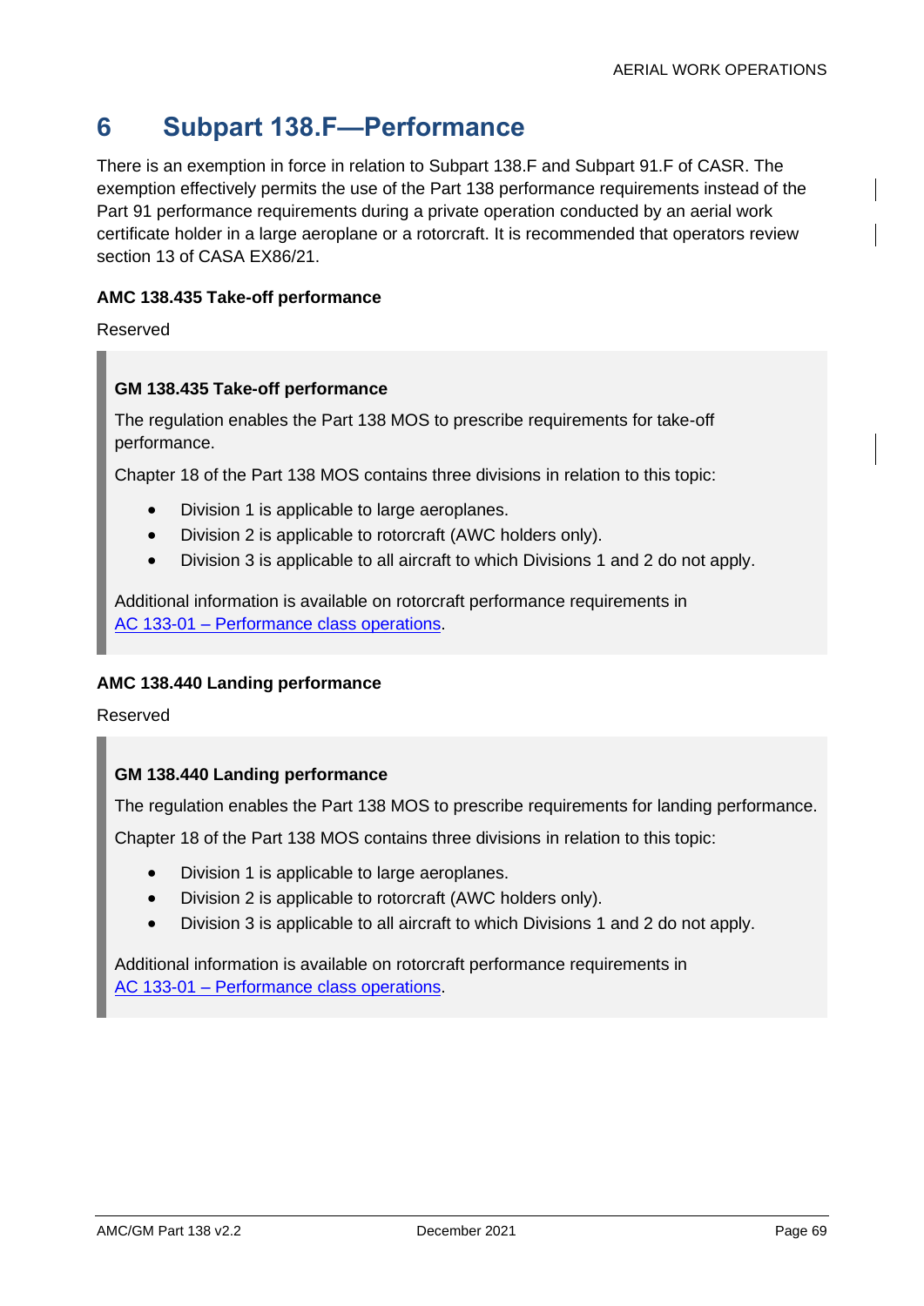# 6 Subpart 138.F—Performance

There is an exemption in force in relation to Subpart 138.F and Subpart 91.F of CASR. The exemption effectively permits the use of the Part 138 performance requirements instead of the Part 91 performance requirements during a private operation conducted by an aerial work certificate holder in a large aeroplane or a rotorcraft. It is recommended that operators review section 13 of CASA EX86/21.

### AMC 138.435 Take-off performance

Reserved

### GM 138.435 Take-off performance

The regulation enables the Part 138 MOS to prescribe requirements for take-off performance.

Chapter 18 of the Part 138 MOS contains three divisions in relation to this topic:

- Division 1 is applicable to large aeroplanes.
- Division 2 is applicable to rotorcraft (AWC holders only).
- Division 3 is applicable to all aircraft to which Divisions 1 and 2 do not apply.

Additional information is available on rotorcraft performance requirements in AC 133-01 – Performance class operations.

### AMC 138.440 Landing performance

Reserved

### GM 138.440 Landing performance

The regulation enables the Part 138 MOS to prescribe requirements for landing performance.

Chapter 18 of the Part 138 MOS contains three divisions in relation to this topic:

- Division 1 is applicable to large aeroplanes.
- Division 2 is applicable to rotorcraft (AWC holders only).
- Division 3 is applicable to all aircraft to which Divisions 1 and 2 do not apply.

Additional information is available on rotorcraft performance requirements in AC 133-01 – Performance class operations.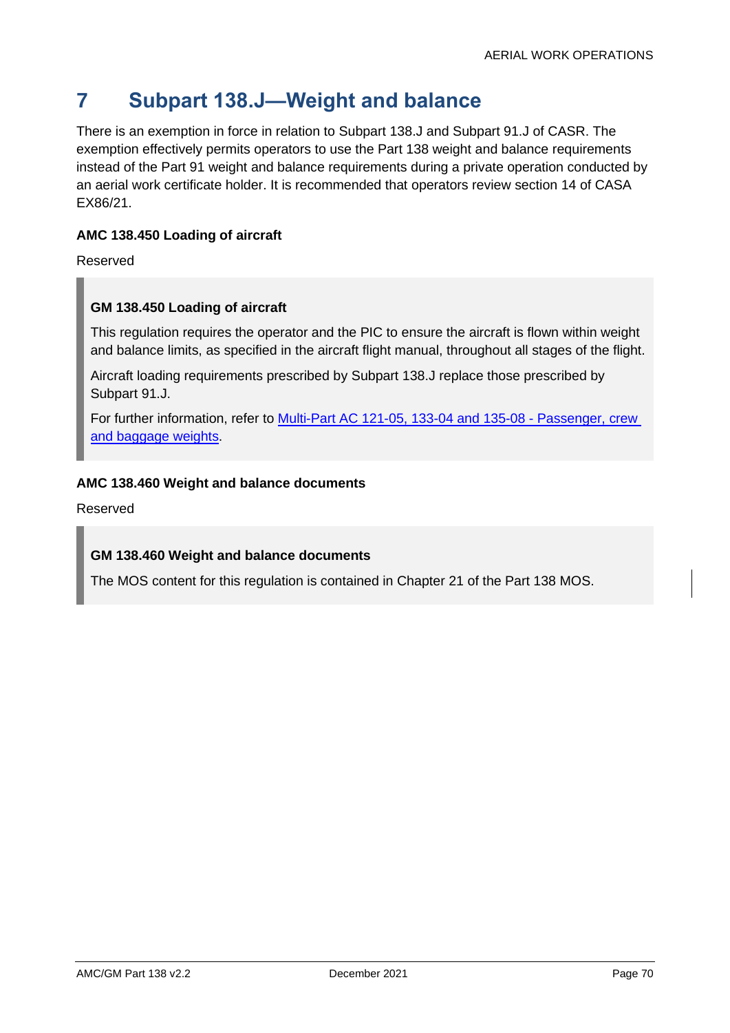# 7 Subpart 138.J—Weight and balance

There is an exemption in force in relation to Subpart 138.J and Subpart 91.J of CASR. The exemption effectively permits operators to use the Part 138 weight and balance requirements instead of the Part 91 weight and balance requirements during a private operation conducted by an aerial work certificate holder. It is recommended that operators review section 14 of CASA EX86/21.

**AMC 138.450 Loading of aircraft**

Reserved

**GM 138.450 Loading of aircraft**

This regulation requires the operator and the PIC to ensure the aircraft is flown within weight and balance limits, as specified in the aircraft flight manual, throughout all stages of the flight.

Aircraft loading requirements prescribed by Subpart 138.J replace those prescribed by Subpart 91.J.

For further information, refer to Multi-Part AC 121-05, 133-04 and 135-08 - Passenger, crew and baggage weights.

**AMC 138.460 Weight and balance documents**

Reserved

**GM 138.460 Weight and balance documents**

The MOS content for this regulation is contained in Chapter 21 of the Part 138 MOS.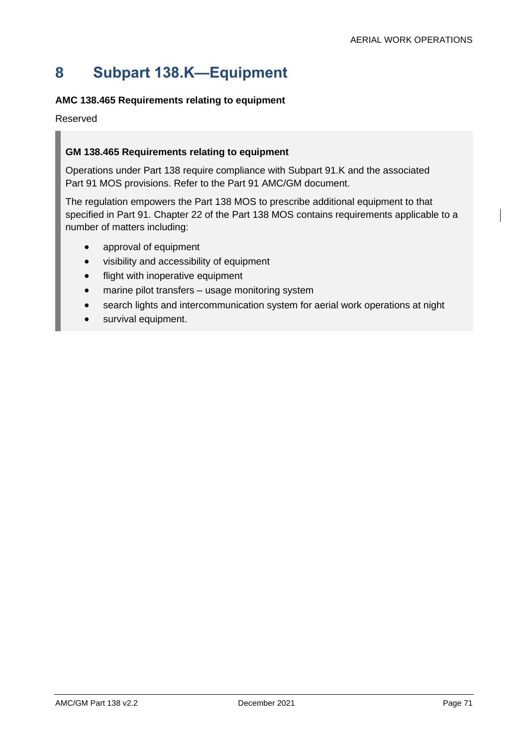# 8 Subpart 138.K—Equipment

**AMC 138.465 Requirements relating to equipment**

Reserved

**GM 138.465 Requirements relating to equipment**

Operations under Part 138 require compliance with Subpart 91.K and the associated Part 91 MOS provisions. Refer to the Part 91 AMC/GM document.

The regulation empowers the Part 138 MOS to prescribe additional equipment to that specified in Part 91. Chapter 22 of the Part 138 MOS contains requirements applicable to a number of matters including:

- approval of equipment
- visibility and accessibility of equipment
- flight with inoperative equipment
- marine pilot transfers – usage monitoring system
- search lights and intercommunication system for aerial work operations at night
- survival equipment.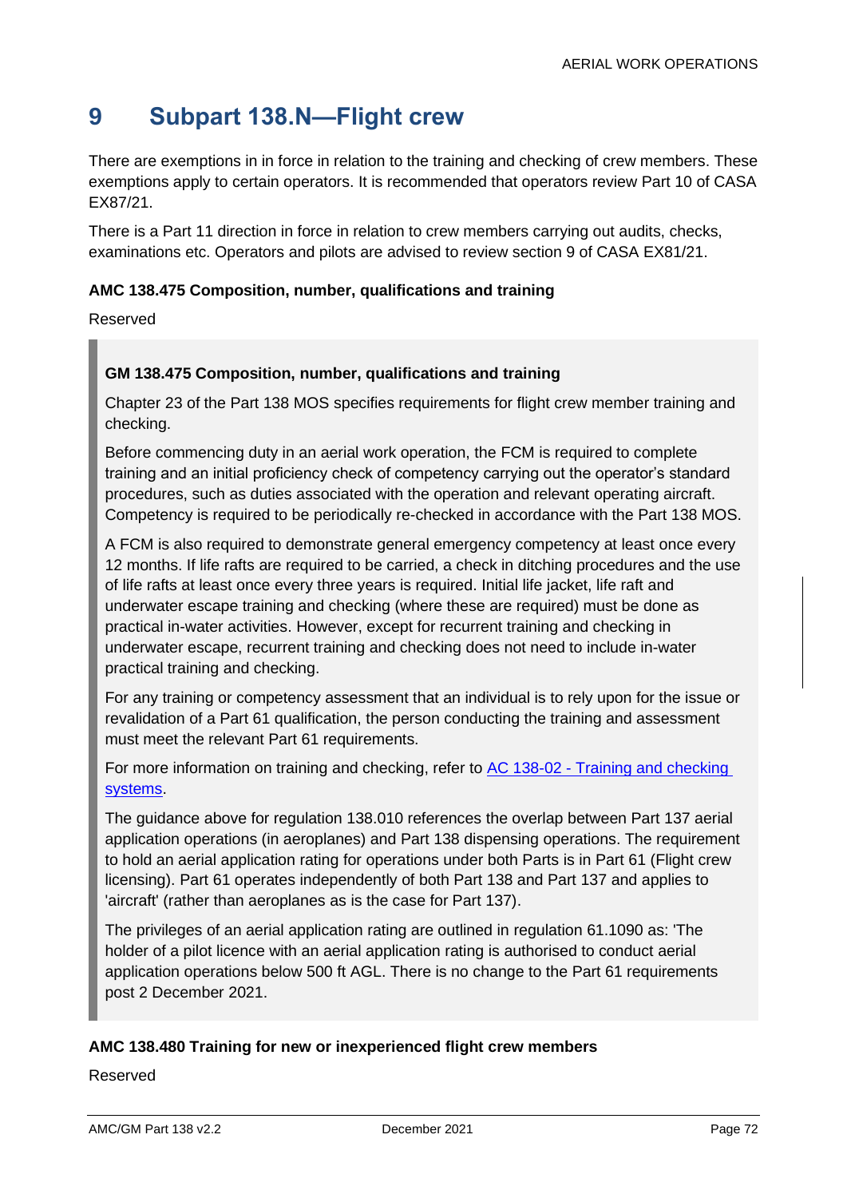# 9 Subpart 138.N—Flight crew

There are exemptions in in force in relation to the training and checking of crew members. These exemptions apply to certain operators. It is recommended that operators review Part 10 of CASA EX87/21.

There is a Part 11 direction in force in relation to crew members carrying out audits, checks, examinations etc. Operators and pilots are advised to review section 9 of CASA EX81/21.

**AMC 138.475 Composition, number, qualifications and training**

Reserved

**GM 138.475 Composition, number, qualifications and training**

Chapter 23 of the Part 138 MOS specifies requirements for flight crew member training and checking.

Before commencing duty in an aerial work operation, the FCM is required to complete training and an initial proficiency check of competency carrying out the operator's standard procedures, such as duties associated with the operation and relevant operating aircraft. Competency is required to be periodically re-checked in accordance with the Part 138 MOS.

A FCM is also required to demonstrate general emergency competency at least once every 12 months. If life rafts are required to be carried, a check in ditching procedures and the use of life rafts at least once every three years is required. Initial life jacket, life raft and underwater escape training and checking (where these are required) must be done as practical in-water activities. However, except for recurrent training and checking in underwater escape, recurrent training and checking does not need to include in-water practical training and checking.

For any training or competency assessment that an individual is to rely upon for the issue or revalidation of a Part 61 qualification, the person conducting the training and assessment must meet the relevant Part 61 requirements.

For more information on training and checking, refer to AC 138-02 - Training and checking systems.

The guidance above for regulation 138.010 references the overlap between Part 137 aerial application operations (in aeroplanes) and Part 138 dispensing operations. The requirement to hold an aerial application rating for operations under both Parts is in Part 61 (Flight crew licensing). Part 61 operates independently of both Part 138 and Part 137 and applies to 'aircraft' (rather than aeroplanes as is the case for Part 137).

The privileges of an aerial application rating are outlined in regulation 61.1090 as: 'The holder of a pilot licence with an aerial application rating is authorised to conduct aerial application operations below 500 ft AGL. There is no change to the Part 61 requirements post 2 December 2021.

**AMC 138.480 Training for new or inexperienced flight crew members**

Reserved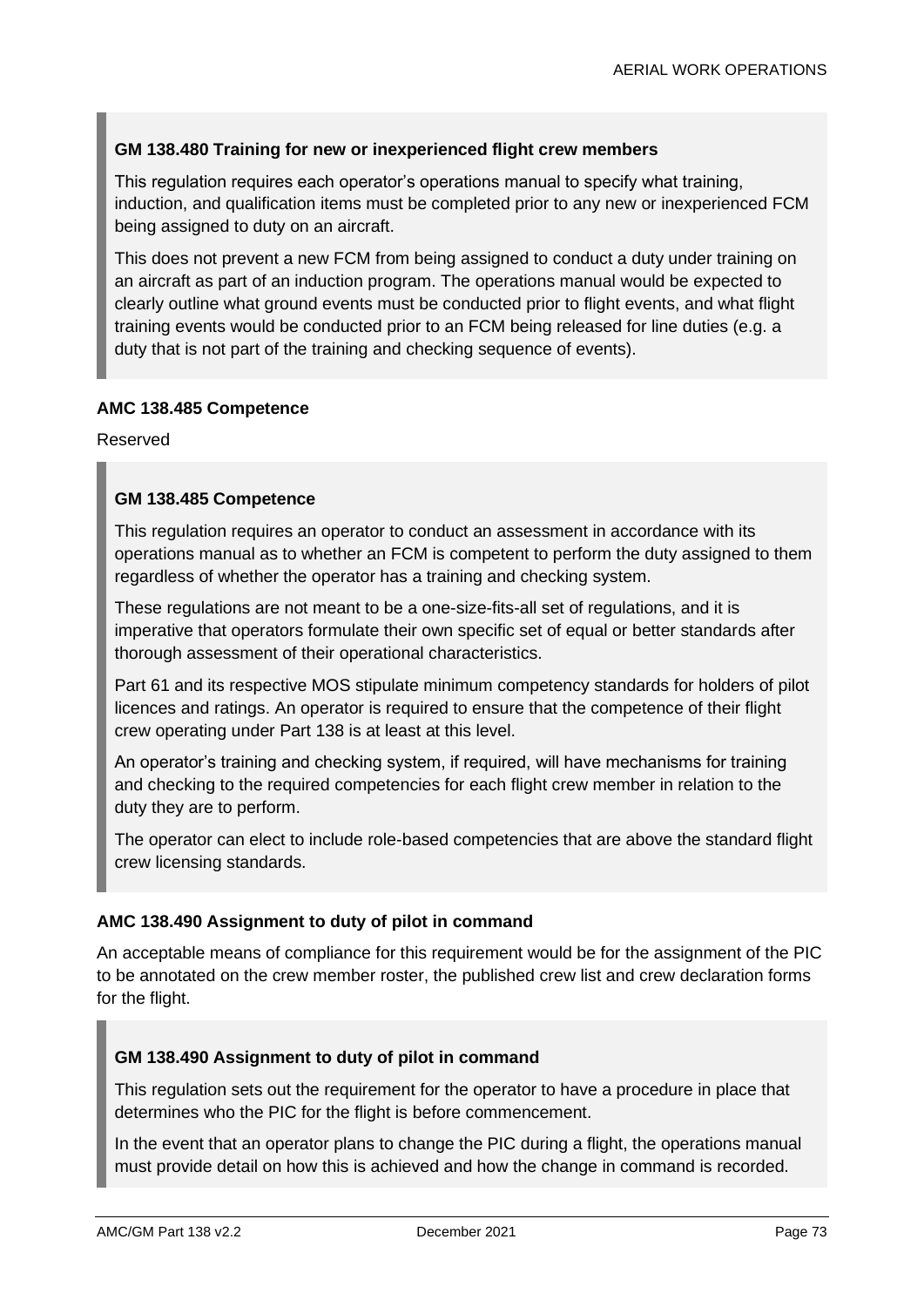### GM 138.480 Training for new or inexperienced flight crew members

This regulation requires each operator's operations manual to specify what training, induction, and qualification items must be completed prior to any new or inexperienced FCM being assigned to duty on an aircraft.

This does not prevent a new FCM from being assigned to conduct a duty under training on an aircraft as part of an induction program. The operations manual would be expected to clearly outline what ground events must be conducted prior to flight events, and what flight training events would be conducted prior to an FCM being released for line duties (e.g. a duty that is not part of the training and checking sequence of events).

### AMC 138.485 Competence

Reserved

### GM 138.485 Competence

This regulation requires an operator to conduct an assessment in accordance with its operations manual as to whether an FCM is competent to perform the duty assigned to them regardless of whether the operator has a training and checking system.

These regulations are not meant to be a one-size-fits-all set of regulations, and it is imperative that operators formulate their own specific set of equal or better standards after thorough assessment of their operational characteristics.

Part 61 and its respective MOS stipulate minimum competency standards for holders of pilot licences and ratings. An operator is required to ensure that the competence of their flight crew operating under Part 138 is at least at this level.

An operator's training and checking system, if required, will have mechanisms for training and checking to the required competencies for each flight crew member in relation to the duty they are to perform.

The operator can elect to include role-based competencies that are above the standard flight crew licensing standards.

### AMC 138.490 Assignment to duty of pilot in command

An acceptable means of compliance for this requirement would be for the assignment of the PIC to be annotated on the crew member roster, the published crew list and crew declaration forms for the flight.

### GM 138.490 Assignment to duty of pilot in command

This regulation sets out the requirement for the operator to have a procedure in place that determines who the PIC for the flight is before commencement.

In the event that an operator plans to change the PIC during a flight, the operations manual must provide detail on how this is achieved and how the change in command is recorded.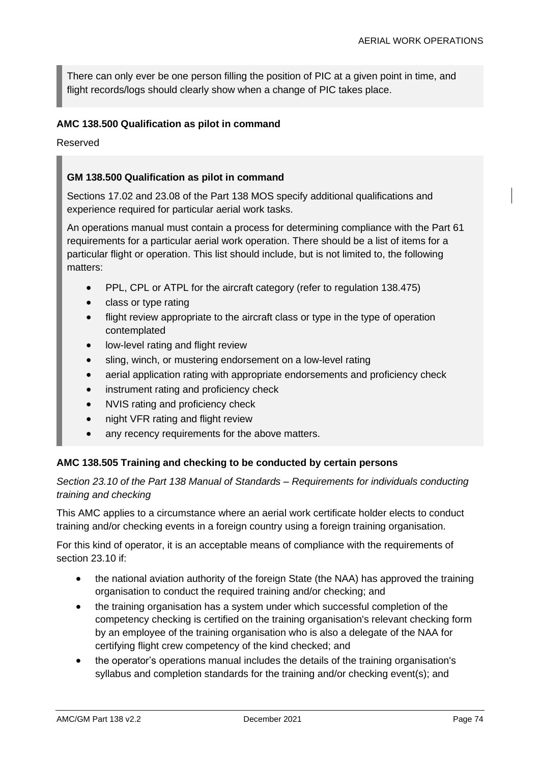There can only ever be one person filling the position of PIC at a given point in time, and flight records/logs should clearly show when a change of PIC takes place.

### AMC 138.500 Qualification as pilot in command

Reserved

### GM 138.500 Qualification as pilot in command

Sections 17.02 and 23.08 of the Part 138 MOS specify additional qualifications and experience required for particular aerial work tasks.

An operations manual must contain a process for determining compliance with the Part 61 requirements for a particular aerial work operation. There should be a list of items for a particular flight or operation. This list should include, but is not limited to, the following matters:

- PPL, CPL or ATPL for the aircraft category (refer to regulation 138.475)
- class or type rating
- flight review appropriate to the aircraft class or type in the type of operation contemplated
- low-level rating and flight review
- sling, winch, or mustering endorsement on a low-level rating
- aerial application rating with appropriate endorsements and proficiency check
- instrument rating and proficiency check
- NVIS rating and proficiency check
- night VFR rating and flight review
- any recency requirements for the above matters.

### AMC 138.505 Training and checking to be conducted by certain persons

*Section 23.10 of the Part 138 Manual of Standards – Requirements for individuals conducting training and checking*

This AMC applies to a circumstance where an aerial work certificate holder elects to conduct training and/or checking events in a foreign country using a foreign training organisation.

For this kind of operator, it is an acceptable means of compliance with the requirements of section 23.10 if:

- the national aviation authority of the foreign State (the NAA) has approved the training organisation to conduct the required training and/or checking; and
- the training organisation has a system under which successful completion of the competency checking is certified on the training organisation's relevant checking form by an employee of the training organisation who is also a delegate of the NAA for certifying flight crew competency of the kind checked; and
- the operator's operations manual includes the details of the training organisation's syllabus and completion standards for the training and/or checking event(s); and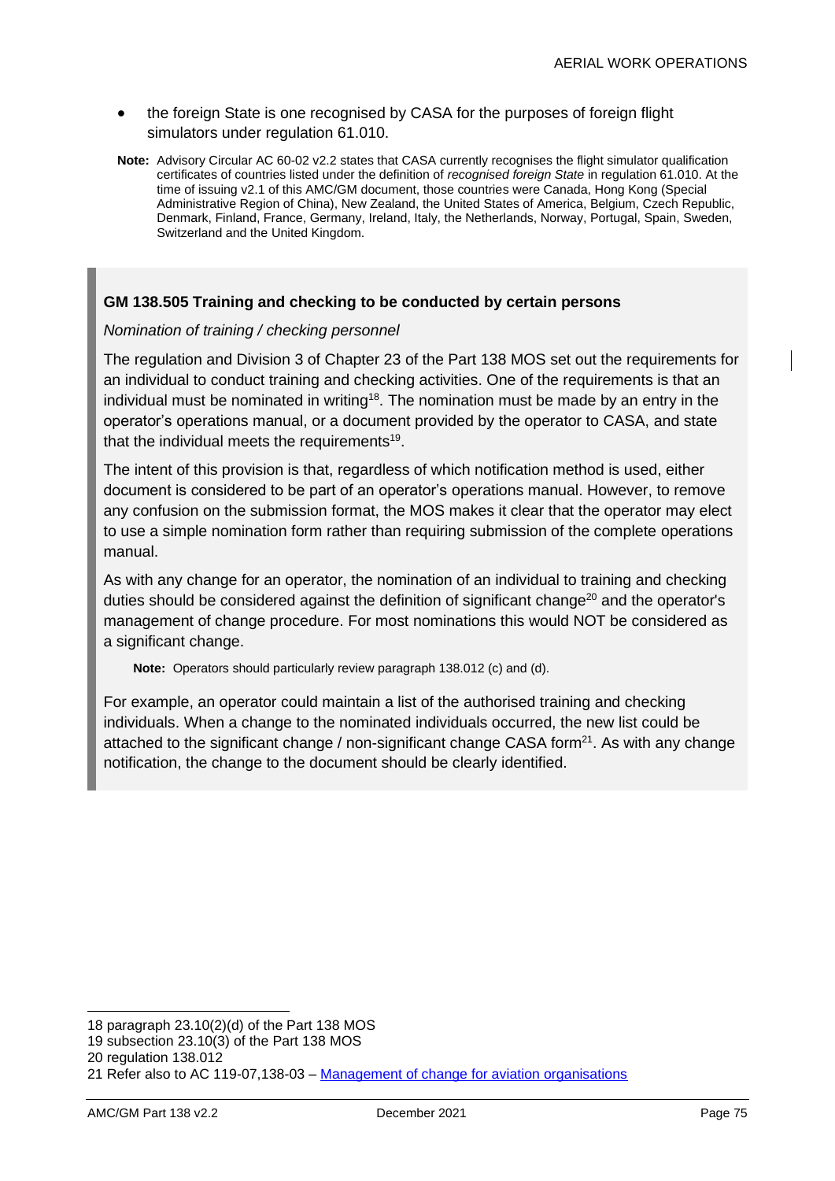- the foreign State is one recognised by CASA for the purposes of foreign flight simulators under regulation 61.010.

**Note:** Advisory Circular AC 60-02 v2.2 states that CASA currently recognises the flight simulator qualification certificates of countries listed under the definition of *recognised foreign State* in regulation 61.010. At the time of issuing v2.1 of this AMC/GM document, those countries were Canada, Hong Kong (Special Administrative Region of China), New Zealand, the United States of America, Belgium, Czech Republic, Denmark, Finland, France, Germany, Ireland, Italy, the Netherlands, Norway, Portugal, Spain, Sweden, Switzerland and the United Kingdom.

### GM 138.505 Training and checking to be conducted by certain persons

*Nomination of training / checking personnel*

The regulation and Division 3 of Chapter 23 of the Part 138 MOS set out the requirements for an individual to conduct training and checking activities. One of the requirements is that an individual must be nominated in writing[18]. The nomination must be by an entry in the operator's operations manual, or a document provided by the operator to CASA, and state that the individual meets the requirements[19].

The intent of this provision is that, regardless of which notification method is used, either document is considered to be part of an operator's operations manual. However, to remove any confusion on the submission format, the MOS makes it clear that the operator may elect to use a simple nomination form rather than requiring submission of the complete operations manual.

As with any change for an operator, the nomination of an individual to training and checking duties should be considered against the definition of significant change[20] and the operator's management of change procedure. For most nominations this would NOT be considered as a significant change.

**Note:** Operators should particularly review paragraph 138.012 (c) and (d).

For example, an operator could maintain a list of the authorised training and checking individuals. When a change to the nominated individuals occurred, the new list could be attached to the significant change / non-significant change CASA form[21]. As with any change notification, the change to the document should be clearly identified.

---

18 paragraph 23.10(2)(d) of the Part 138 MOS

19 subsection 23.10(3) of the Part 138 MOS

20 regulation 138.012

21 Refer also to AC 119-07,138-03 – Management of change for aviation organisations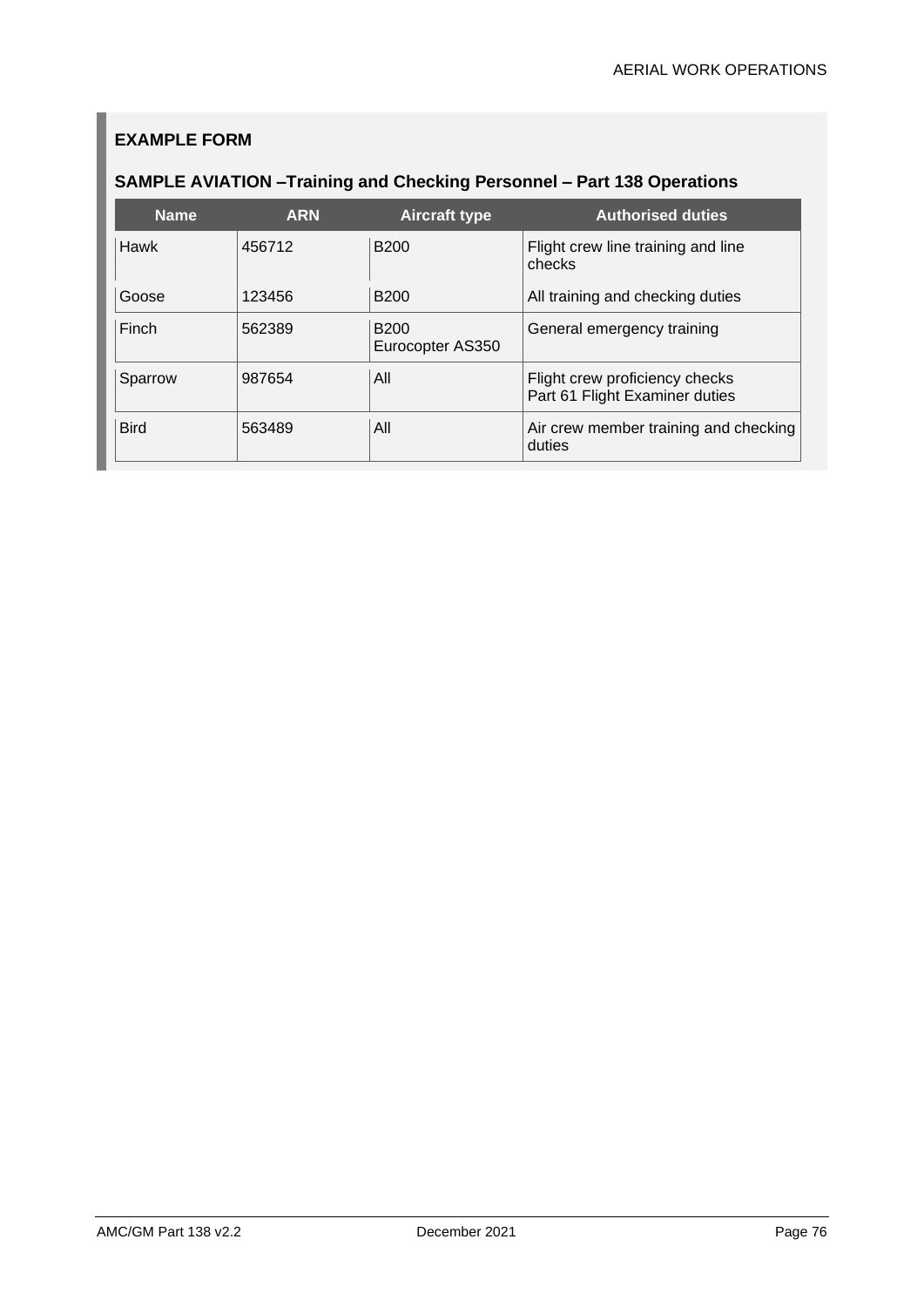**EXAMPLE FORM**

**SAMPLE AVIATION –Training and Checking Personnel – Part 138 Operations**

| Name | ARN | Aircraft type | Authorised duties |
|---|---|---|---|
| Hawk | 456712 | B200 | Flight crew line training and line checks |
| Goose | 123456 | B200 | All training and checking duties |
| Finch | 562389 | B200<br>Eurocopter AS350 | General emergency training |
| Sparrow | 987654 | All | Flight crew proficiency checks<br>Part 61 Flight Examiner duties |
| Bird | 563489 | All | Air crew member training and checking duties |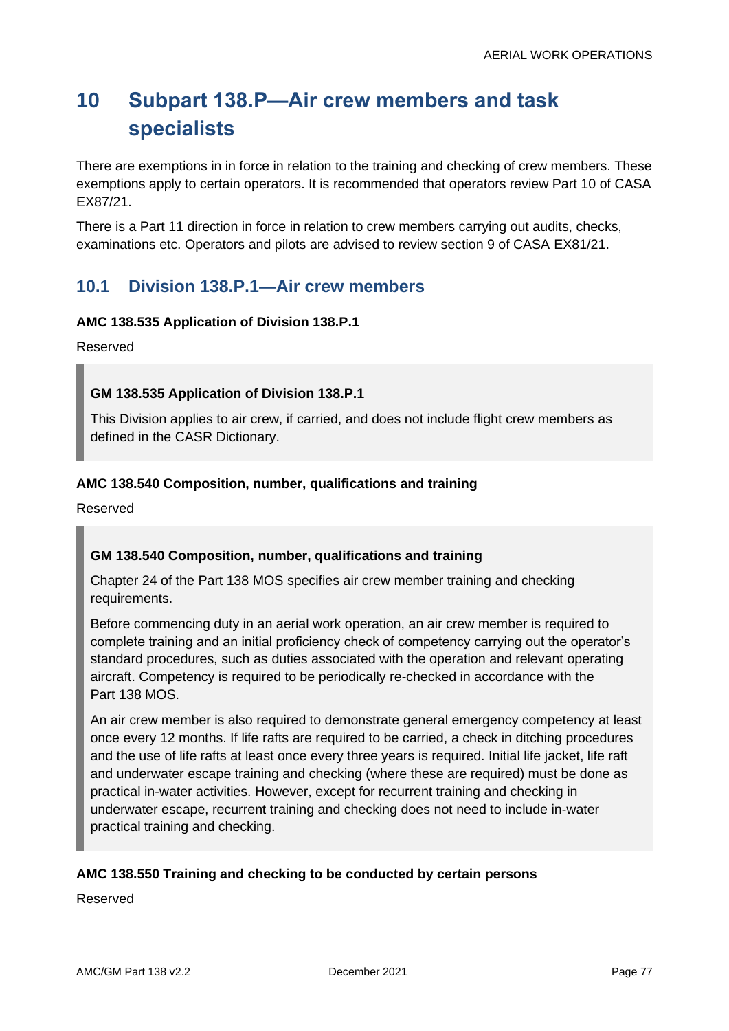# 10 Subpart 138.P—Air crew members and task specialists

There are exemptions in in force in relation to the training and checking of crew members. These exemptions apply to certain operators. It is recommended that operators review Part 10 of CASA EX87/21.

There is a Part 11 direction in force in relation to crew members carrying out audits, checks, examinations etc. Operators and pilots are advised to review section 9 of CASA EX81/21.

## 10.1 Division 138.P.1—Air crew members

**AMC 138.535 Application of Division 138.P.1**

Reserved

> **GM 138.535 Application of Division 138.P.1**
>
> This Division applies to air crew, if carried, and does not include flight crew members as defined in the CASR Dictionary.

**AMC 138.540 Composition, number, qualifications and training**

Reserved

> **GM 138.540 Composition, number, qualifications and training**
>
> Chapter 24 of the Part 138 MOS specifies air crew member training and checking requirements.
>
> Before commencing duty in an aerial work operation, an air crew member is required to complete training and an initial proficiency check of competency carrying out the operator's standard procedures, such as duties associated with the operation and relevant operating aircraft. Competency is required to be periodically re-checked in accordance with the Part 138 MOS.
>
> An air crew member is also required to demonstrate general emergency competency at least once every 12 months. If life rafts are required to be carried, a check in ditching procedures and the use of life rafts at least once every three years is required. Initial life jacket, life raft and underwater escape training and checking (where these are required) must be done as practical in-water activities. However, except for recurrent training and checking in underwater escape, recurrent training and checking does not need to include in-water practical training and checking.

**AMC 138.550 Training and checking to be conducted by certain persons**

Reserved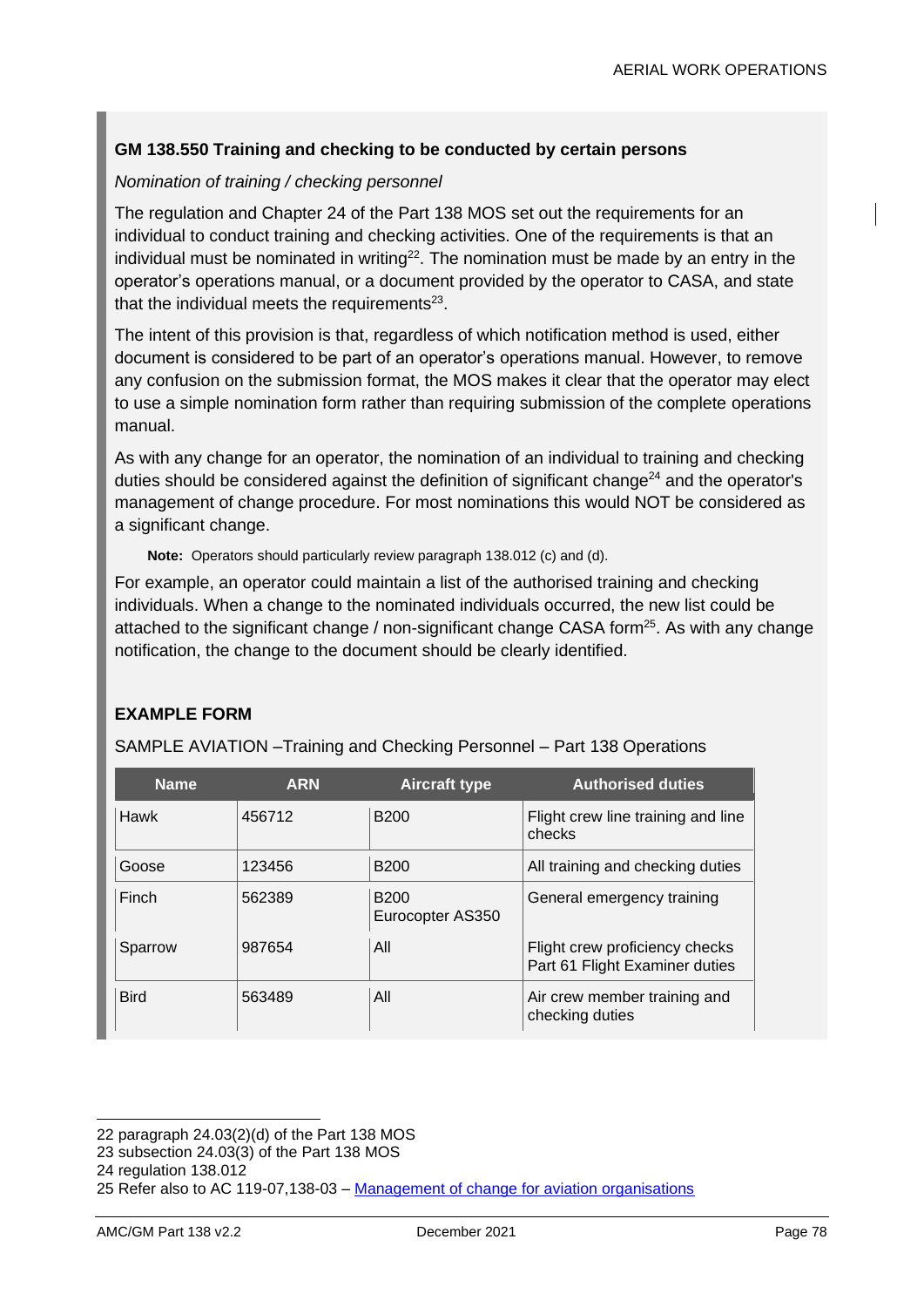### GM 138.550 Training and checking to be conducted by certain persons

*Nomination of training / checking personnel*

The regulation and Chapter 24 of the Part 138 MOS set out the requirements for an individual to conduct training and checking activities. One of the requirements is that an individual must be nominated in writing[22]. The nomination must be made by an entry in the operator's operations manual, or a document provided by the operator to CASA, and state that the individual meets the requirements[23].

The intent of this provision is that, regardless of which notification method is used, either document is considered to be part of an operator's operations manual. However, to remove any confusion on the submission format, the MOS makes it clear that the operator may elect to use a simple nomination form rather than requiring submission of the complete operations manual.

As with any change for an operator, the nomination of an individual to training and checking duties should be considered against the definition of significant change[24] and the operator's management of change procedure. For most nominations this would NOT be considered as a significant change.

**Note:** Operators should particularly review paragraph 138.012 (c) and (d).

For example, an operator could maintain a list of the authorised training and checking individuals. When a change to the nominated individuals occurred, the new list could be attached to the significant change / non-significant change CASA form[25]. As with any change notification, the change to the document should be clearly identified.

**EXAMPLE FORM**

SAMPLE AVIATION –Training and Checking Personnel – Part 138 Operations

| Name | ARN | Aircraft type | Authorised duties |
|---|---|---|---|
| Hawk | 456712 | B200 | Flight crew line training and line checks |
| Goose | 123456 | B200 | All training and checking duties |
| Finch | 562389 | B200<br>Eurocopter AS350 | General emergency training |
| Sparrow | 987654 | All | Flight crew proficiency checks<br>Part 61 Flight Examiner duties |
| Bird | 563489 | All | Air crew member training and checking duties |

---

22 paragraph 24.03(2)(d) of the Part 138 MOS

23 subsection 24.03(3) of the Part 138 MOS

24 regulation 138.012

25 Refer also to AC 119-07,138-03 – Management of change for aviation organisations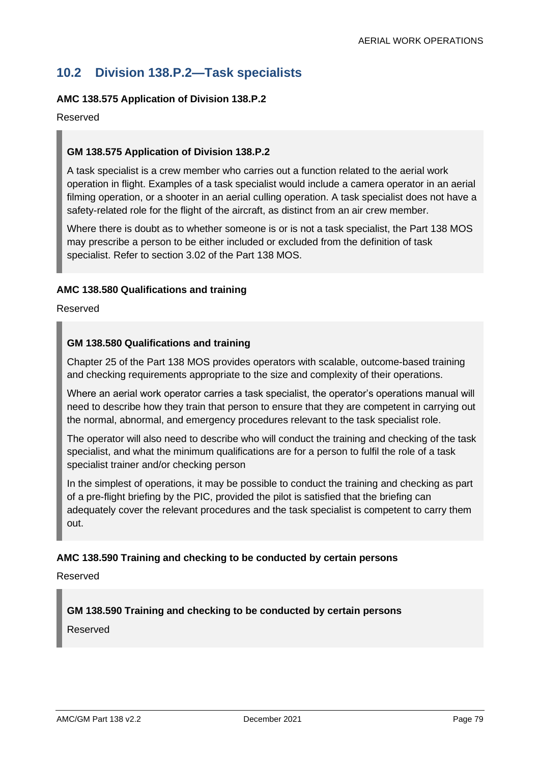## 10.2 Division 138.P.2—Task specialists

**AMC 138.575 Application of Division 138.P.2**

Reserved

**GM 138.575 Application of Division 138.P.2**

A task specialist is a crew member who carries out a function related to the aerial work operation in flight. Examples of a task specialist would include a camera operator in an aerial filming operation, or a shooter in an aerial culling operation. A task specialist does not have a safety-related role for the flight of the aircraft, as distinct from an air crew member.

Where there is doubt as to whether someone is or is not a task specialist, the Part 138 MOS may prescribe a person to be either included or excluded from the definition of task specialist. Refer to section 3.02 of the Part 138 MOS.

**AMC 138.580 Qualifications and training**

Reserved

**GM 138.580 Qualifications and training**

Chapter 25 of the Part 138 MOS provides operators with scalable, outcome-based training and checking requirements appropriate to the size and complexity of their operations.

Where an aerial work operator carries a task specialist, the operator's operations manual will need to describe how they train that person to ensure that they are competent in carrying out the normal, abnormal, and emergency procedures relevant to the task specialist role.

The operator will also need to describe who will conduct the training and checking of the task specialist, and what the minimum qualifications are for a person to fulfil the role of a task specialist trainer and/or checking person

In the simplest of operations, it may be possible to conduct the training and checking as part of a pre-flight briefing by the PIC, provided the pilot is satisfied that the briefing can adequately cover the relevant procedures and the task specialist is competent to carry them out.

**AMC 138.590 Training and checking to be conducted by certain persons**

Reserved

**GM 138.590 Training and checking to be conducted by certain persons**

Reserved